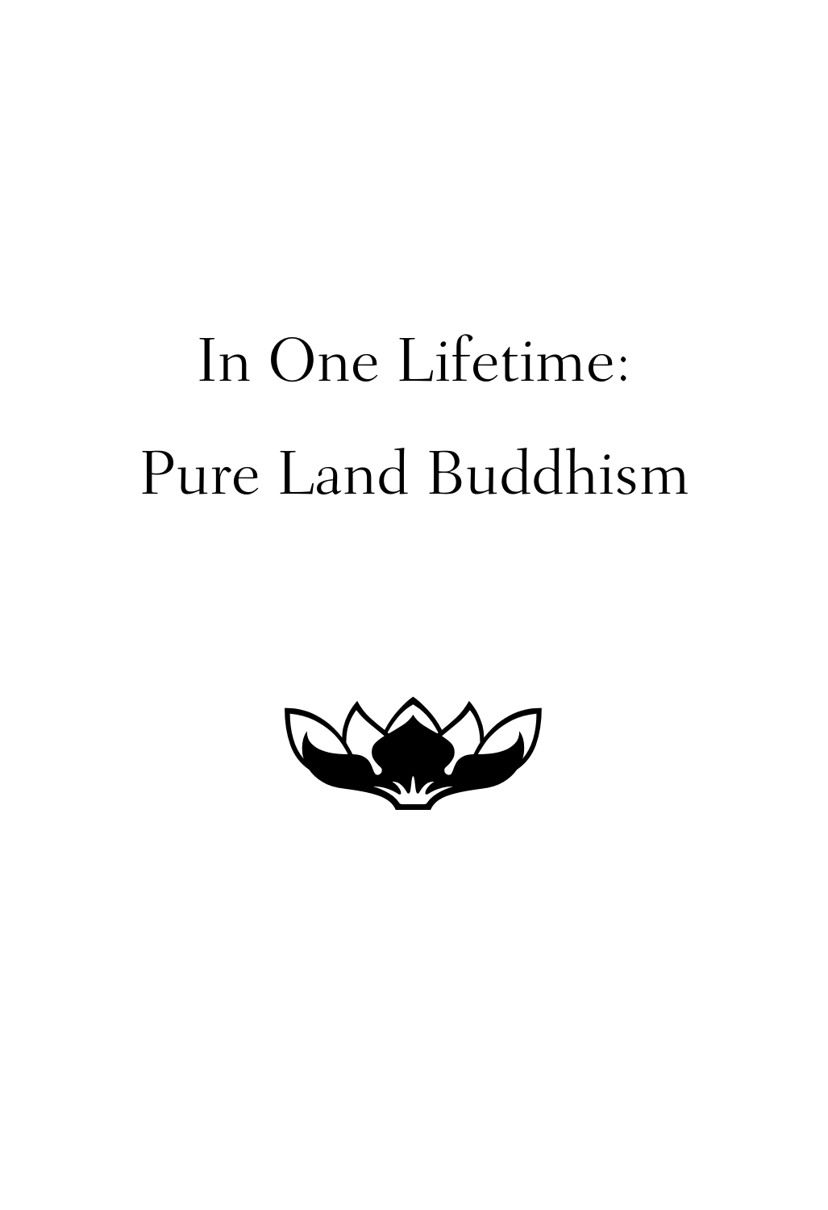# In One Lifetime: Pure Land Buddhism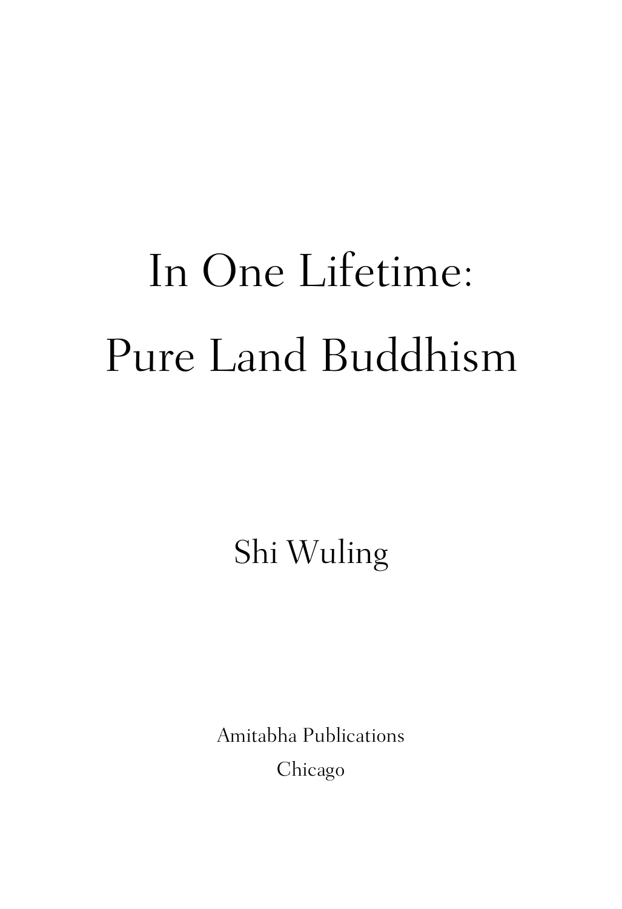# In One Lifetime: Pure Land Buddhism

Shi Wuling

Amitabha Publications

Chicago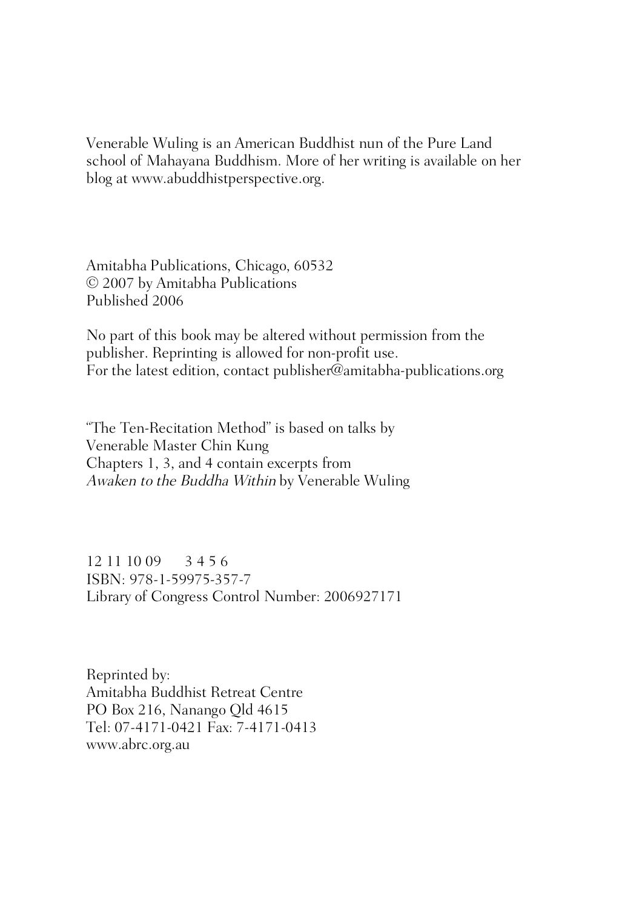Venerable Wuling is an American Buddhist nun of the Pure Land school of Mahayana Buddhism. More of her writing is available on her blog at www.abuddhistperspective.org.

Amitabha Publications, Chicago, 60532
© 2007 by Amitabha Publications
Published 2006

No part of this book may be altered without permission from the publisher. Reprinting is allowed for non-profit use.
For the latest edition, contact publisher@amitabha-publications.org

"The Ten-Recitation Method" is based on talks by
Venerable Master Chin Kung
Chapters 1, 3, and 4 contain excerpts from
*Awaken to the Buddha Within* by Venerable Wuling

12 11 10 09     3 4 5 6
ISBN: 978-1-59975-357-7
Library of Congress Control Number: 2006927171

Reprinted by:
Amitabha Buddhist Retreat Centre
PO Box 216, Nanango Qld 4615
Tel: 07-4171-0421 Fax: 7-4171-0413
www.abrc.org.au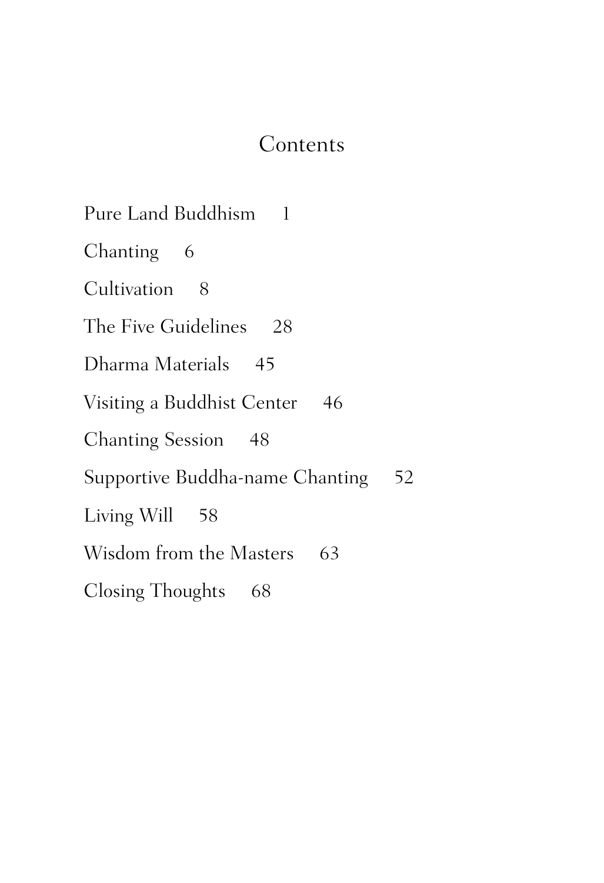# Contents

Pure Land Buddhism 1

Chanting 6

Cultivation 8

The Five Guidelines 28

Dharma Materials 45

Visiting a Buddhist Center 46

Chanting Session 48

Supportive Buddha-name Chanting 52

Living Will 58

Wisdom from the Masters 63

Closing Thoughts 68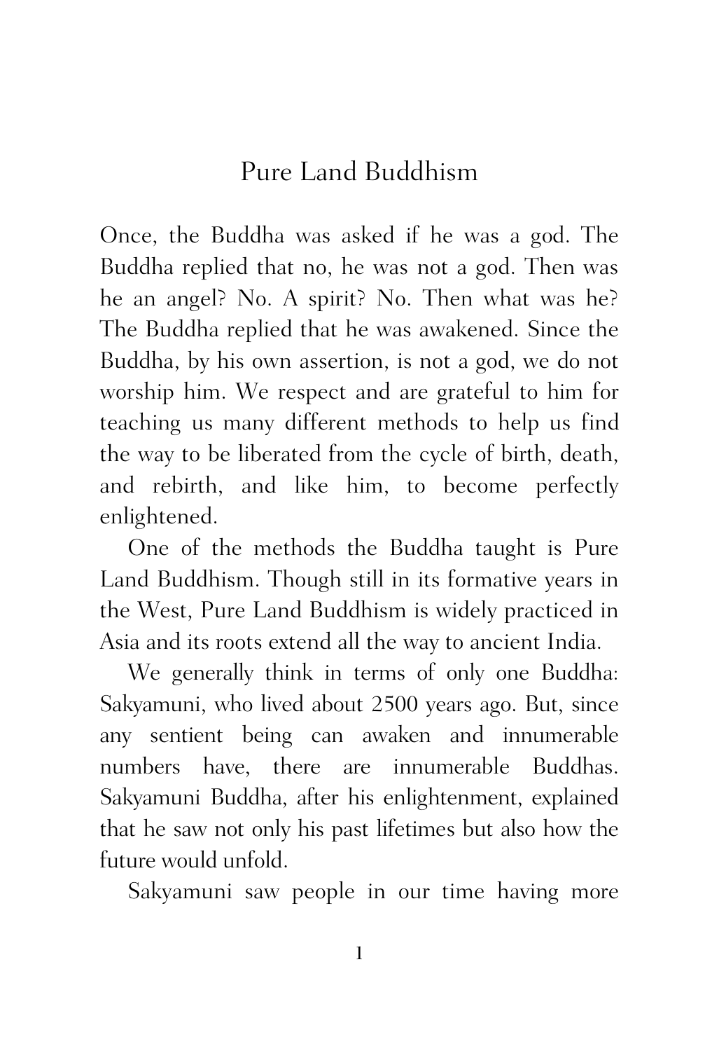# Pure Land Buddhism

Once, the Buddha was asked if he was a god. The Buddha replied that no, he was not a god. Then was he an angel? No. A spirit? No. Then what was he? The Buddha replied that he was awakened. Since the Buddha, by his own assertion, is not a god, we do not worship him. We respect and are grateful to him for teaching us many different methods to help us find the way to be liberated from the cycle of birth, death, and rebirth, and like him, to become perfectly enlightened.

One of the methods the Buddha taught is Pure Land Buddhism. Though still in its formative years in the West, Pure Land Buddhism is widely practiced in Asia and its roots extend all the way to ancient India.

We generally think in terms of only one Buddha: Sakyamuni, who lived about 2500 years ago. But, since any sentient being can awaken and innumerable numbers have, there are innumerable Buddhas. Sakyamuni Buddha, after his enlightenment, explained that he saw not only his past lifetimes but also how the future would unfold.

Sakyamuni saw people in our time having more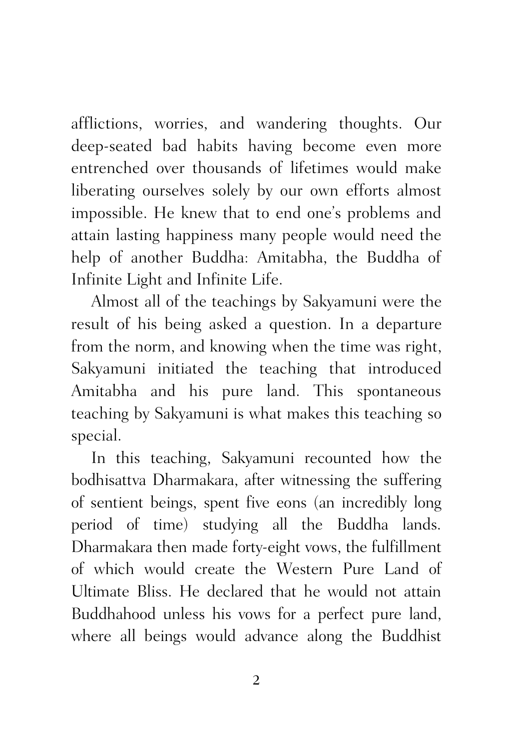afflictions, worries, and wandering thoughts. Our deep-seated bad habits having become even more entrenched over thousands of lifetimes would make liberating ourselves solely by our own efforts almost impossible. He knew that to end one's problems and attain lasting happiness many people would need the help of another Buddha: Amitabha, the Buddha of Infinite Light and Infinite Life.

Almost all of the teachings by Sakyamuni were the result of his being asked a question. In a departure from the norm, and knowing when the time was right, Sakyamuni initiated the teaching that introduced Amitabha and his pure land. This spontaneous teaching by Sakyamuni is what makes this teaching so special.

In this teaching, Sakyamuni recounted how the bodhisattva Dharmakara, after witnessing the suffering of sentient beings, spent five eons (an incredibly long period of time) studying all the Buddha lands. Dharmakara then made forty-eight vows, the fulfillment of which would create the Western Pure Land of Ultimate Bliss. He declared that he would not attain Buddhahood unless his vows for a perfect pure land, where all beings would advance along the Buddhist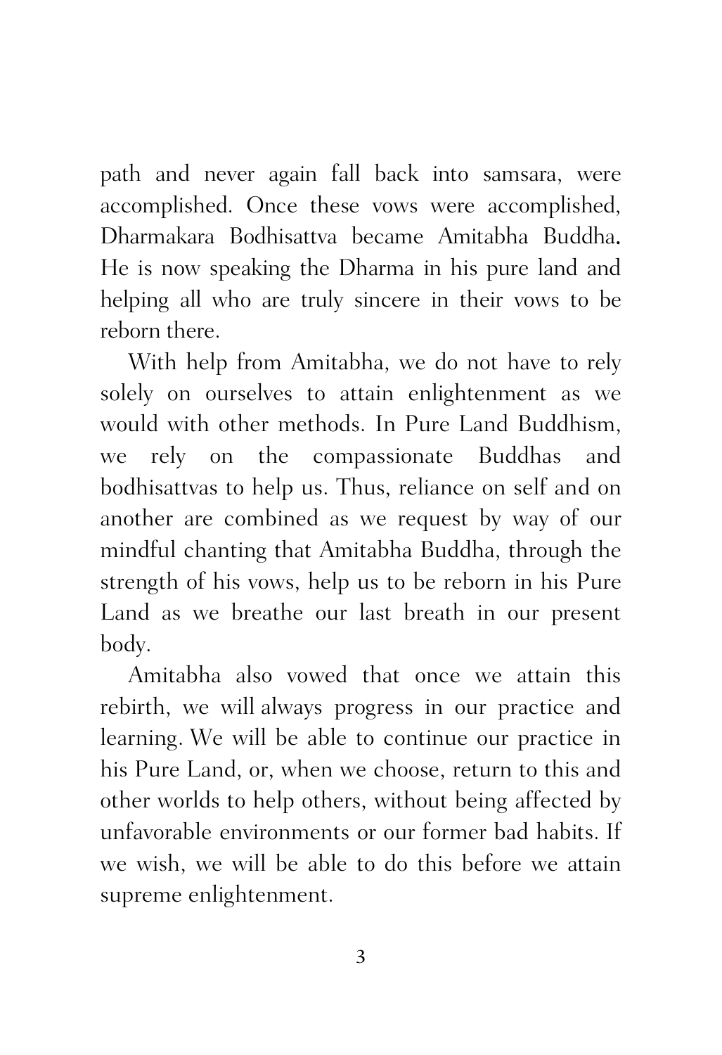path and never again fall back into samsara, were accomplished. Once these vows were accomplished, Dharmakara Bodhisattva became Amitabha Buddha. He is now speaking the Dharma in his pure land and helping all who are truly sincere in their vows to be reborn there.

With help from Amitabha, we do not have to rely solely on ourselves to attain enlightenment as we would with other methods. In Pure Land Buddhism, we rely on the compassionate Buddhas and bodhisattvas to help us. Thus, reliance on self and on another are combined as we request by way of our mindful chanting that Amitabha Buddha, through the strength of his vows, help us to be reborn in his Pure Land as we breathe our last breath in our present body.

Amitabha also vowed that once we attain this rebirth, we will always progress in our practice and learning. We will be able to continue our practice in his Pure Land, or, when we choose, return to this and other worlds to help others, without being affected by unfavorable environments or our former bad habits. If we wish, we will be able to do this before we attain supreme enlightenment.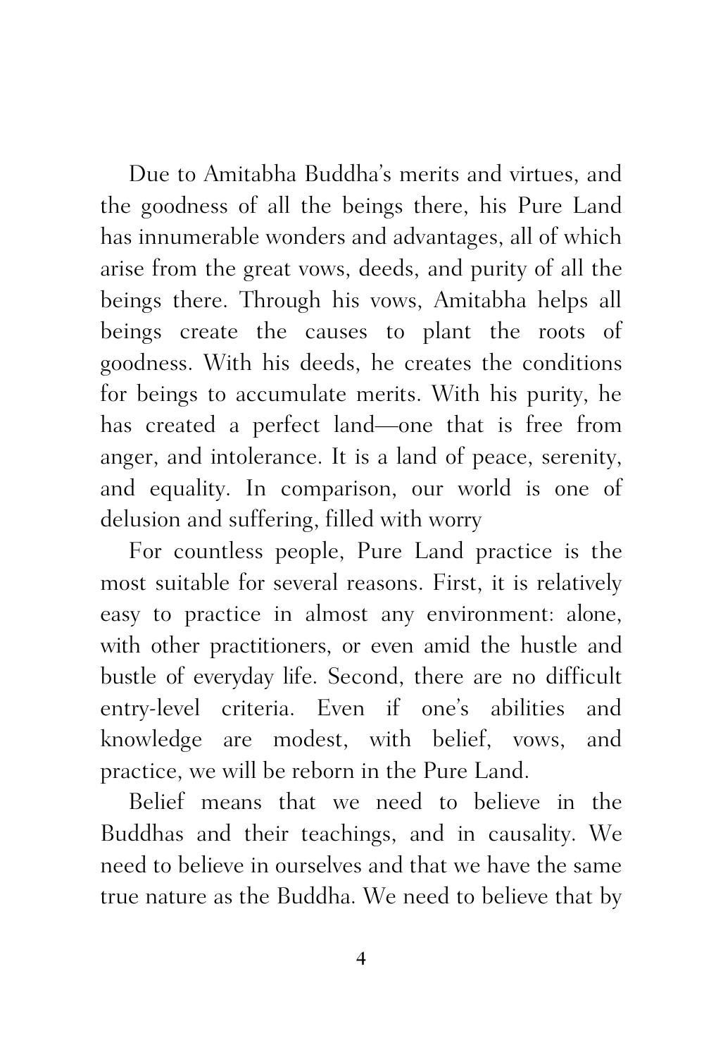Due to Amitabha Buddha's merits and virtues, and the goodness of all the beings there, his Pure Land has innumerable wonders and advantages, all of which arise from the great vows, deeds, and purity of all the beings there. Through his vows, Amitabha helps all beings create the causes to plant the roots of goodness. With his deeds, he creates the conditions for beings to accumulate merits. With his purity, he has created a perfect land—one that is free from anger, and intolerance. It is a land of peace, serenity, and equality. In comparison, our world is one of delusion and suffering, filled with worry

For countless people, Pure Land practice is the most suitable for several reasons. First, it is relatively easy to practice in almost any environment: alone, with other practitioners, or even amid the hustle and bustle of everyday life. Second, there are no difficult entry-level criteria. Even if one's abilities and knowledge are modest, with belief, vows, and practice, we will be reborn in the Pure Land.

Belief means that we need to believe in the Buddhas and their teachings, and in causality. We need to believe in ourselves and that we have the same true nature as the Buddha. We need to believe that by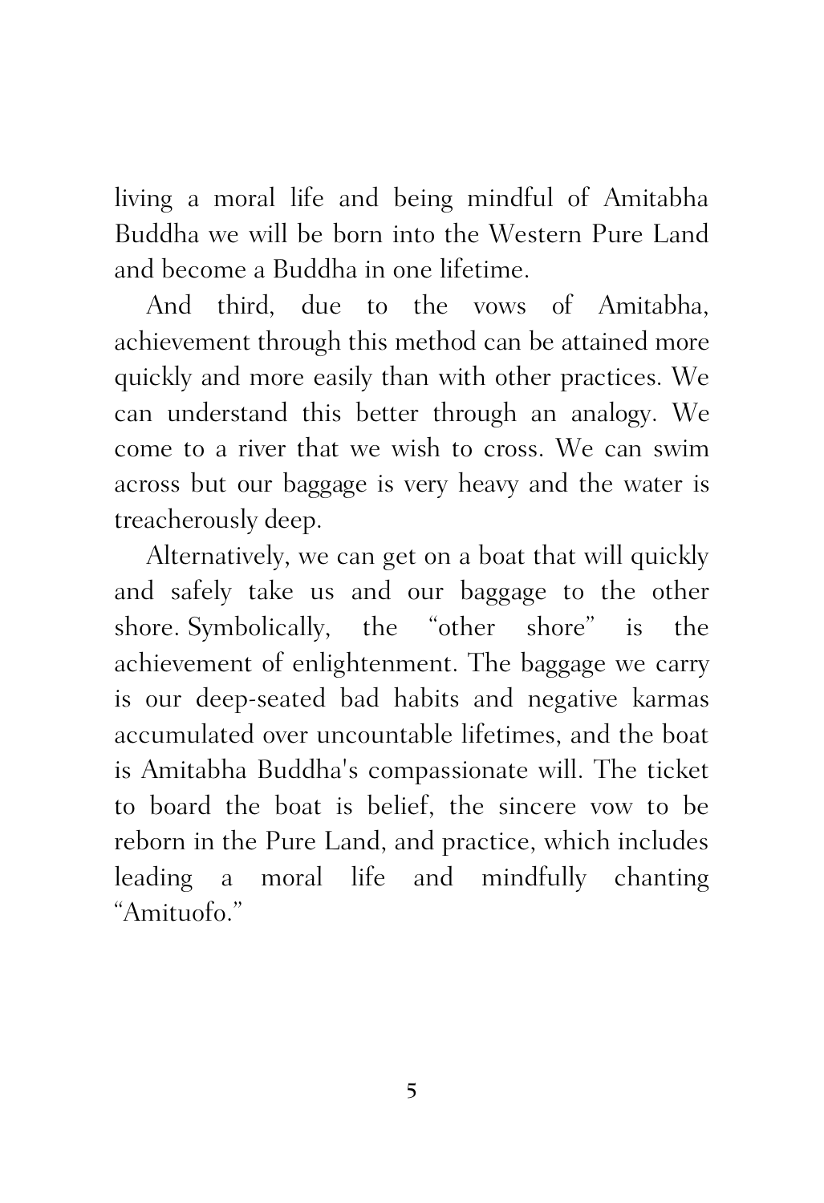living a moral life and being mindful of Amitabha Buddha we will be born into the Western Pure Land and become a Buddha in one lifetime.

And third, due to the vows of Amitabha, achievement through this method can be attained more quickly and more easily than with other practices. We can understand this better through an analogy. We come to a river that we wish to cross. We can swim across but our baggage is very heavy and the water is treacherously deep.

Alternatively, we can get on a boat that will quickly and safely take us and our baggage to the other shore. Symbolically, the "other shore" is the achievement of enlightenment. The baggage we carry is our deep-seated bad habits and negative karmas accumulated over uncountable lifetimes, and the boat is Amitabha Buddha's compassionate will. The ticket to board the boat is belief, the sincere vow to be reborn in the Pure Land, and practice, which includes leading a moral life and mindfully chanting "Amituofo."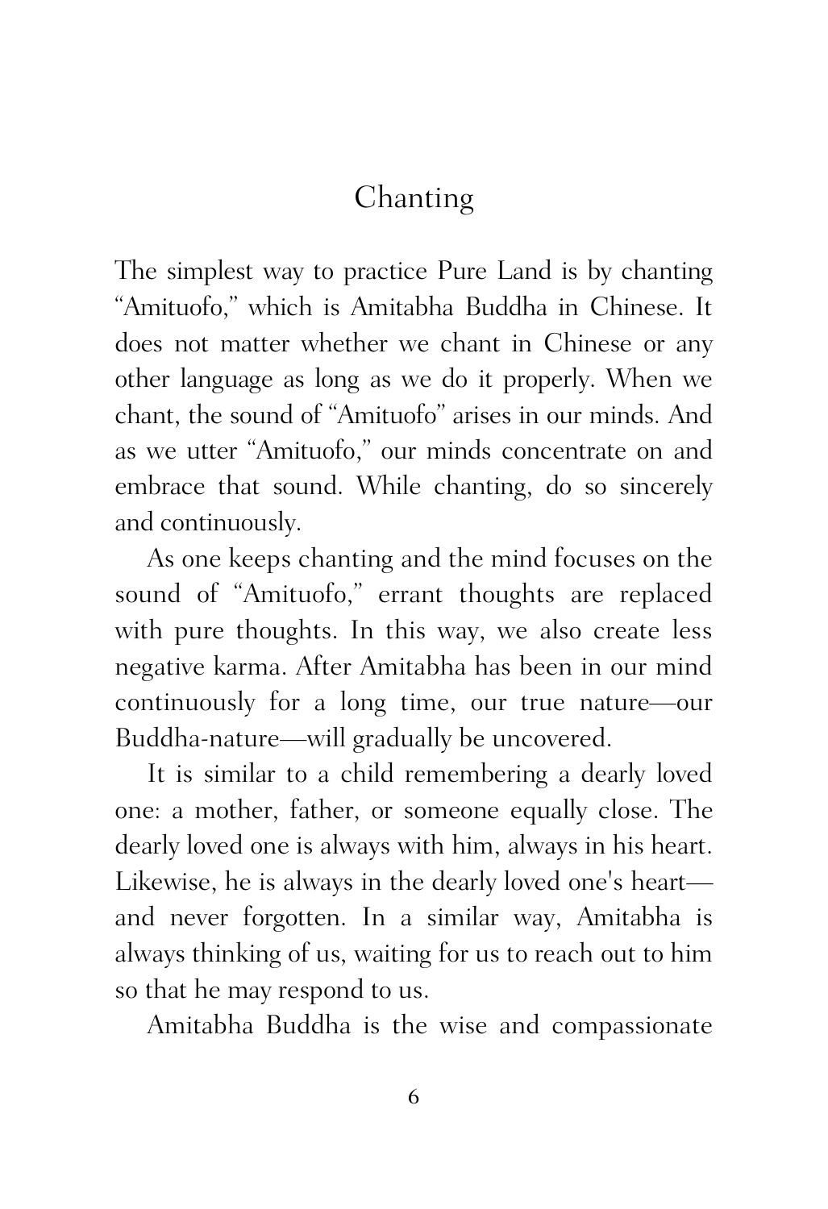# Chanting

The simplest way to practice Pure Land is by chanting "Amituofo," which is Amitabha Buddha in Chinese. It does not matter whether we chant in Chinese or any other language as long as we do it properly. When we chant, the sound of "Amituofo" arises in our minds. And as we utter "Amituofo," our minds concentrate on and embrace that sound. While chanting, do so sincerely and continuously.

As one keeps chanting and the mind focuses on the sound of "Amituofo," errant thoughts are replaced with pure thoughts. In this way, we also create less negative karma. After Amitabha has been in our mind continuously for a long time, our true nature—our Buddha-nature—will gradually be uncovered.

It is similar to a child remembering a dearly loved one: a mother, father, or someone equally close. The dearly loved one is always with him, always in his heart. Likewise, he is always in the dearly loved one's heart—and never forgotten. In a similar way, Amitabha is always thinking of us, waiting for us to reach out to him so that he may respond to us.

Amitabha Buddha is the wise and compassionate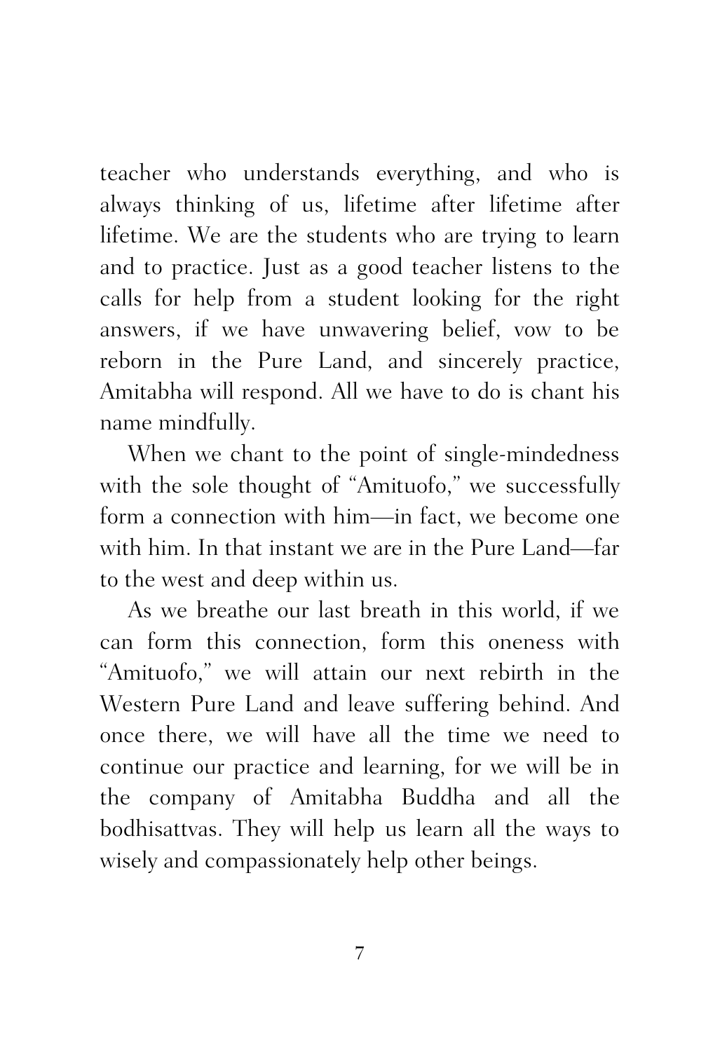teacher who understands everything, and who is always thinking of us, lifetime after lifetime after lifetime. We are the students who are trying to learn and to practice. Just as a good teacher listens to the calls for help from a student looking for the right answers, if we have unwavering belief, vow to be reborn in the Pure Land, and sincerely practice, Amitabha will respond. All we have to do is chant his name mindfully.

When we chant to the point of single-mindedness with the sole thought of "Amituofo," we successfully form a connection with him—in fact, we become one with him. In that instant we are in the Pure Land—far to the west and deep within us.

As we breathe our last breath in this world, if we can form this connection, form this oneness with "Amituofo," we will attain our next rebirth in the Western Pure Land and leave suffering behind. And once there, we will have all the time we need to continue our practice and learning, for we will be in the company of Amitabha Buddha and all the bodhisattvas. They will help us learn all the ways to wisely and compassionately help other beings.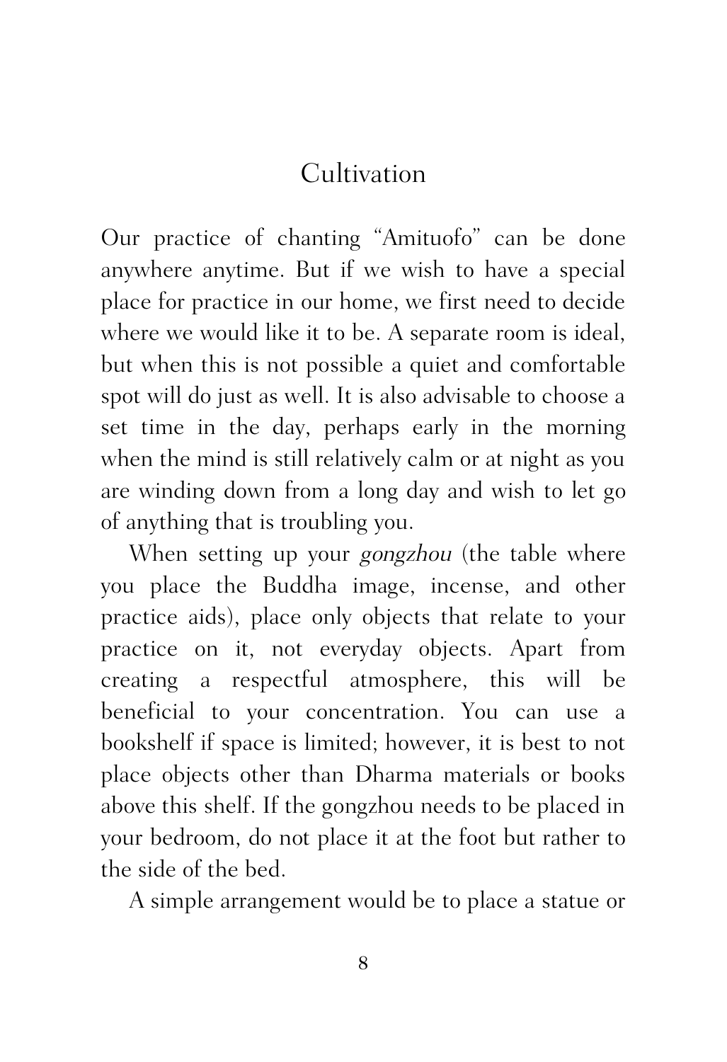# Cultivation

Our practice of chanting "Amituofo" can be done anywhere anytime. But if we wish to have a special place for practice in our home, we first need to decide where we would like it to be. A separate room is ideal, but when this is not possible a quiet and comfortable spot will do just as well. It is also advisable to choose a set time in the day, perhaps early in the morning when the mind is still relatively calm or at night as you are winding down from a long day and wish to let go of anything that is troubling you.

When setting up your *gongzhou* (the table where you place the Buddha image, incense, and other practice aids), place only objects that relate to your practice on it, not everyday objects. Apart from creating a respectful atmosphere, this will be beneficial to your concentration. You can use a bookshelf if space is limited; however, it is best to not place objects other than Dharma materials or books above this shelf. If the gongzhou needs to be placed in your bedroom, do not place it at the foot but rather to the side of the bed.

A simple arrangement would be to place a statue or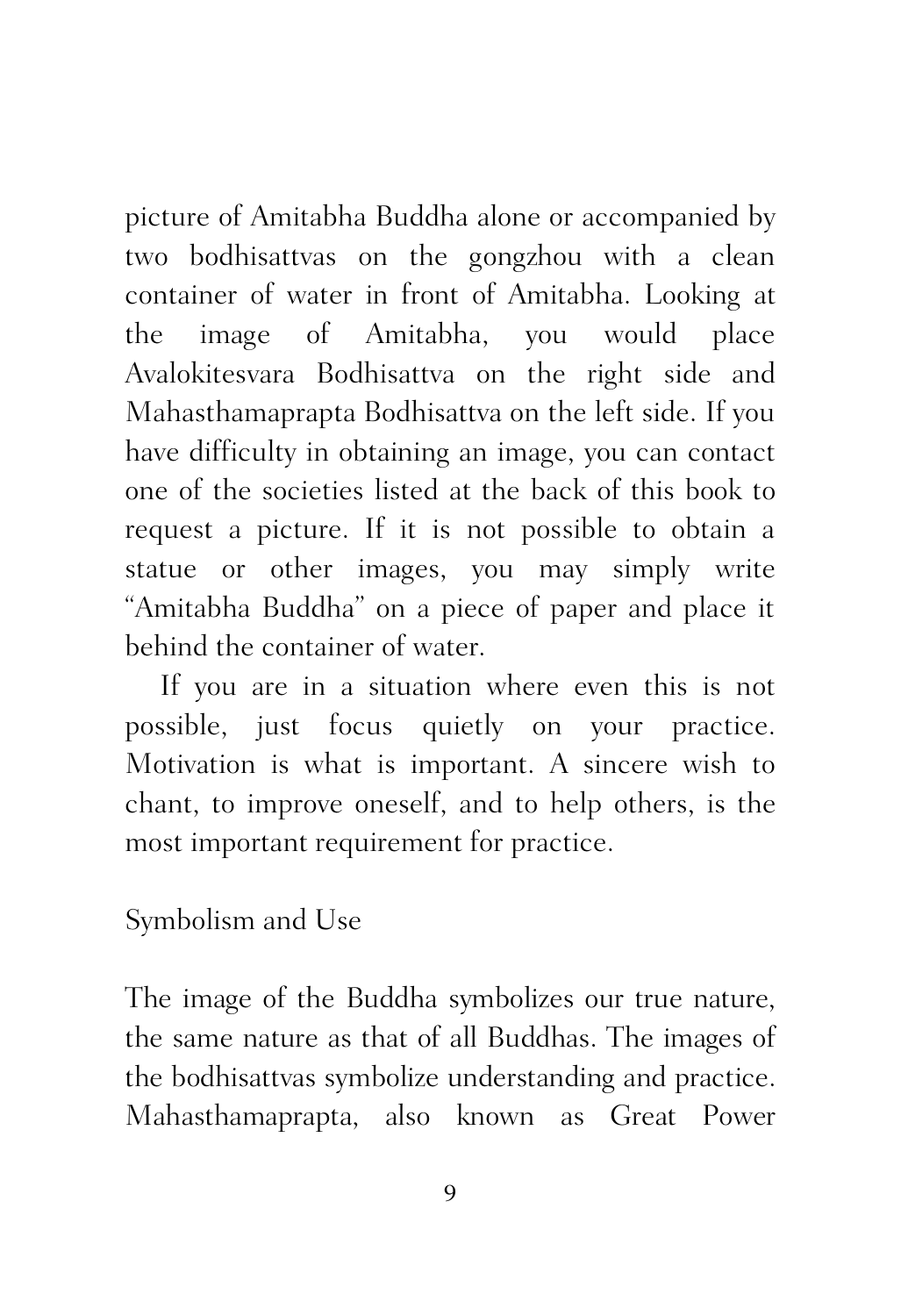picture of Amitabha Buddha alone or accompanied by two bodhisattvas on the gongzhou with a clean container of water in front of Amitabha. Looking at the image of Amitabha, you would place Avalokitesvara Bodhisattva on the right side and Mahasthamaprapta Bodhisattva on the left side. If you have difficulty in obtaining an image, you can contact one of the societies listed at the back of this book to request a picture. If it is not possible to obtain a statue or other images, you may simply write "Amitabha Buddha" on a piece of paper and place it behind the container of water.

If you are in a situation where even this is not possible, just focus quietly on your practice. Motivation is what is important. A sincere wish to chant, to improve oneself, and to help others, is the most important requirement for practice.

## Symbolism and Use

The image of the Buddha symbolizes our true nature, the same nature as that of all Buddhas. The images of the bodhisattvas symbolize understanding and practice. Mahasthamaprapta, also known as Great Power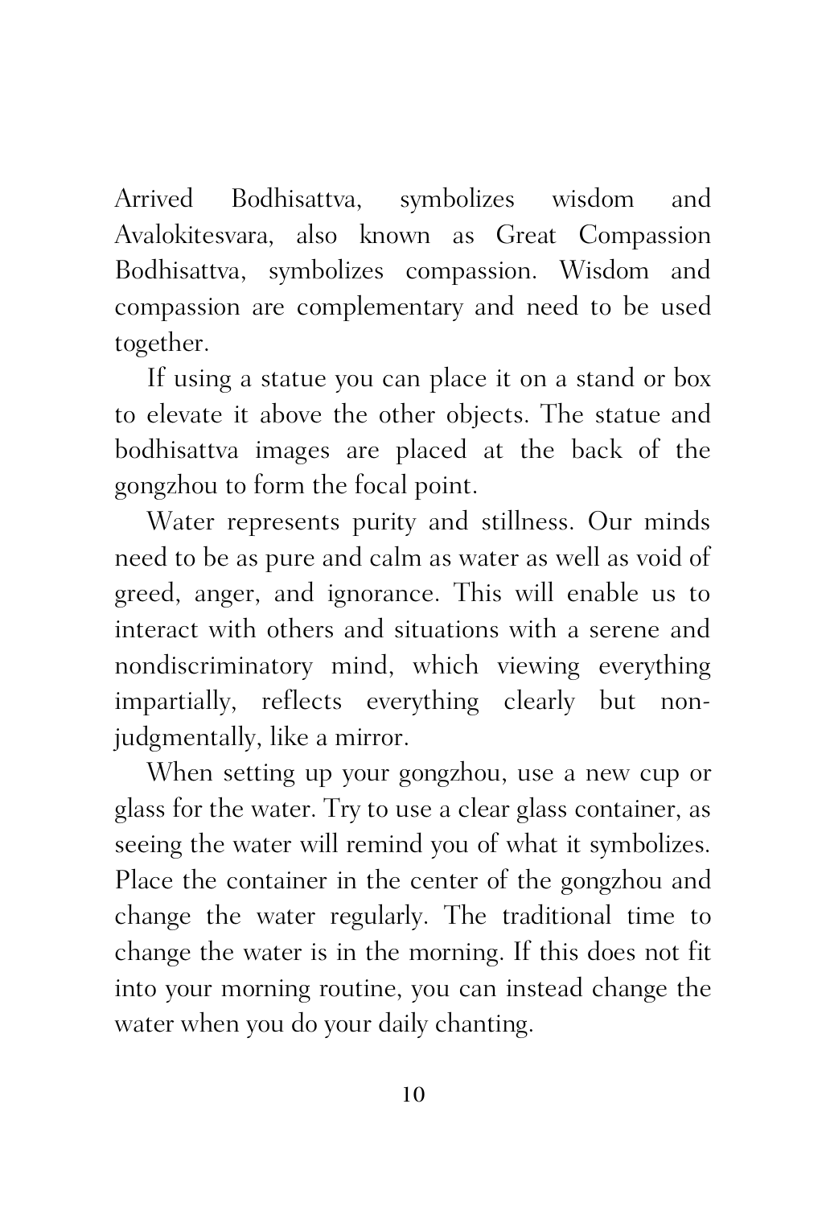Arrived Bodhisattva, symbolizes wisdom and Avalokitesvara, also known as Great Compassion Bodhisattva, symbolizes compassion. Wisdom and compassion are complementary and need to be used together.

If using a statue you can place it on a stand or box to elevate it above the other objects. The statue and bodhisattva images are placed at the back of the gongzhou to form the focal point.

Water represents purity and stillness. Our minds need to be as pure and calm as water as well as void of greed, anger, and ignorance. This will enable us to interact with others and situations with a serene and nondiscriminatory mind, which viewing everything impartially, reflects everything clearly but non-judgmentally, like a mirror.

When setting up your gongzhou, use a new cup or glass for the water. Try to use a clear glass container, as seeing the water will remind you of what it symbolizes. Place the container in the center of the gongzhou and change the water regularly. The traditional time to change the water is in the morning. If this does not fit into your morning routine, you can instead change the water when you do your daily chanting.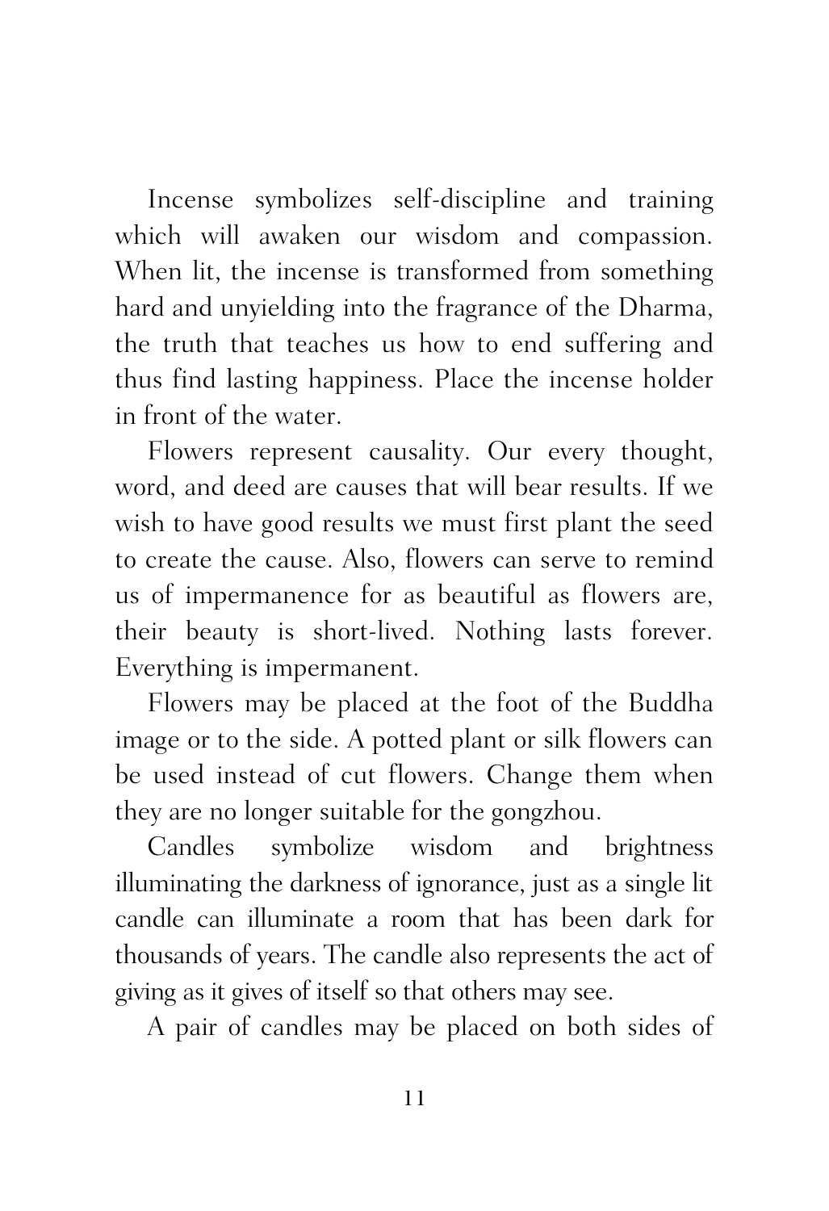Incense symbolizes self-discipline and training which will awaken our wisdom and compassion. When lit, the incense is transformed from something hard and unyielding into the fragrance of the Dharma, the truth that teaches us how to end suffering and thus find lasting happiness. Place the incense holder in front of the water.

Flowers represent causality. Our every thought, word, and deed are causes that will bear results. If we wish to have good results we must first plant the seed to create the cause. Also, flowers can serve to remind us of impermanence for as beautiful as flowers are, their beauty is short-lived. Nothing lasts forever. Everything is impermanent.

Flowers may be placed at the foot of the Buddha image or to the side. A potted plant or silk flowers can be used instead of cut flowers. Change them when they are no longer suitable for the gongzhou.

Candles symbolize wisdom and brightness illuminating the darkness of ignorance, just as a single lit candle can illuminate a room that has been dark for thousands of years. The candle also represents the act of giving as it gives of itself so that others may see.

A pair of candles may be placed on both sides of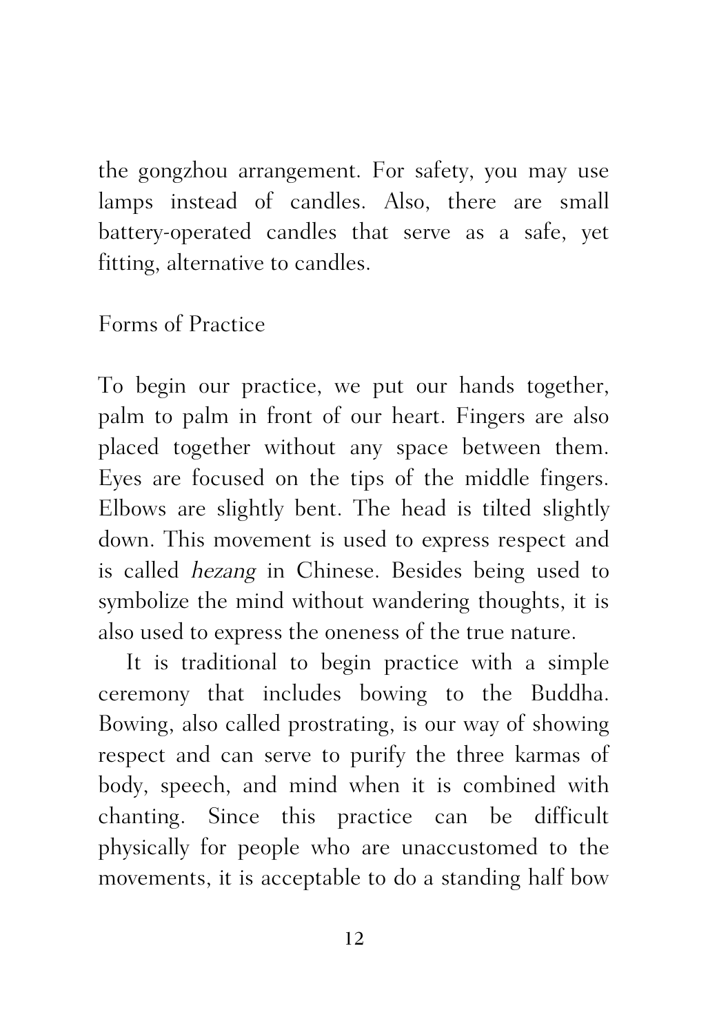the gongzhou arrangement. For safety, you may use lamps instead of candles. Also, there are small battery-operated candles that serve as a safe, yet fitting, alternative to candles.

## Forms of Practice

To begin our practice, we put our hands together, palm to palm in front of our heart. Fingers are also placed together without any space between them. Eyes are focused on the tips of the middle fingers. Elbows are slightly bent. The head is tilted slightly down. This movement is used to express respect and is called *hezang* in Chinese. Besides being used to symbolize the mind without wandering thoughts, it is also used to express the oneness of the true nature.

It is traditional to begin practice with a simple ceremony that includes bowing to the Buddha. Bowing, also called prostrating, is our way of showing respect and can serve to purify the three karmas of body, speech, and mind when it is combined with chanting. Since this practice can be difficult physically for people who are unaccustomed to the movements, it is acceptable to do a standing half bow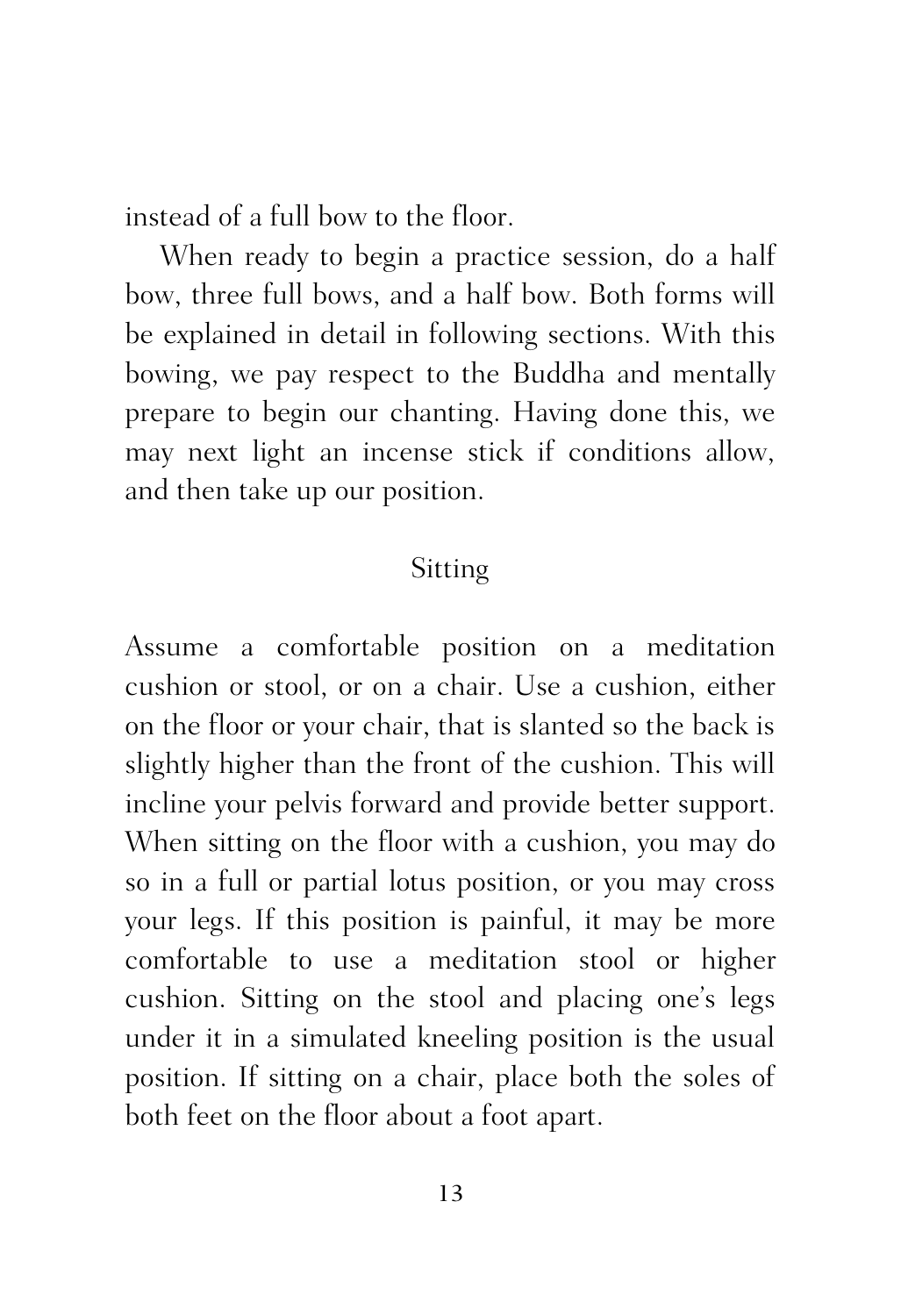instead of a full bow to the floor.

When ready to begin a practice session, do a half bow, three full bows, and a half bow. Both forms will be explained in detail in following sections. With this bowing, we pay respect to the Buddha and mentally prepare to begin our chanting. Having done this, we may next light an incense stick if conditions allow, and then take up our position.

## Sitting

Assume a comfortable position on a meditation cushion or stool, or on a chair. Use a cushion, either on the floor or your chair, that is slanted so the back is slightly higher than the front of the cushion. This will incline your pelvis forward and provide better support. When sitting on the floor with a cushion, you may do so in a full or partial lotus position, or you may cross your legs. If this position is painful, it may be more comfortable to use a meditation stool or higher cushion. Sitting on the stool and placing one's legs under it in a simulated kneeling position is the usual position. If sitting on a chair, place both the soles of both feet on the floor about a foot apart.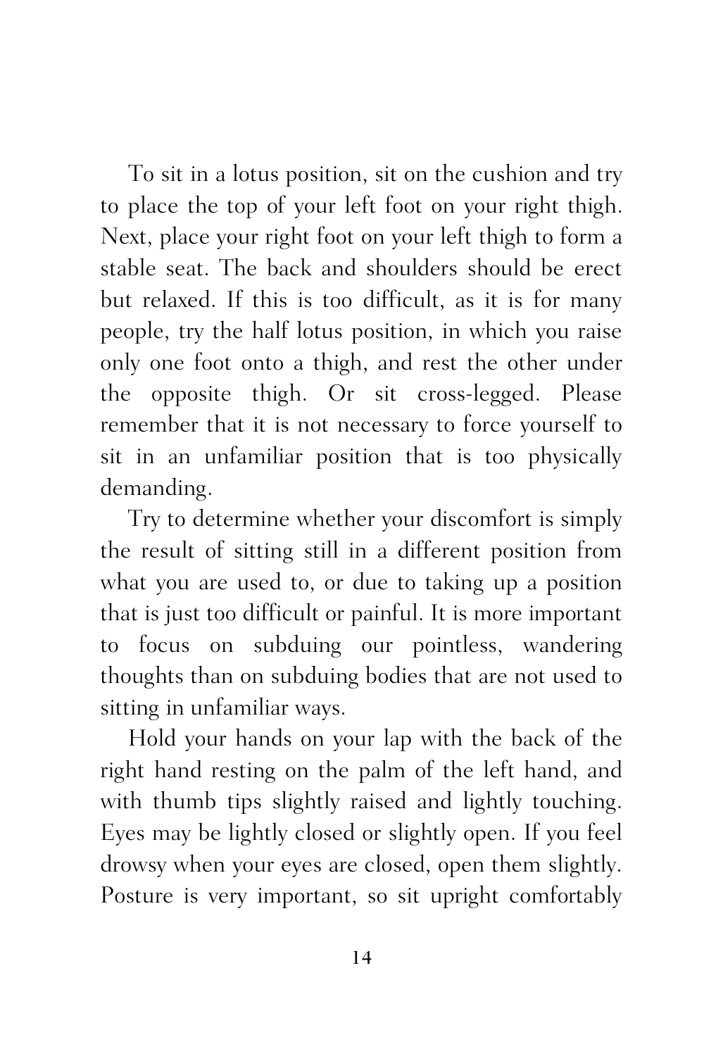To sit in a lotus position, sit on the cushion and try to place the top of your left foot on your right thigh. Next, place your right foot on your left thigh to form a stable seat. The back and shoulders should be erect but relaxed. If this is too difficult, as it is for many people, try the half lotus position, in which you raise only one foot onto a thigh, and rest the other under the opposite thigh. Or sit cross-legged. Please remember that it is not necessary to force yourself to sit in an unfamiliar position that is too physically demanding.

Try to determine whether your discomfort is simply the result of sitting still in a different position from what you are used to, or due to taking up a position that is just too difficult or painful. It is more important to focus on subduing our pointless, wandering thoughts than on subduing bodies that are not used to sitting in unfamiliar ways.

Hold your hands on your lap with the back of the right hand resting on the palm of the left hand, and with thumb tips slightly raised and lightly touching. Eyes may be lightly closed or slightly open. If you feel drowsy when your eyes are closed, open them slightly. Posture is very important, so sit upright comfortably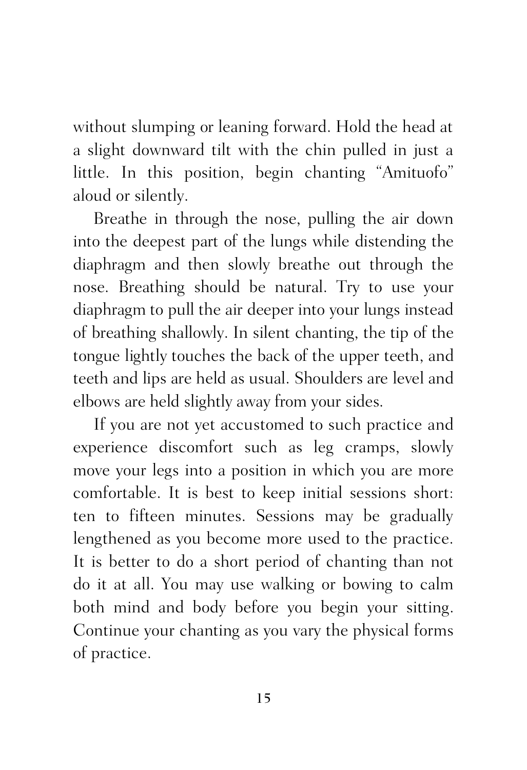without slumping or leaning forward. Hold the head at a slight downward tilt with the chin pulled in just a little. In this position, begin chanting "Amituofo" aloud or silently.

Breathe in through the nose, pulling the air down into the deepest part of the lungs while distending the diaphragm and then slowly breathe out through the nose. Breathing should be natural. Try to use your diaphragm to pull the air deeper into your lungs instead of breathing shallowly. In silent chanting, the tip of the tongue lightly touches the back of the upper teeth, and teeth and lips are held as usual. Shoulders are level and elbows are held slightly away from your sides.

If you are not yet accustomed to such practice and experience discomfort such as leg cramps, slowly move your legs into a position in which you are more comfortable. It is best to keep initial sessions short: ten to fifteen minutes. Sessions may be gradually lengthened as you become more used to the practice. It is better to do a short period of chanting than not do it at all. You may use walking or bowing to calm both mind and body before you begin your sitting. Continue your chanting as you vary the physical forms of practice.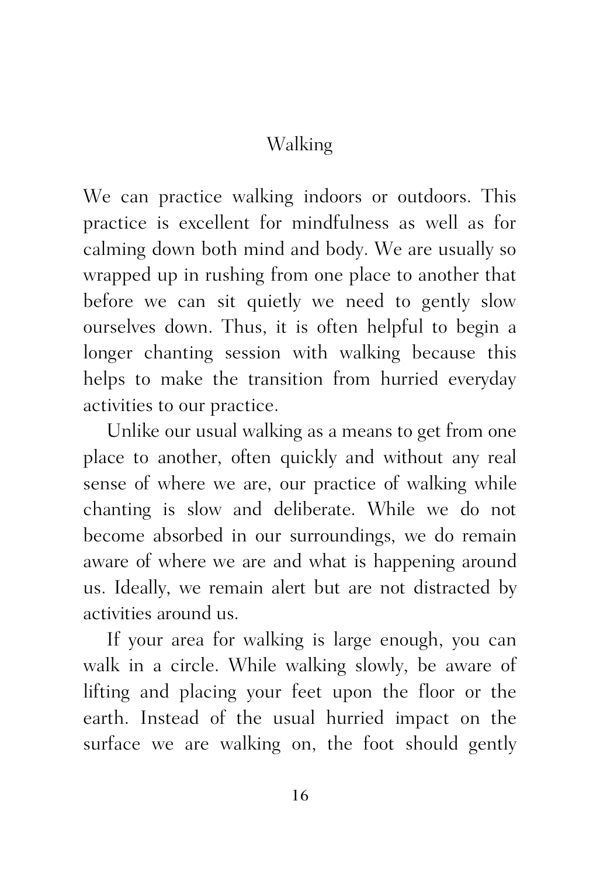## Walking

We can practice walking indoors or outdoors. This practice is excellent for mindfulness as well as for calming down both mind and body. We are usually so wrapped up in rushing from one place to another that before we can sit quietly we need to gently slow ourselves down. Thus, it is often helpful to begin a longer chanting session with walking because this helps to make the transition from hurried everyday activities to our practice.

Unlike our usual walking as a means to get from one place to another, often quickly and without any real sense of where we are, our practice of walking while chanting is slow and deliberate. While we do not become absorbed in our surroundings, we do remain aware of where we are and what is happening around us. Ideally, we remain alert but are not distracted by activities around us.

If your area for walking is large enough, you can walk in a circle. While walking slowly, be aware of lifting and placing your feet upon the floor or the earth. Instead of the usual hurried impact on the surface we are walking on, the foot should gently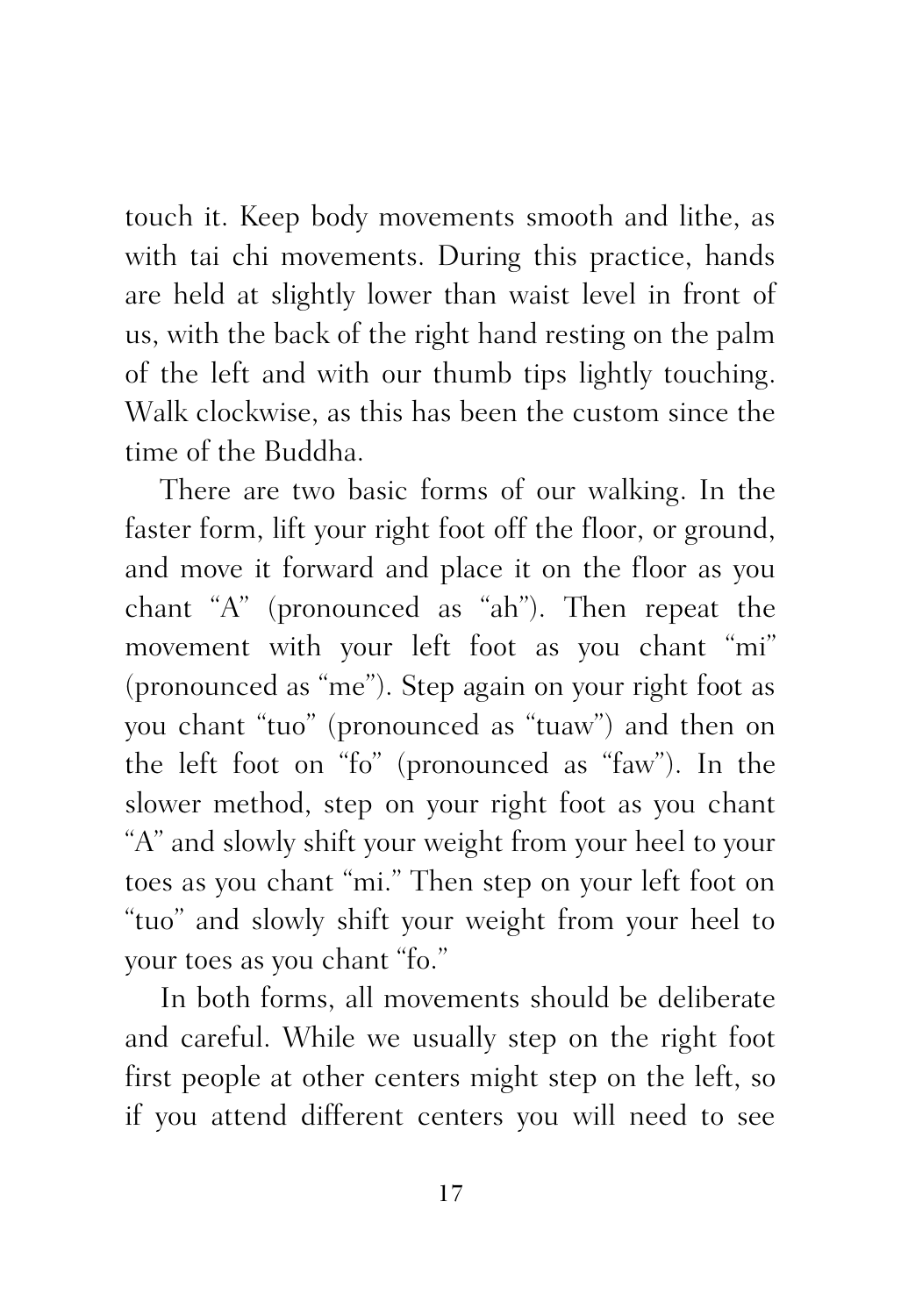touch it. Keep body movements smooth and lithe, as with tai chi movements. During this practice, hands are held at slightly lower than waist level in front of us, with the back of the right hand resting on the palm of the left and with our thumb tips lightly touching. Walk clockwise, as this has been the custom since the time of the Buddha.

There are two basic forms of our walking. In the faster form, lift your right foot off the floor, or ground, and move it forward and place it on the floor as you chant "A" (pronounced as "ah"). Then repeat the movement with your left foot as you chant "mi" (pronounced as "me"). Step again on your right foot as you chant "tuo" (pronounced as "tuaw") and then on the left foot on "fo" (pronounced as "faw"). In the slower method, step on your right foot as you chant "A" and slowly shift your weight from your heel to your toes as you chant "mi." Then step on your left foot on "tuo" and slowly shift your weight from your heel to your toes as you chant "fo."

In both forms, all movements should be deliberate and careful. While we usually step on the right foot first people at other centers might step on the left, so if you attend different centers you will need to see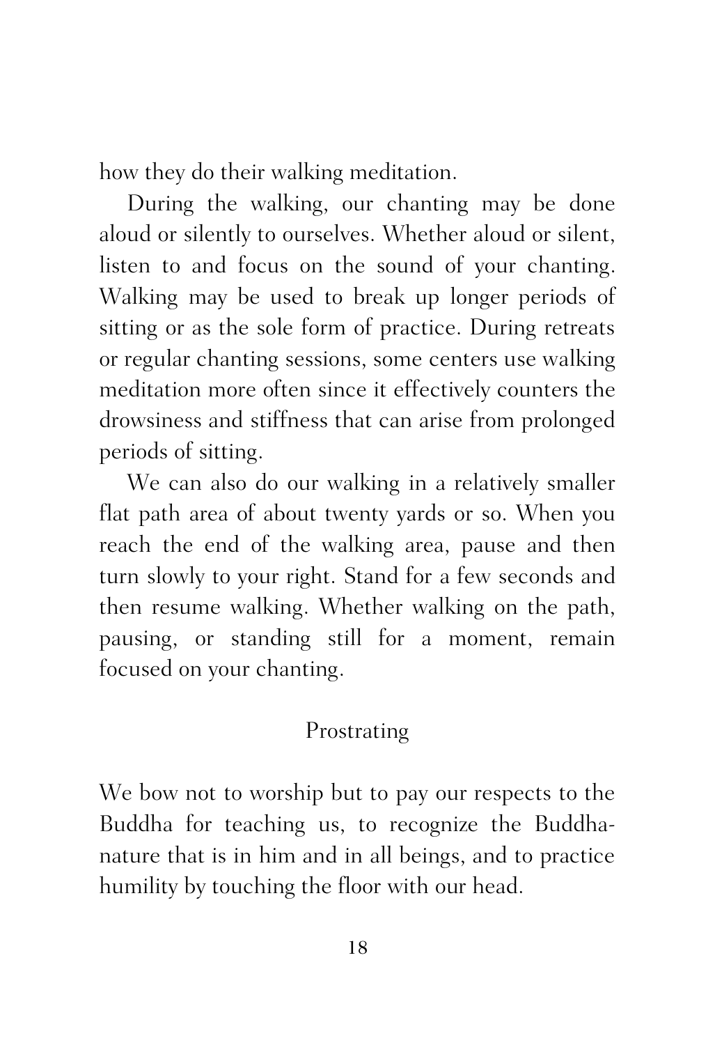how they do their walking meditation.

During the walking, our chanting may be done aloud or silently to ourselves. Whether aloud or silent, listen to and focus on the sound of your chanting. Walking may be used to break up longer periods of sitting or as the sole form of practice. During retreats or regular chanting sessions, some centers use walking meditation more often since it effectively counters the drowsiness and stiffness that can arise from prolonged periods of sitting.

We can also do our walking in a relatively smaller flat path area of about twenty yards or so. When you reach the end of the walking area, pause and then turn slowly to your right. Stand for a few seconds and then resume walking. Whether walking on the path, pausing, or standing still for a moment, remain focused on your chanting.

## Prostrating

We bow not to worship but to pay our respects to the Buddha for teaching us, to recognize the Buddha-nature that is in him and in all beings, and to practice humility by touching the floor with our head.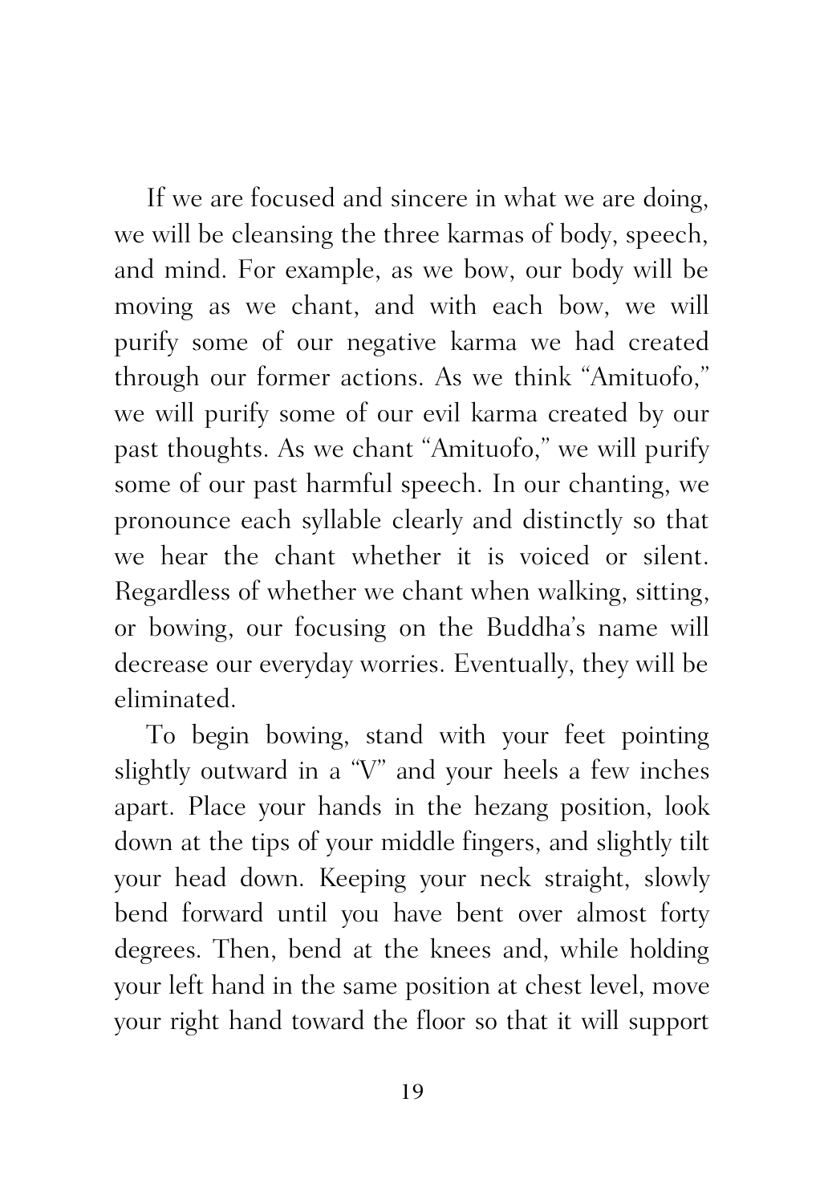If we are focused and sincere in what we are doing, we will be cleansing the three karmas of body, speech, and mind. For example, as we bow, our body will be moving as we chant, and with each bow, we will purify some of our negative karma we had created through our former actions. As we think "Amituofo," we will purify some of our evil karma created by our past thoughts. As we chant "Amituofo," we will purify some of our past harmful speech. In our chanting, we pronounce each syllable clearly and distinctly so that we hear the chant whether it is voiced or silent. Regardless of whether we chant when walking, sitting, or bowing, our focusing on the Buddha's name will decrease our everyday worries. Eventually, they will be eliminated.

To begin bowing, stand with your feet pointing slightly outward in a "V" and your heels a few inches apart. Place your hands in the hezang position, look down at the tips of your middle fingers, and slightly tilt your head down. Keeping your neck straight, slowly bend forward until you have bent over almost forty degrees. Then, bend at the knees and, while holding your left hand in the same position at chest level, move your right hand toward the floor so that it will support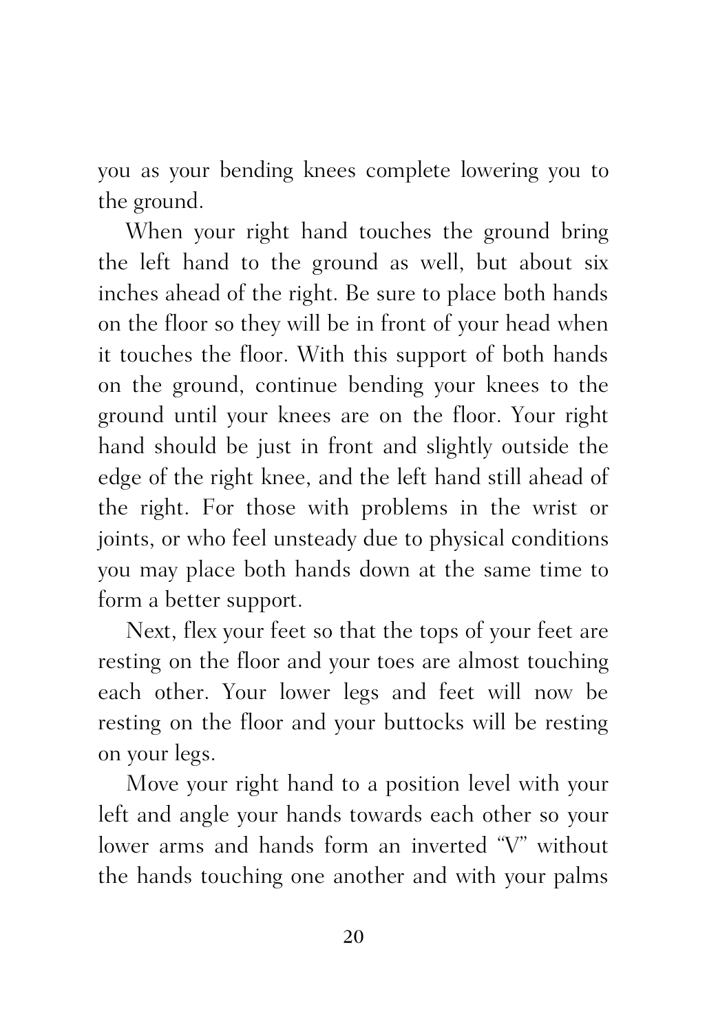you as your bending knees complete lowering you to the ground.

When your right hand touches the ground bring the left hand to the ground as well, but about six inches ahead of the right. Be sure to place both hands on the floor so they will be in front of your head when it touches the floor. With this support of both hands on the ground, continue bending your knees to the ground until your knees are on the floor. Your right hand should be just in front and slightly outside the edge of the right knee, and the left hand still ahead of the right. For those with problems in the wrist or joints, or who feel unsteady due to physical conditions you may place both hands down at the same time to form a better support.

Next, flex your feet so that the tops of your feet are resting on the floor and your toes are almost touching each other. Your lower legs and feet will now be resting on the floor and your buttocks will be resting on your legs.

Move your right hand to a position level with your left and angle your hands towards each other so your lower arms and hands form an inverted "V" without the hands touching one another and with your palms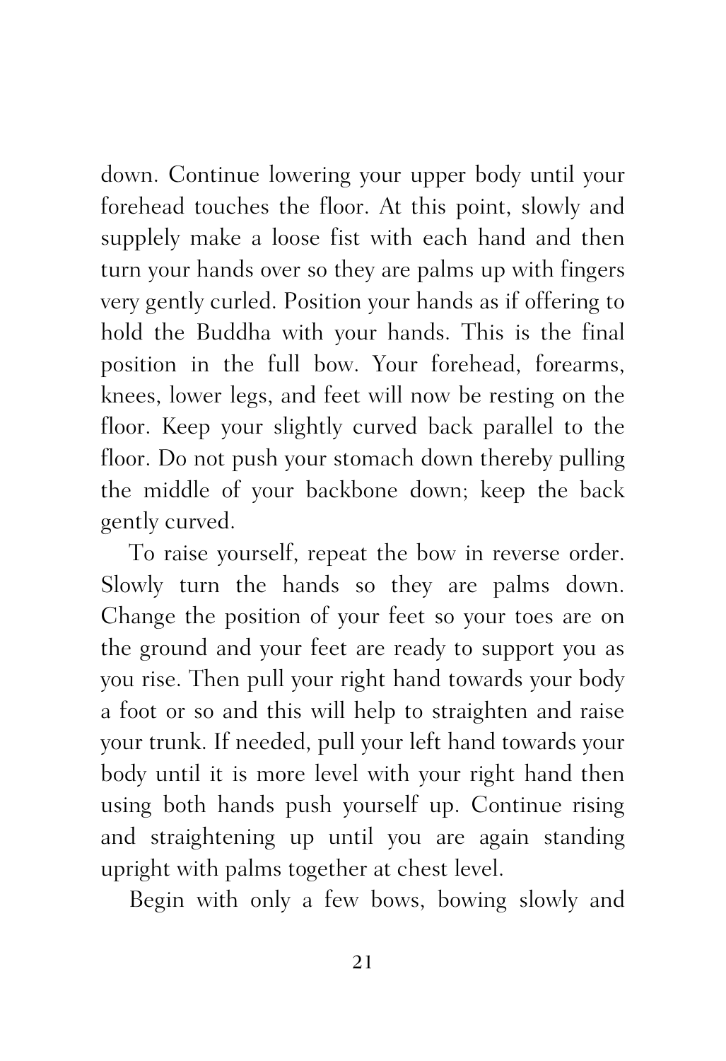down. Continue lowering your upper body until your forehead touches the floor. At this point, slowly and supplely make a loose fist with each hand and then turn your hands over so they are palms up with fingers very gently curled. Position your hands as if offering to hold the Buddha with your hands. This is the final position in the full bow. Your forehead, forearms, knees, lower legs, and feet will now be resting on the floor. Keep your slightly curved back parallel to the floor. Do not push your stomach down thereby pulling the middle of your backbone down; keep the back gently curved.

To raise yourself, repeat the bow in reverse order. Slowly turn the hands so they are palms down. Change the position of your feet so your toes are on the ground and your feet are ready to support you as you rise. Then pull your right hand towards your body a foot or so and this will help to straighten and raise your trunk. If needed, pull your left hand towards your body until it is more level with your right hand then using both hands push yourself up. Continue rising and straightening up until you are again standing upright with palms together at chest level.

Begin with only a few bows, bowing slowly and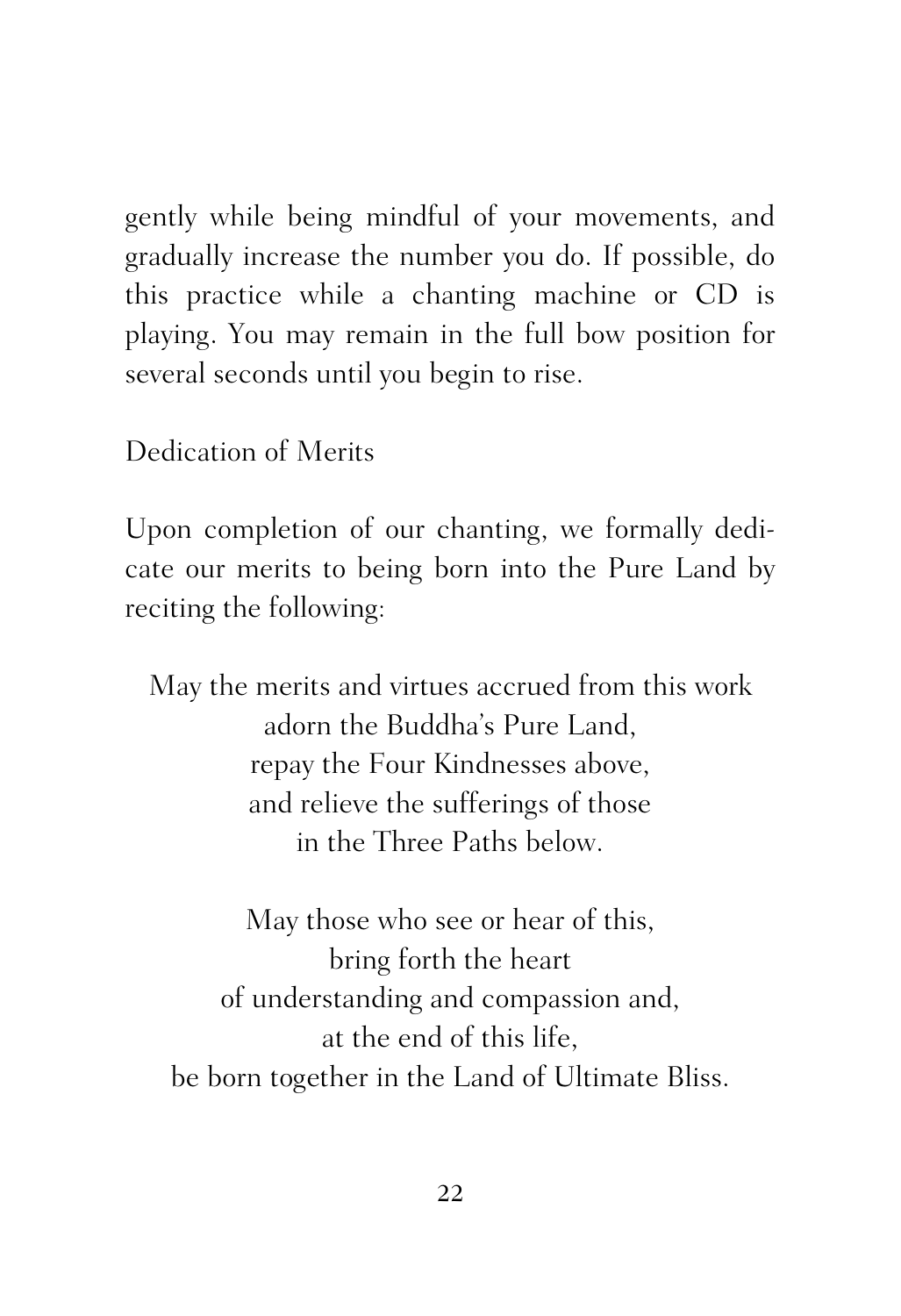gently while being mindful of your movements, and gradually increase the number you do. If possible, do this practice while a chanting machine or CD is playing. You may remain in the full bow position for several seconds until you begin to rise.

## Dedication of Merits

Upon completion of our chanting, we formally dedicate our merits to being born into the Pure Land by reciting the following:

May the merits and virtues accrued from this work  
adorn the Buddha's Pure Land,  
repay the Four Kindnesses above,  
and relieve the sufferings of those  
in the Three Paths below.

May those who see or hear of this,  
bring forth the heart  
of understanding and compassion and,  
at the end of this life,  
be born together in the Land of Ultimate Bliss.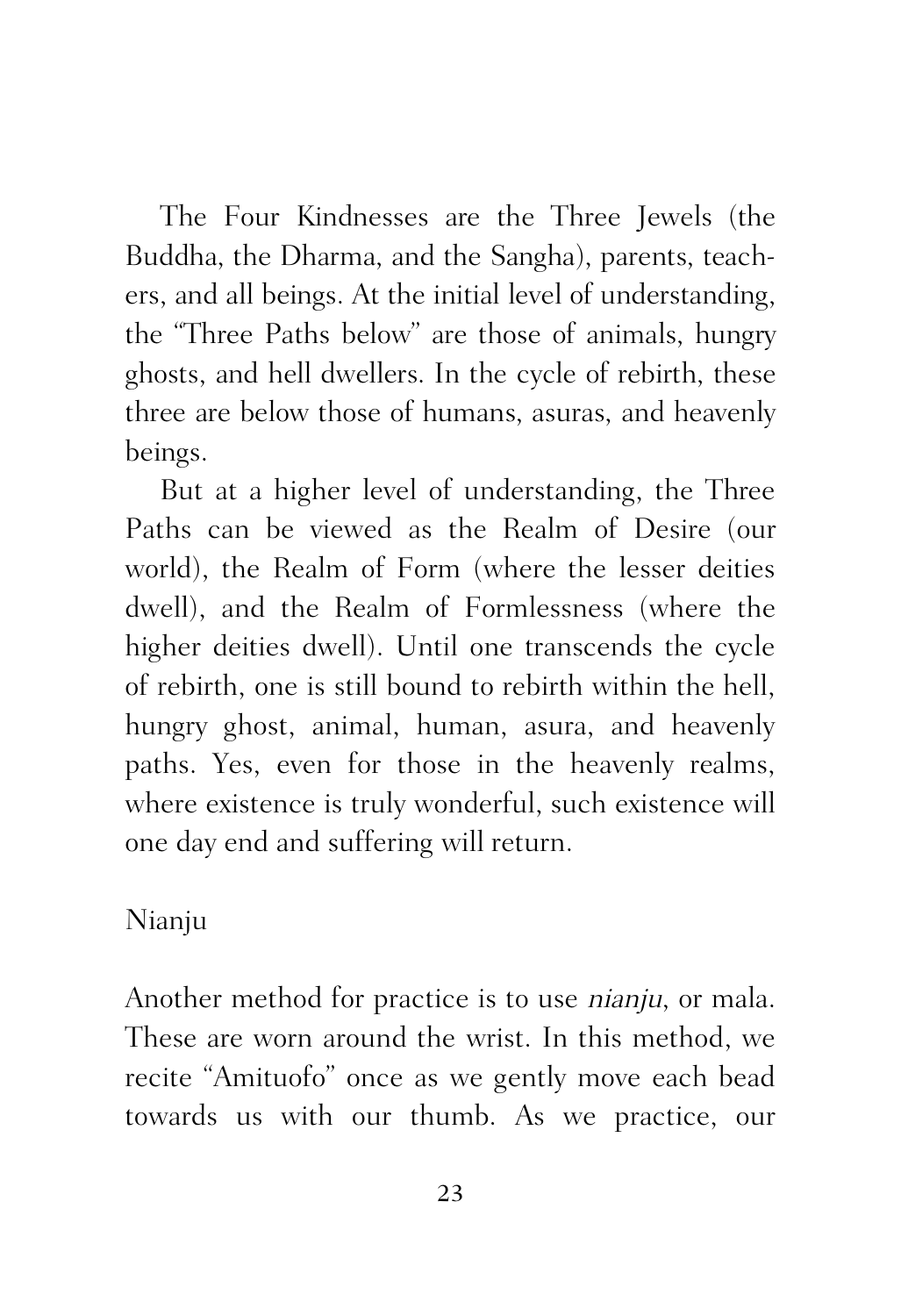The Four Kindnesses are the Three Jewels (the Buddha, the Dharma, and the Sangha), parents, teachers, and all beings. At the initial level of understanding, the "Three Paths below" are those of animals, hungry ghosts, and hell dwellers. In the cycle of rebirth, these three are below those of humans, asuras, and heavenly beings.

But at a higher level of understanding, the Three Paths can be viewed as the Realm of Desire (our world), the Realm of Form (where the lesser deities dwell), and the Realm of Formlessness (where the higher deities dwell). Until one transcends the cycle of rebirth, one is still bound to rebirth within the hell, hungry ghost, animal, human, asura, and heavenly paths. Yes, even for those in the heavenly realms, where existence is truly wonderful, such existence will one day end and suffering will return.

## Nianju

Another method for practice is to use *nianju*, or mala. These are worn around the wrist. In this method, we recite "Amituofo" once as we gently move each bead towards us with our thumb. As we practice, our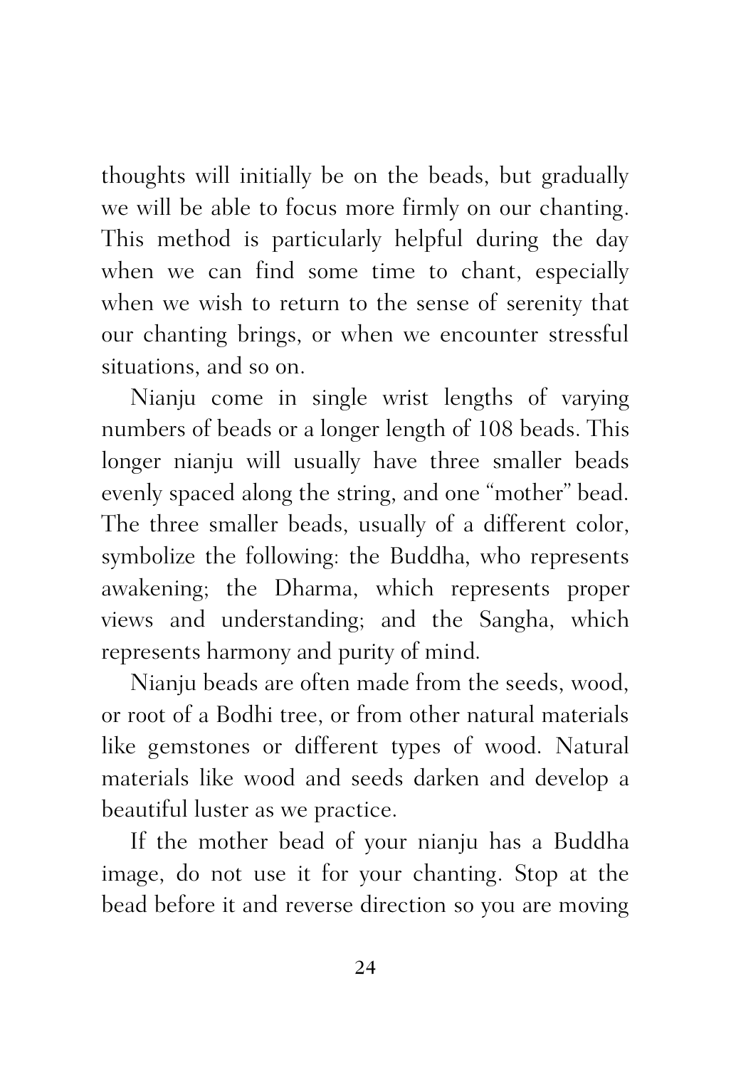thoughts will initially be on the beads, but gradually we will be able to focus more firmly on our chanting. This method is particularly helpful during the day when we can find some time to chant, especially when we wish to return to the sense of serenity that our chanting brings, or when we encounter stressful situations, and so on.

Nianju come in single wrist lengths of varying numbers of beads or a longer length of 108 beads. This longer nianju will usually have three smaller beads evenly spaced along the string, and one "mother" bead. The three smaller beads, usually of a different color, symbolize the following: the Buddha, who represents awakening; the Dharma, which represents proper views and understanding; and the Sangha, which represents harmony and purity of mind.

Nianju beads are often made from the seeds, wood, or root of a Bodhi tree, or from other natural materials like gemstones or different types of wood. Natural materials like wood and seeds darken and develop a beautiful luster as we practice.

If the mother bead of your nianju has a Buddha image, do not use it for your chanting. Stop at the bead before it and reverse direction so you are moving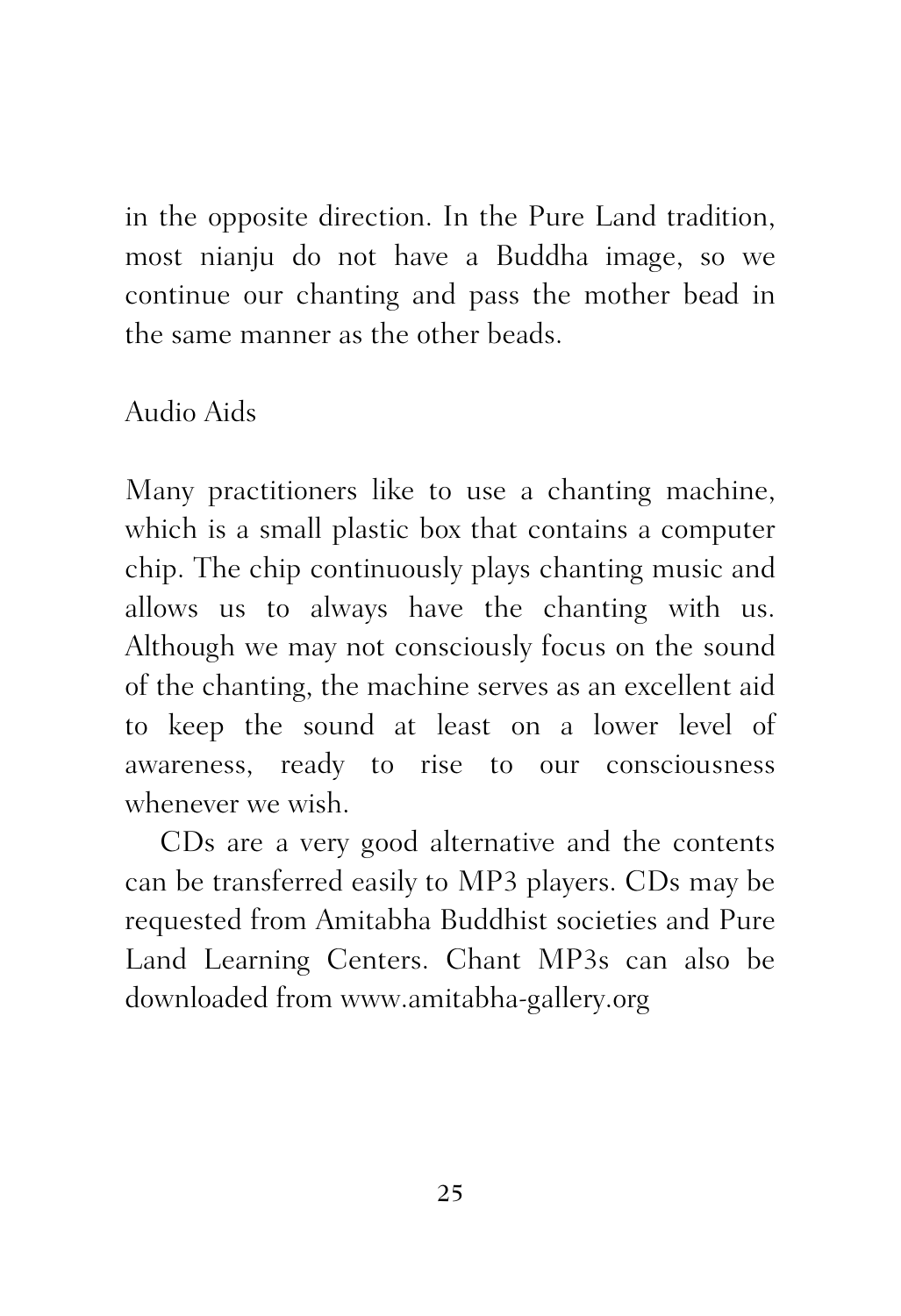in the opposite direction. In the Pure Land tradition, most nianju do not have a Buddha image, so we continue our chanting and pass the mother bead in the same manner as the other beads.

## Audio Aids

Many practitioners like to use a chanting machine, which is a small plastic box that contains a computer chip. The chip continuously plays chanting music and allows us to always have the chanting with us. Although we may not consciously focus on the sound of the chanting, the machine serves as an excellent aid to keep the sound at least on a lower level of awareness, ready to rise to our consciousness whenever we wish.

CDs are a very good alternative and the contents can be transferred easily to MP3 players. CDs may be requested from Amitabha Buddhist societies and Pure Land Learning Centers. Chant MP3s can also be downloaded from www.amitabha-gallery.org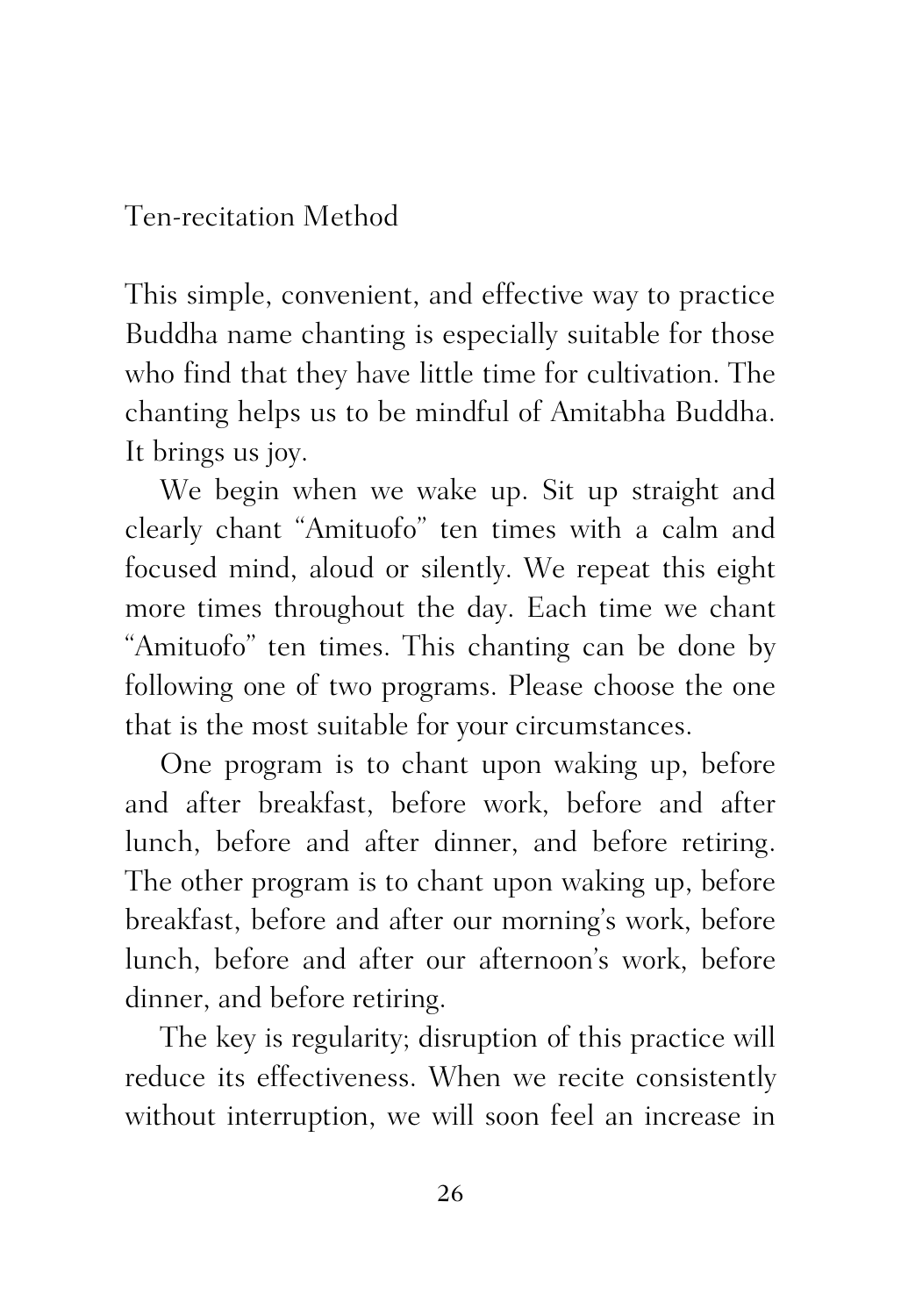## Ten-recitation Method

This simple, convenient, and effective way to practice Buddha name chanting is especially suitable for those who find that they have little time for cultivation. The chanting helps us to be mindful of Amitabha Buddha. It brings us joy.

We begin when we wake up. Sit up straight and clearly chant “Amituofo” ten times with a calm and focused mind, aloud or silently. We repeat this eight more times throughout the day. Each time we chant “Amituofo” ten times. This chanting can be done by following one of two programs. Please choose the one that is the most suitable for your circumstances.

One program is to chant upon waking up, before and after breakfast, before work, before and after lunch, before and after dinner, and before retiring. The other program is to chant upon waking up, before breakfast, before and after our morning’s work, before lunch, before and after our afternoon’s work, before dinner, and before retiring.

The key is regularity; disruption of this practice will reduce its effectiveness. When we recite consistently without interruption, we will soon feel an increase in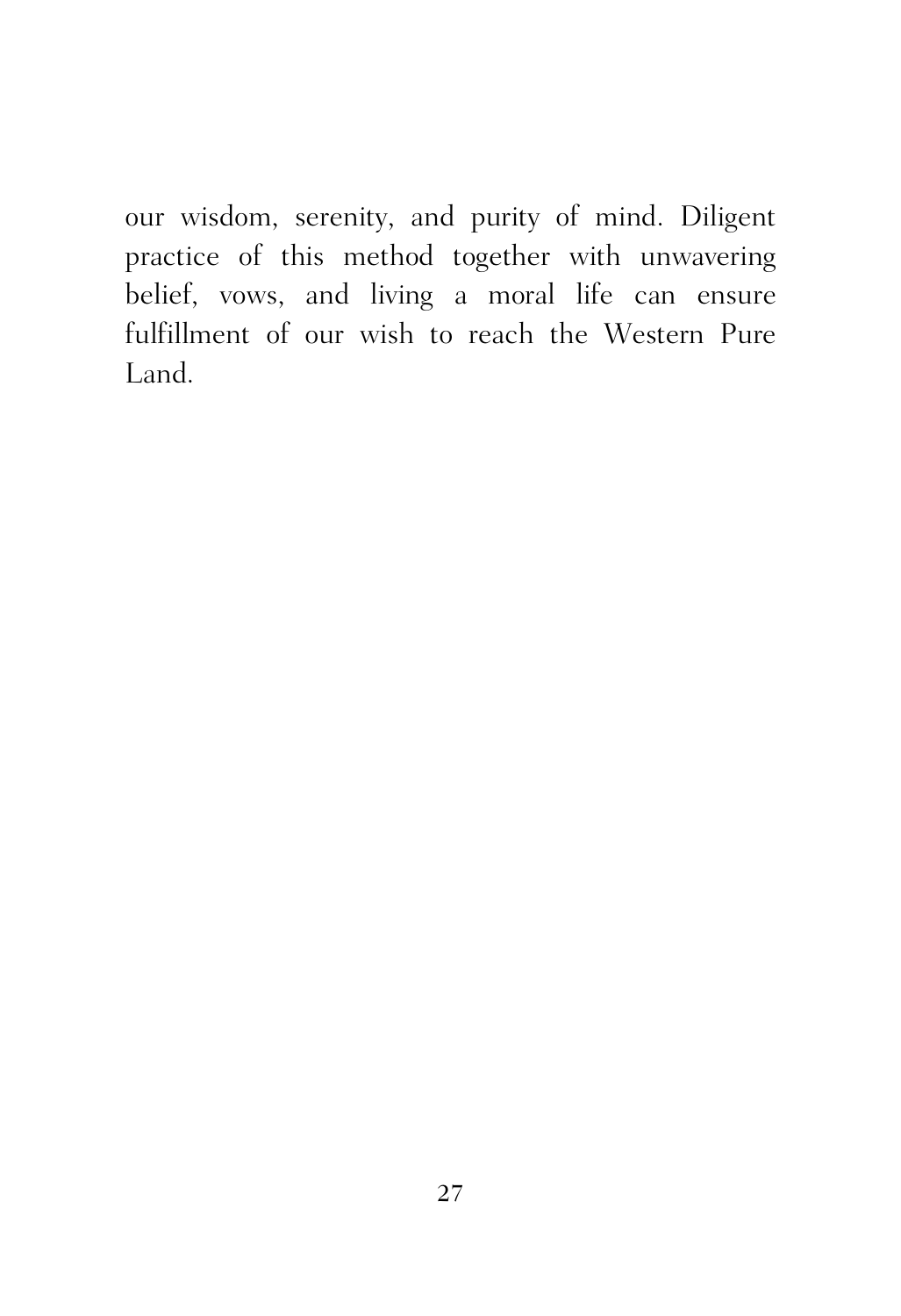our wisdom, serenity, and purity of mind. Diligent practice of this method together with unwavering belief, vows, and living a moral life can ensure fulfillment of our wish to reach the Western Pure Land.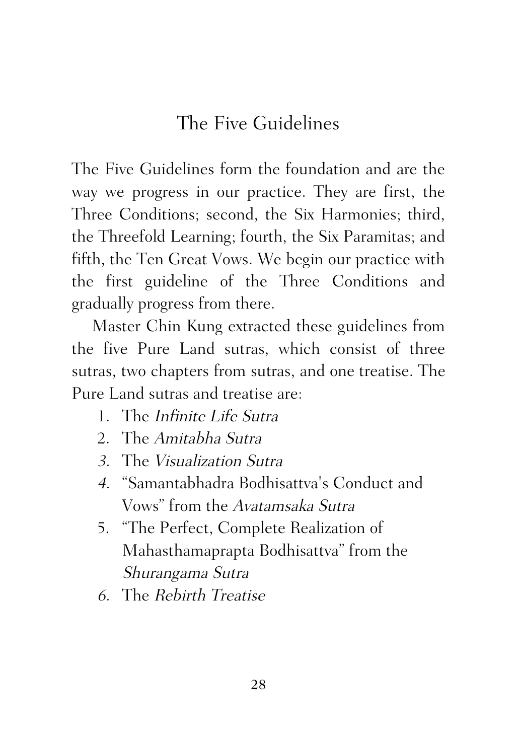# The Five Guidelines

The Five Guidelines form the foundation and are the way we progress in our practice. They are first, the Three Conditions; second, the Six Harmonies; third, the Threefold Learning; fourth, the Six Paramitas; and fifth, the Ten Great Vows. We begin our practice with the first guideline of the Three Conditions and gradually progress from there.

Master Chin Kung extracted these guidelines from the five Pure Land sutras, which consist of three sutras, two chapters from sutras, and one treatise. The Pure Land sutras and treatise are:

1. The *Infinite Life Sutra*
2. The *Amitabha Sutra*
3. The *Visualization Sutra*
4. "Samantabhadra Bodhisattva's Conduct and Vows" from the *Avatamsaka Sutra*
5. "The Perfect, Complete Realization of Mahasthamaprapta Bodhisattva" from the *Shurangama Sutra*
6. The *Rebirth Treatise*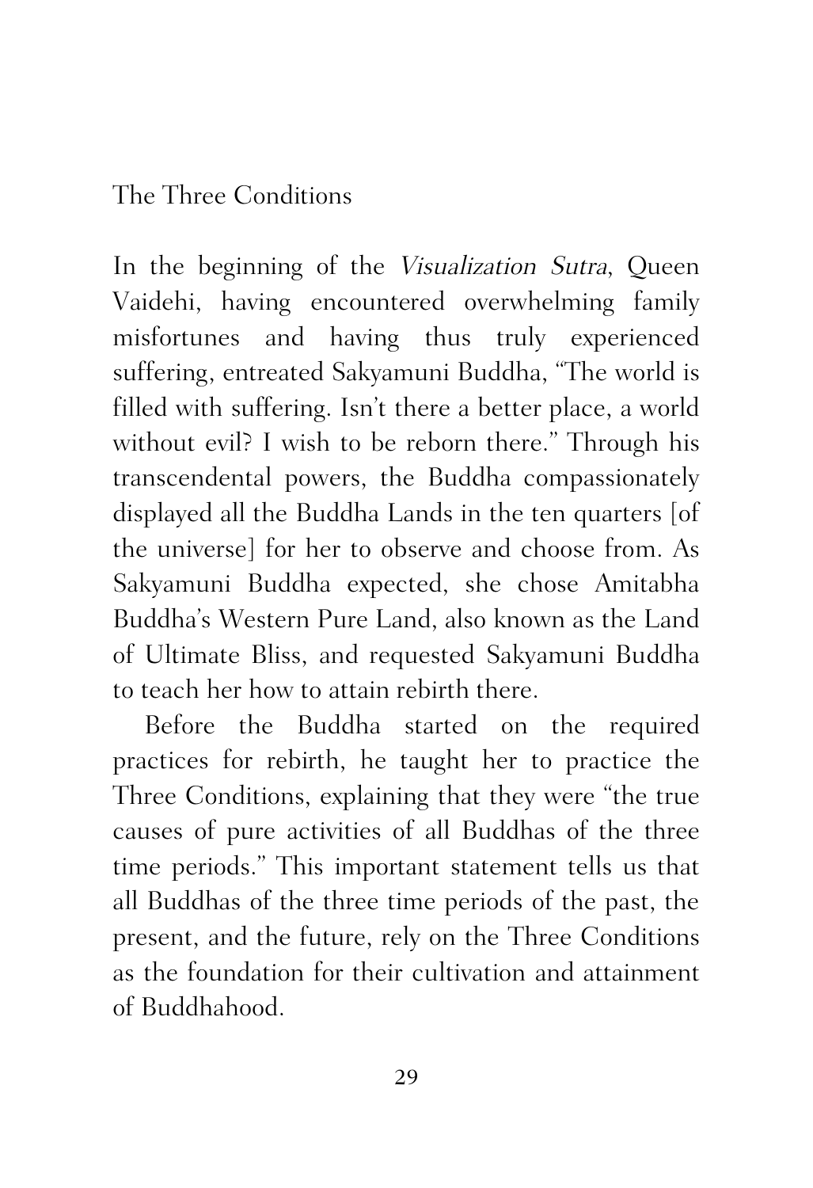# The Three Conditions

In the beginning of the *Visualization Sutra*, Queen Vaidehi, having encountered overwhelming family misfortunes and having thus truly experienced suffering, entreated Sakyamuni Buddha, "The world is filled with suffering. Isn't there a better place, a world without evil? I wish to be reborn there." Through his transcendental powers, the Buddha compassionately displayed all the Buddha Lands in the ten quarters [of the universe] for her to observe and choose from. As Sakyamuni Buddha expected, she chose Amitabha Buddha's Western Pure Land, also known as the Land of Ultimate Bliss, and requested Sakyamuni Buddha to teach her how to attain rebirth there.

Before the Buddha started on the required practices for rebirth, he taught her to practice the Three Conditions, explaining that they were "the true causes of pure activities of all Buddhas of the three time periods." This important statement tells us that all Buddhas of the three time periods of the past, the present, and the future, rely on the Three Conditions as the foundation for their cultivation and attainment of Buddhahood.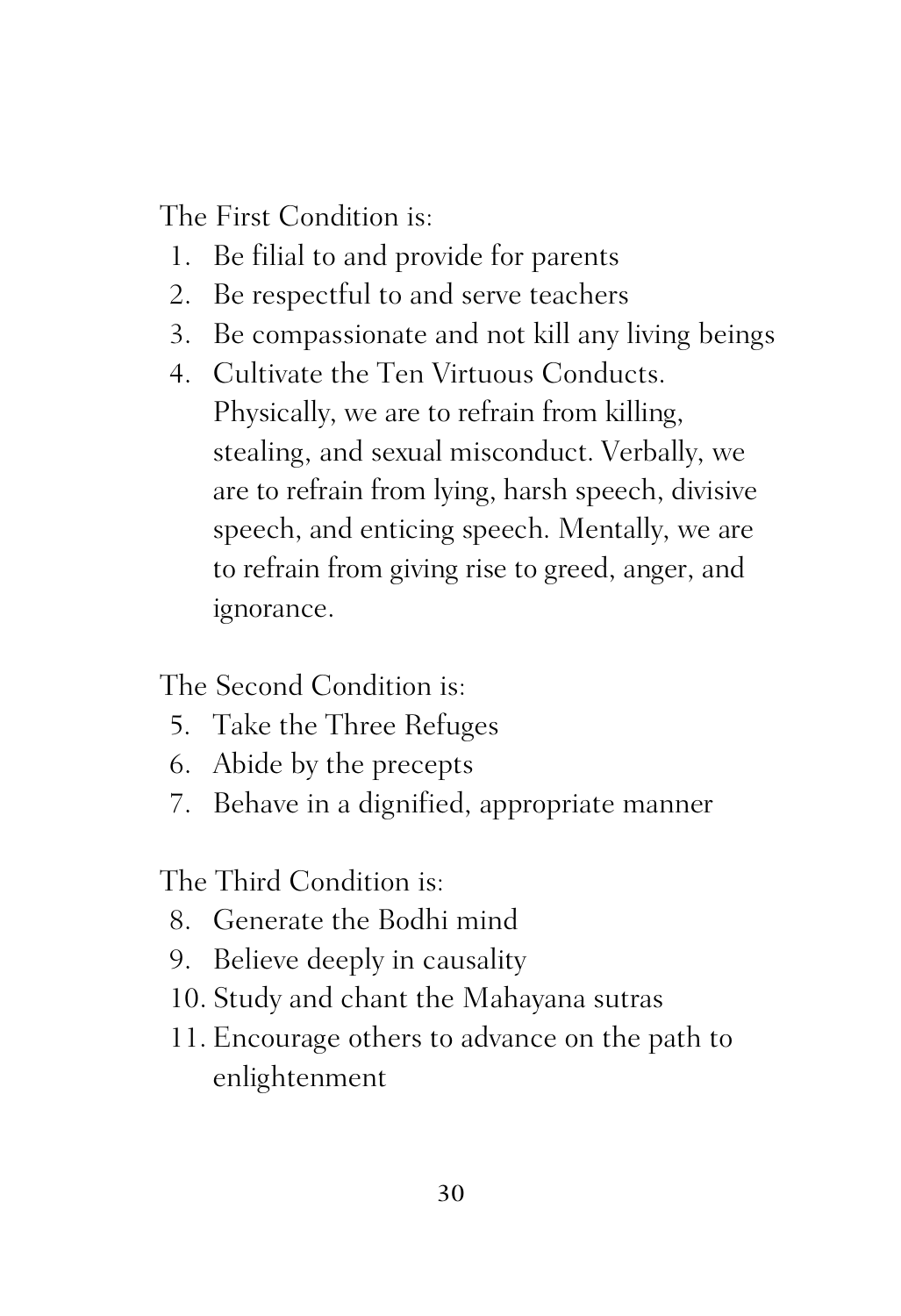The First Condition is:

1. Be filial to and provide for parents
2. Be respectful to and serve teachers
3. Be compassionate and not kill any living beings
4. Cultivate the Ten Virtuous Conducts. Physically, we are to refrain from killing, stealing, and sexual misconduct. Verbally, we are to refrain from lying, harsh speech, divisive speech, and enticing speech. Mentally, we are to refrain from giving rise to greed, anger, and ignorance.

The Second Condition is:

5. Take the Three Refuges
6. Abide by the precepts
7. Behave in a dignified, appropriate manner

The Third Condition is:

8. Generate the Bodhi mind
9. Believe deeply in causality
10. Study and chant the Mahayana sutras
11. Encourage others to advance on the path to enlightenment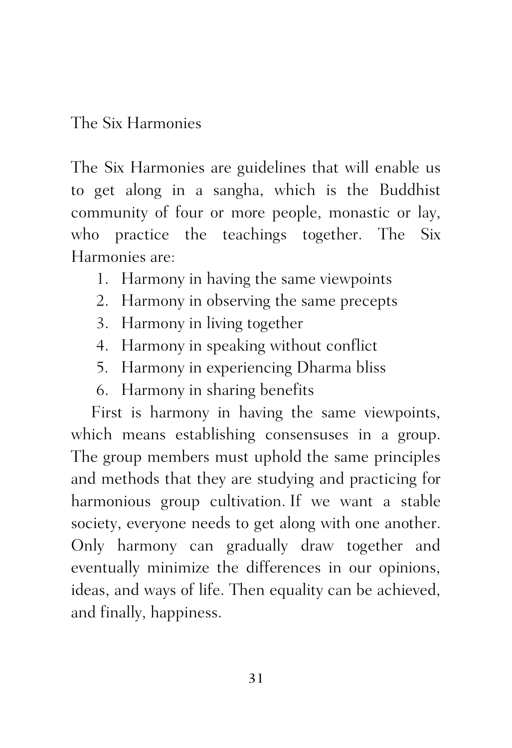## The Six Harmonies

The Six Harmonies are guidelines that will enable us to get along in a sangha, which is the Buddhist community of four or more people, monastic or lay, who practice the teachings together. The Six Harmonies are:

1. Harmony in having the same viewpoints
2. Harmony in observing the same precepts
3. Harmony in living together
4. Harmony in speaking without conflict
5. Harmony in experiencing Dharma bliss
6. Harmony in sharing benefits

First is harmony in having the same viewpoints, which means establishing consensuses in a group. The group members must uphold the same principles and methods that they are studying and practicing for harmonious group cultivation. If we want a stable society, everyone needs to get along with one another. Only harmony can gradually draw together and eventually minimize the differences in our opinions, ideas, and ways of life. Then equality can be achieved, and finally, happiness.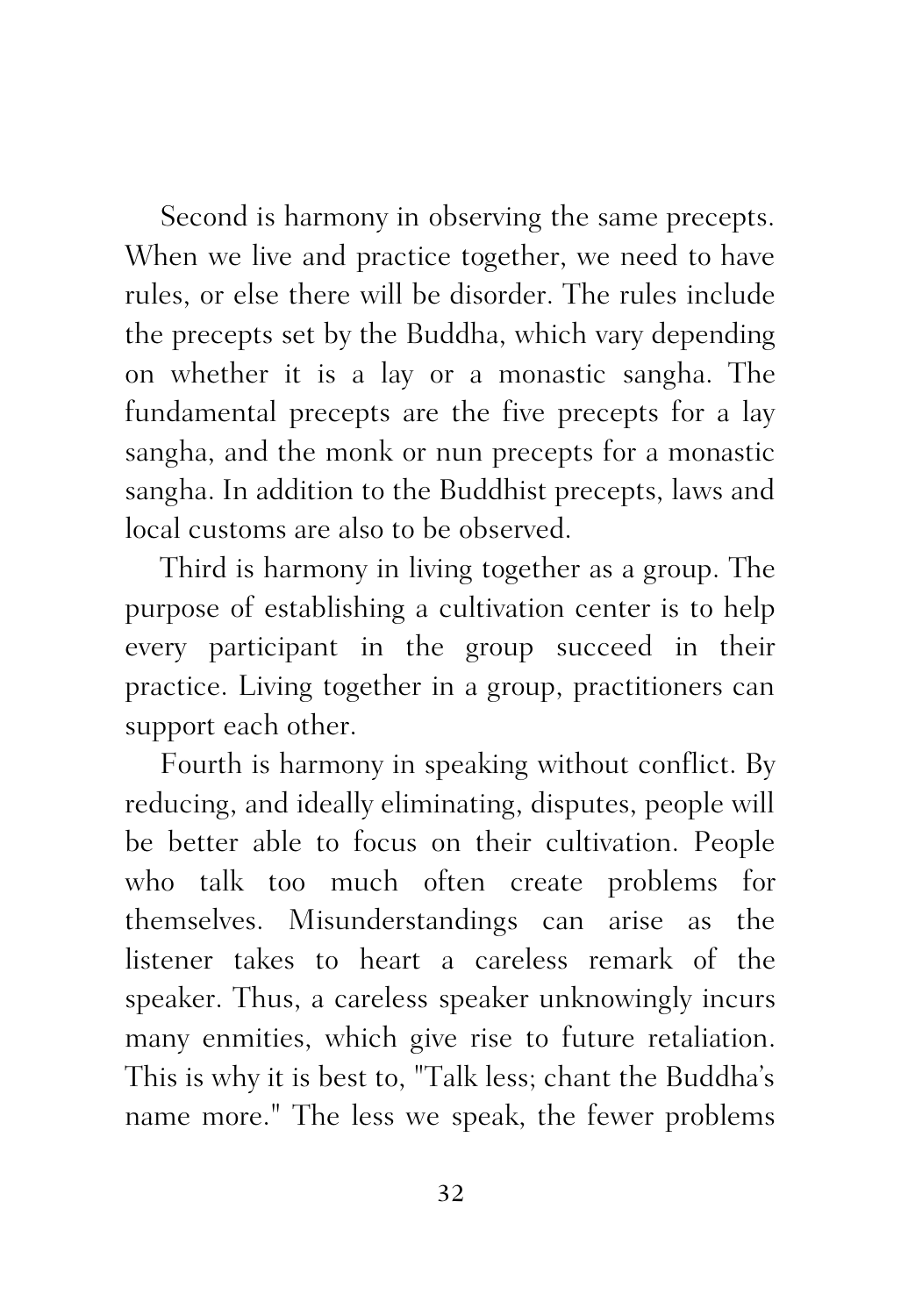Second is harmony in observing the same precepts. When we live and practice together, we need to have rules, or else there will be disorder. The rules include the precepts set by the Buddha, which vary depending on whether it is a lay or a monastic sangha. The fundamental precepts are the five precepts for a lay sangha, and the monk or nun precepts for a monastic sangha. In addition to the Buddhist precepts, laws and local customs are also to be observed.

Third is harmony in living together as a group. The purpose of establishing a cultivation center is to help every participant in the group succeed in their practice. Living together in a group, practitioners can support each other.

Fourth is harmony in speaking without conflict. By reducing, and ideally eliminating, disputes, people will be better able to focus on their cultivation. People who talk too much often create problems for themselves. Misunderstandings can arise as the listener takes to heart a careless remark of the speaker. Thus, a careless speaker unknowingly incurs many enmities, which give rise to future retaliation. This is why it is best to, "Talk less; chant the Buddha's name more." The less we speak, the fewer problems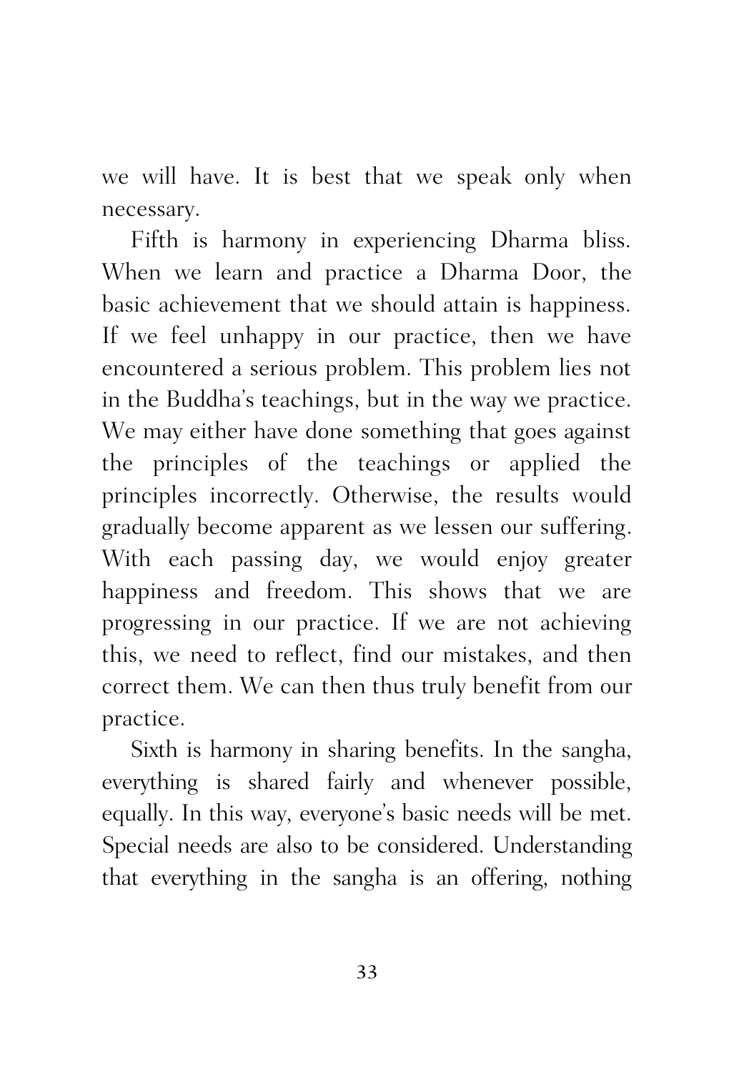we will have. It is best that we speak only when necessary.

Fifth is harmony in experiencing Dharma bliss. When we learn and practice a Dharma Door, the basic achievement that we should attain is happiness. If we feel unhappy in our practice, then we have encountered a serious problem. This problem lies not in the Buddha's teachings, but in the way we practice. We may either have done something that goes against the principles of the teachings or applied the principles incorrectly. Otherwise, the results would gradually become apparent as we lessen our suffering. With each passing day, we would enjoy greater happiness and freedom. This shows that we are progressing in our practice. If we are not achieving this, we need to reflect, find our mistakes, and then correct them. We can then thus truly benefit from our practice.

Sixth is harmony in sharing benefits. In the sangha, everything is shared fairly and whenever possible, equally. In this way, everyone's basic needs will be met. Special needs are also to be considered. Understanding that everything in the sangha is an offering, nothing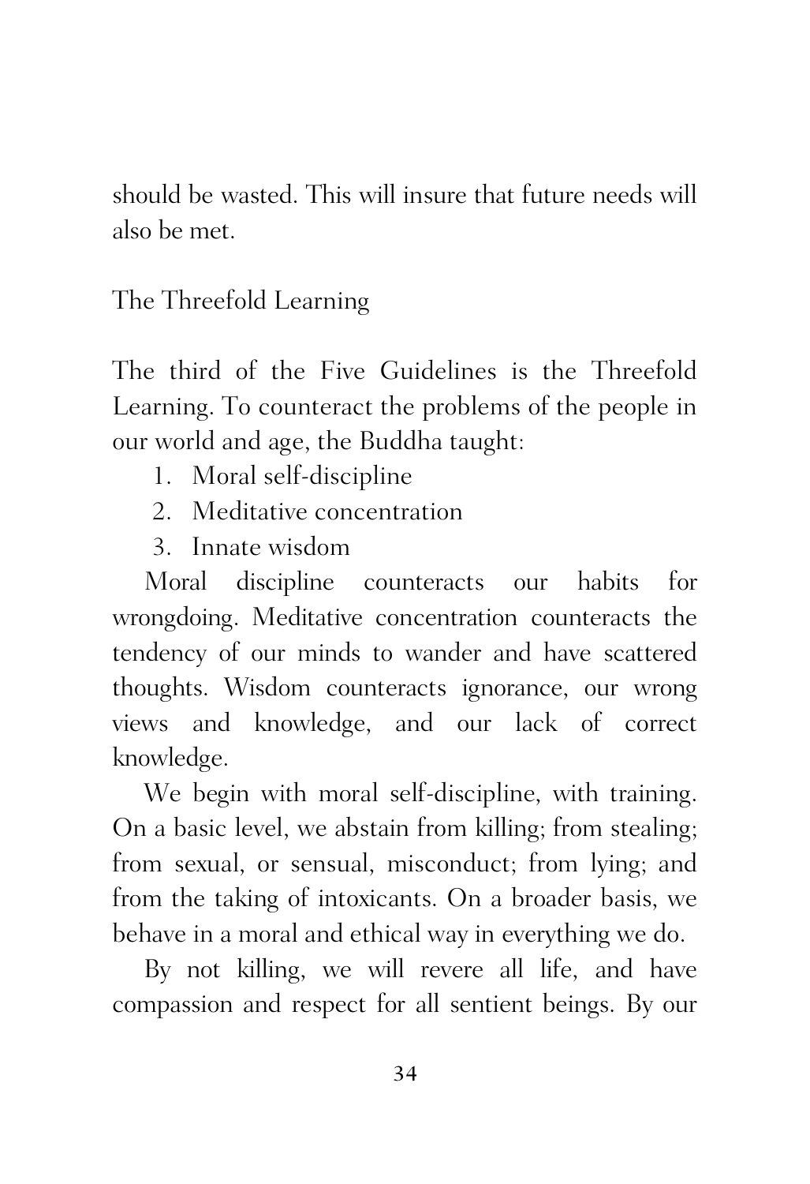should be wasted. This will insure that future needs will also be met.

## The Threefold Learning

The third of the Five Guidelines is the Threefold Learning. To counteract the problems of the people in our world and age, the Buddha taught:

1. Moral self-discipline
2. Meditative concentration
3. Innate wisdom

Moral discipline counteracts our habits for wrongdoing. Meditative concentration counteracts the tendency of our minds to wander and have scattered thoughts. Wisdom counteracts ignorance, our wrong views and knowledge, and our lack of correct knowledge.

We begin with moral self-discipline, with training. On a basic level, we abstain from killing; from stealing; from sexual, or sensual, misconduct; from lying; and from the taking of intoxicants. On a broader basis, we behave in a moral and ethical way in everything we do.

By not killing, we will revere all life, and have compassion and respect for all sentient beings. By our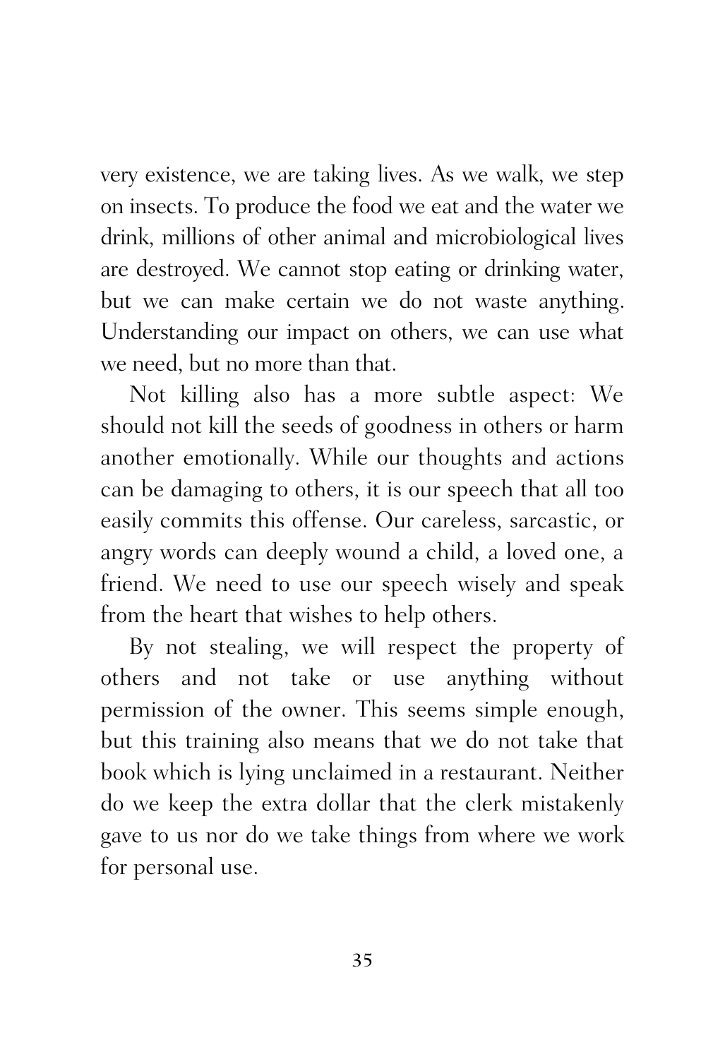very existence, we are taking lives. As we walk, we step on insects. To produce the food we eat and the water we drink, millions of other animal and microbiological lives are destroyed. We cannot stop eating or drinking water, but we can make certain we do not waste anything. Understanding our impact on others, we can use what we need, but no more than that.

Not killing also has a more subtle aspect: We should not kill the seeds of goodness in others or harm another emotionally. While our thoughts and actions can be damaging to others, it is our speech that all too easily commits this offense. Our careless, sarcastic, or angry words can deeply wound a child, a loved one, a friend. We need to use our speech wisely and speak from the heart that wishes to help others.

By not stealing, we will respect the property of others and not take or use anything without permission of the owner. This seems simple enough, but this training also means that we do not take that book which is lying unclaimed in a restaurant. Neither do we keep the extra dollar that the clerk mistakenly gave to us nor do we take things from where we work for personal use.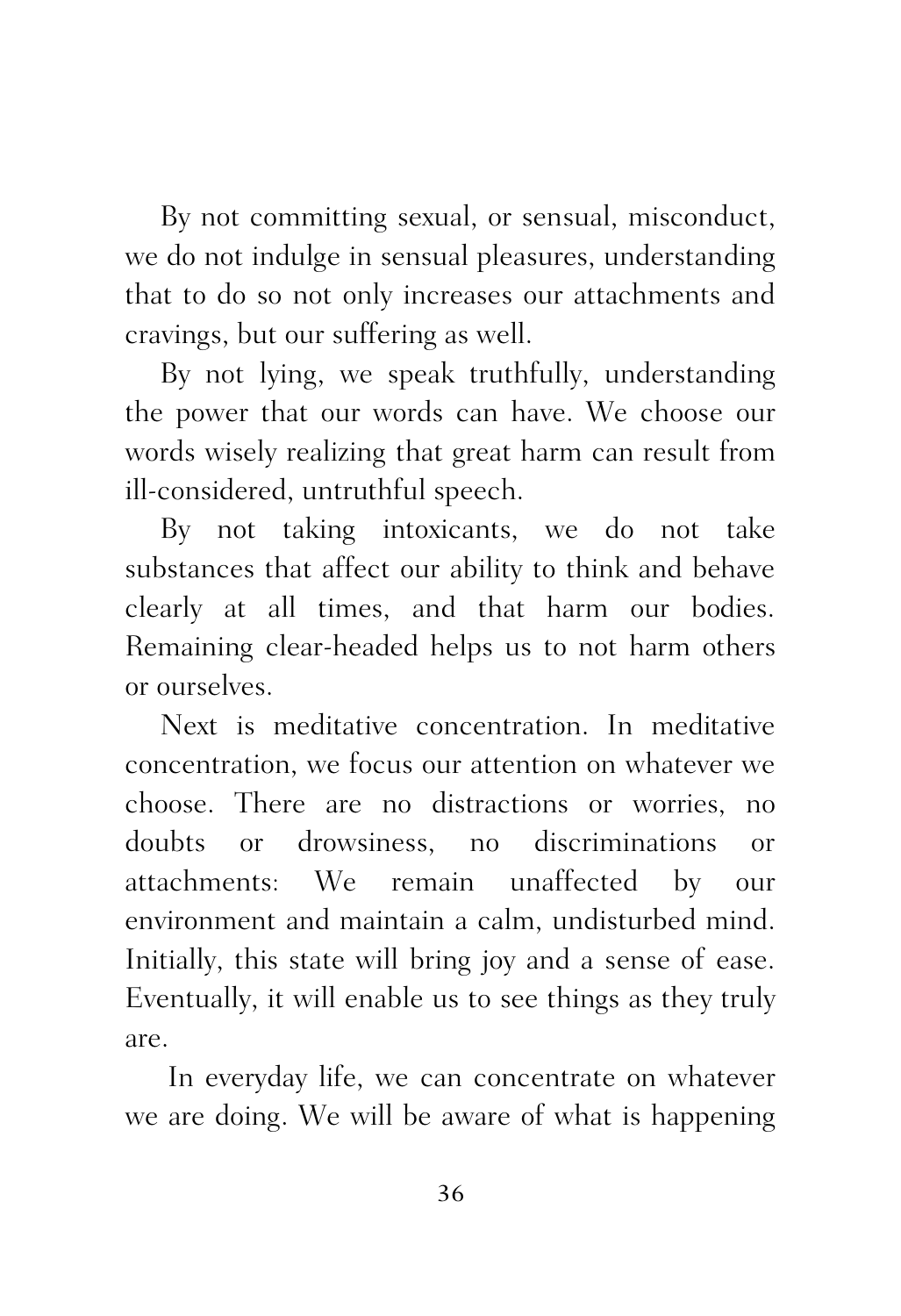By not committing sexual, or sensual, misconduct, we do not indulge in sensual pleasures, understanding that to do so not only increases our attachments and cravings, but our suffering as well.

By not lying, we speak truthfully, understanding the power that our words can have. We choose our words wisely realizing that great harm can result from ill-considered, untruthful speech.

By not taking intoxicants, we do not take substances that affect our ability to think and behave clearly at all times, and that harm our bodies. Remaining clear-headed helps us to not harm others or ourselves.

Next is meditative concentration. In meditative concentration, we focus our attention on whatever we choose. There are no distractions or worries, no doubts or drowsiness, no discriminations or attachments: We remain unaffected by our environment and maintain a calm, undisturbed mind. Initially, this state will bring joy and a sense of ease. Eventually, it will enable us to see things as they truly are.

In everyday life, we can concentrate on whatever we are doing. We will be aware of what is happening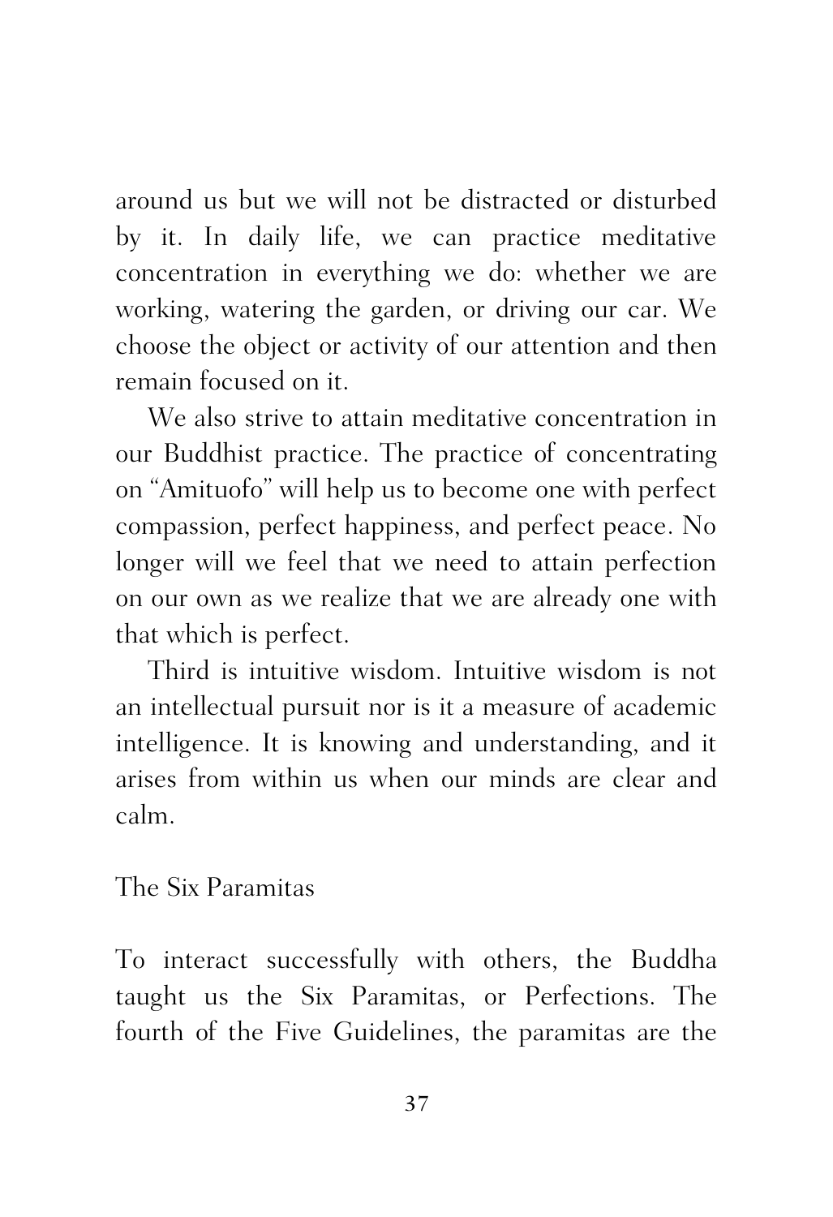around us but we will not be distracted or disturbed by it. In daily life, we can practice meditative concentration in everything we do: whether we are working, watering the garden, or driving our car. We choose the object or activity of our attention and then remain focused on it.

We also strive to attain meditative concentration in our Buddhist practice. The practice of concentrating on "Amituofo" will help us to become one with perfect compassion, perfect happiness, and perfect peace. No longer will we feel that we need to attain perfection on our own as we realize that we are already one with that which is perfect.

Third is intuitive wisdom. Intuitive wisdom is not an intellectual pursuit nor is it a measure of academic intelligence. It is knowing and understanding, and it arises from within us when our minds are clear and calm.

## The Six Paramitas

To interact successfully with others, the Buddha taught us the Six Paramitas, or Perfections. The fourth of the Five Guidelines, the paramitas are the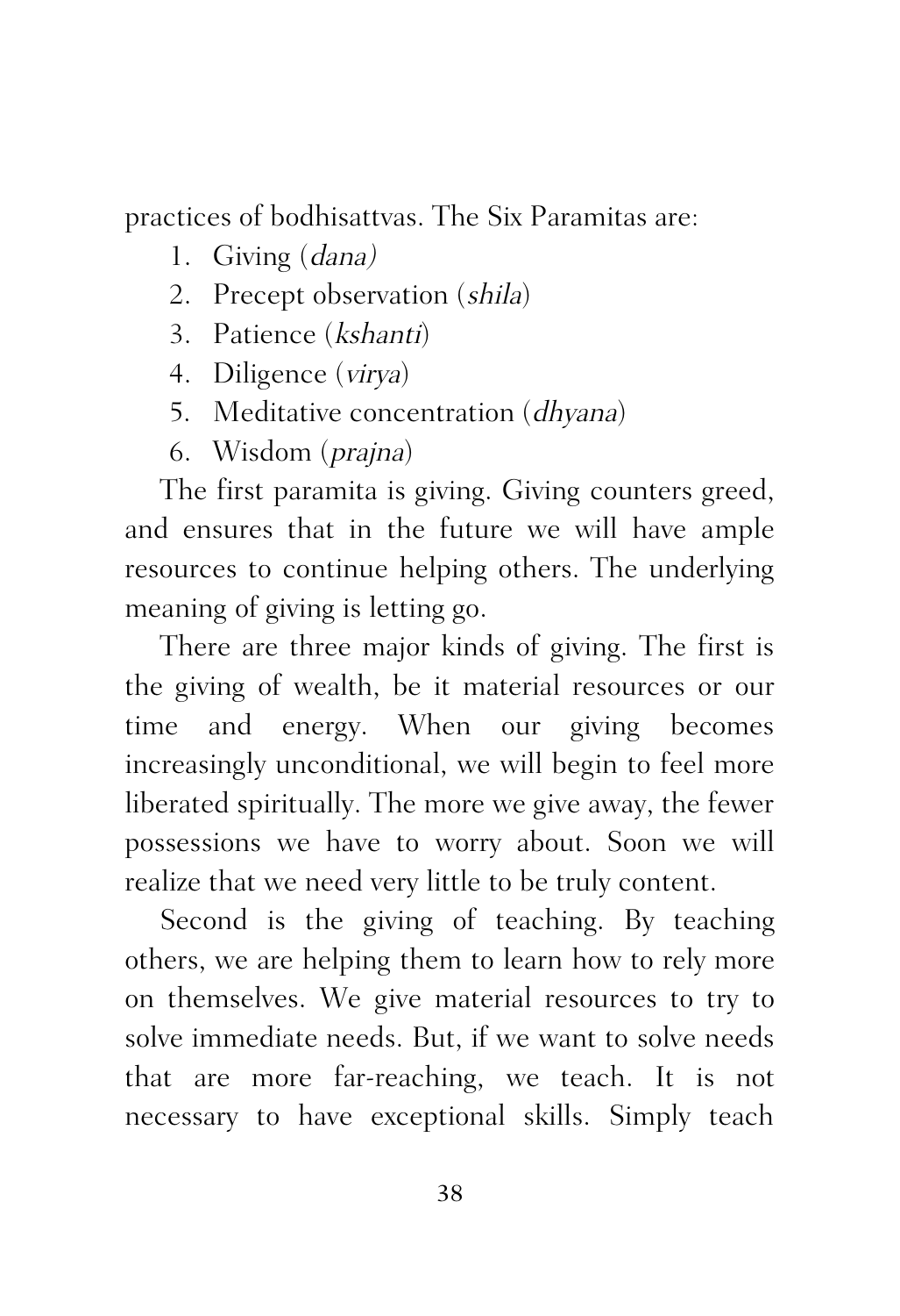practices of bodhisattvas. The Six Paramitas are:

1. Giving (*dana)*
2. Precept observation (*shila*)
3. Patience (*kshanti*)
4. Diligence (*virya*)
5. Meditative concentration (*dhyana*)
6. Wisdom (*prajna*)

The first paramita is giving. Giving counters greed, and ensures that in the future we will have ample resources to continue helping others. The underlying meaning of giving is letting go.

There are three major kinds of giving. The first is the giving of wealth, be it material resources or our time and energy. When our giving becomes increasingly unconditional, we will begin to feel more liberated spiritually. The more we give away, the fewer possessions we have to worry about. Soon we will realize that we need very little to be truly content.

Second is the giving of teaching. By teaching others, we are helping them to learn how to rely more on themselves. We give material resources to try to solve immediate needs. But, if we want to solve needs that are more far-reaching, we teach. It is not necessary to have exceptional skills. Simply teach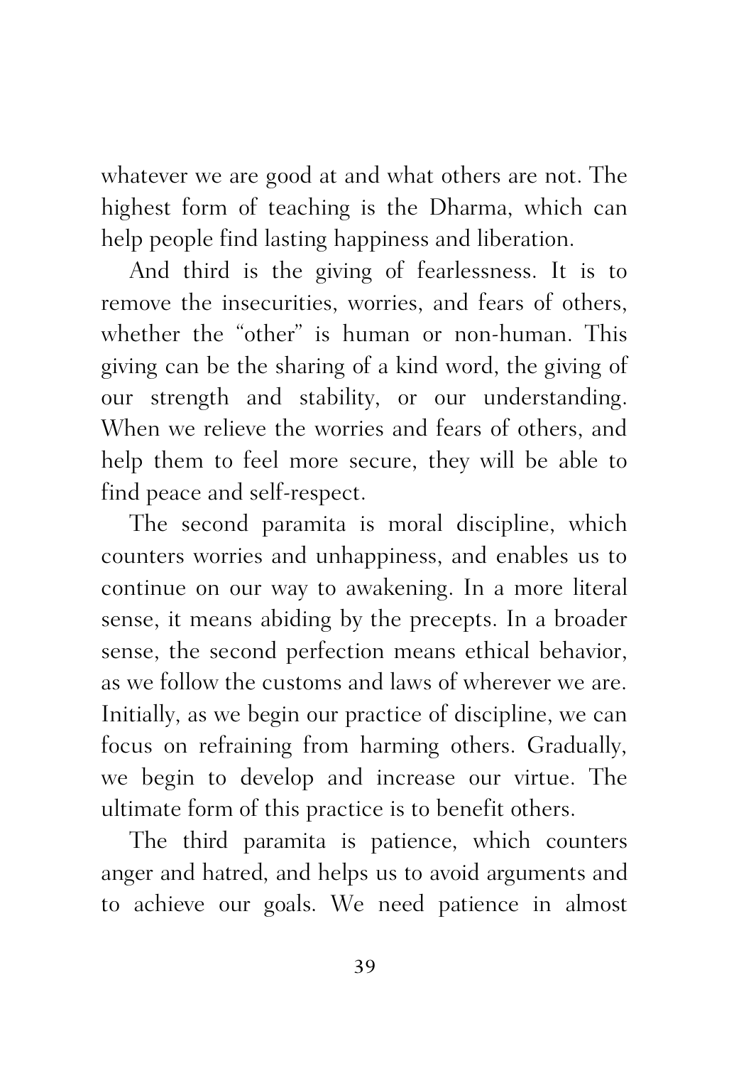whatever we are good at and what others are not. The highest form of teaching is the Dharma, which can help people find lasting happiness and liberation.

And third is the giving of fearlessness. It is to remove the insecurities, worries, and fears of others, whether the "other" is human or non-human. This giving can be the sharing of a kind word, the giving of our strength and stability, or our understanding. When we relieve the worries and fears of others, and help them to feel more secure, they will be able to find peace and self-respect.

The second paramita is moral discipline, which counters worries and unhappiness, and enables us to continue on our way to awakening. In a more literal sense, it means abiding by the precepts. In a broader sense, the second perfection means ethical behavior, as we follow the customs and laws of wherever we are. Initially, as we begin our practice of discipline, we can focus on refraining from harming others. Gradually, we begin to develop and increase our virtue. The ultimate form of this practice is to benefit others.

The third paramita is patience, which counters anger and hatred, and helps us to avoid arguments and to achieve our goals. We need patience in almost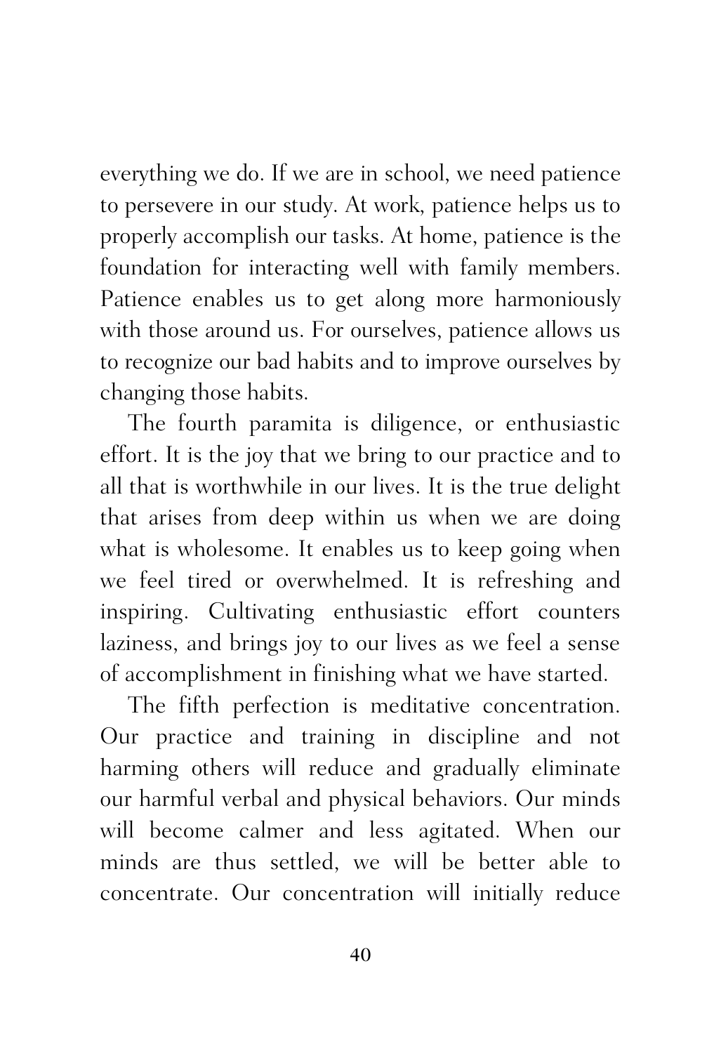everything we do. If we are in school, we need patience to persevere in our study. At work, patience helps us to properly accomplish our tasks. At home, patience is the foundation for interacting well with family members. Patience enables us to get along more harmoniously with those around us. For ourselves, patience allows us to recognize our bad habits and to improve ourselves by changing those habits.

The fourth paramita is diligence, or enthusiastic effort. It is the joy that we bring to our practice and to all that is worthwhile in our lives. It is the true delight that arises from deep within us when we are doing what is wholesome. It enables us to keep going when we feel tired or overwhelmed. It is refreshing and inspiring. Cultivating enthusiastic effort counters laziness, and brings joy to our lives as we feel a sense of accomplishment in finishing what we have started.

The fifth perfection is meditative concentration. Our practice and training in discipline and not harming others will reduce and gradually eliminate our harmful verbal and physical behaviors. Our minds will become calmer and less agitated. When our minds are thus settled, we will be better able to concentrate. Our concentration will initially reduce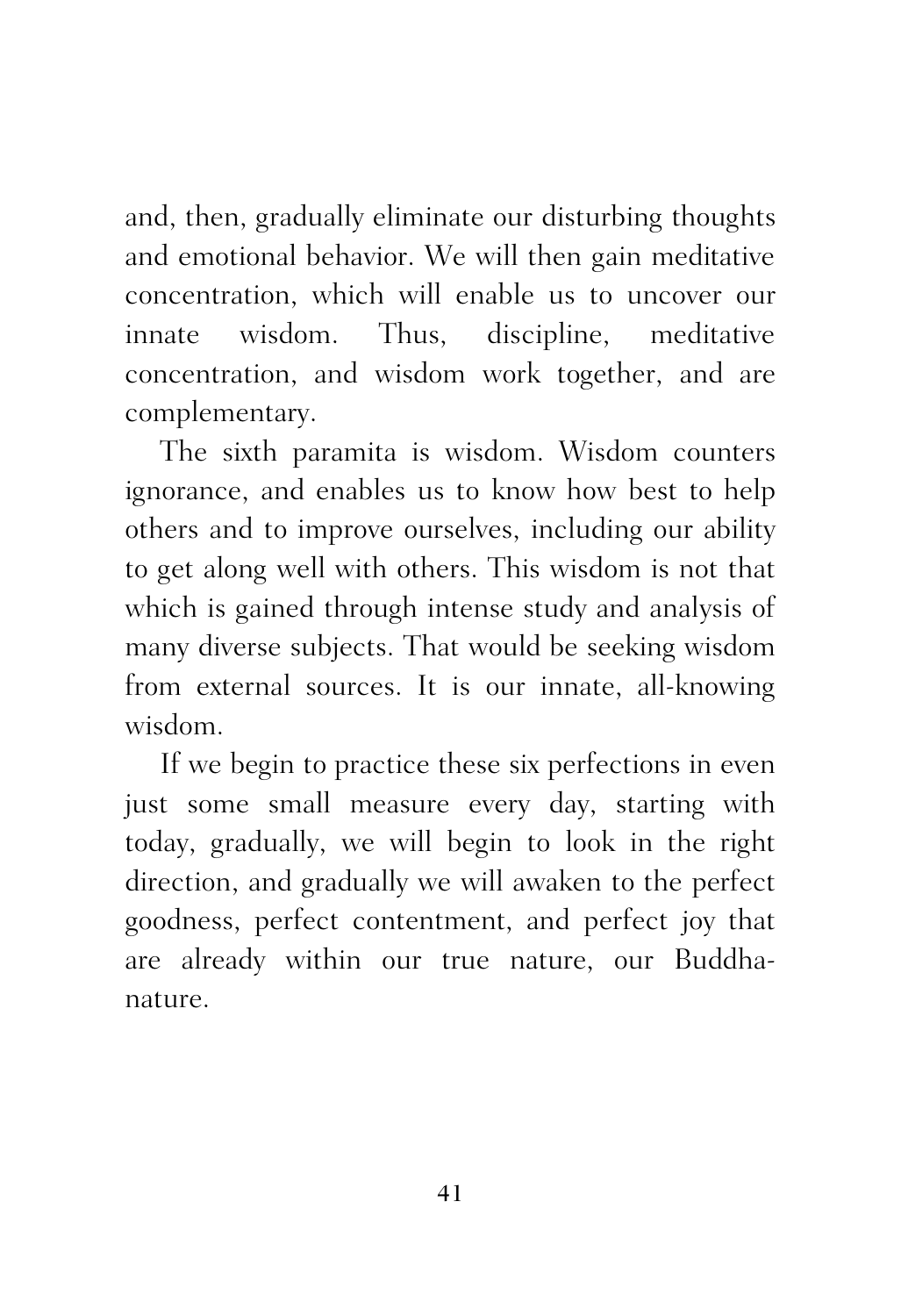and, then, gradually eliminate our disturbing thoughts and emotional behavior. We will then gain meditative concentration, which will enable us to uncover our innate wisdom. Thus, discipline, meditative concentration, and wisdom work together, and are complementary.

The sixth paramita is wisdom. Wisdom counters ignorance, and enables us to know how best to help others and to improve ourselves, including our ability to get along well with others. This wisdom is not that which is gained through intense study and analysis of many diverse subjects. That would be seeking wisdom from external sources. It is our innate, all-knowing wisdom.

If we begin to practice these six perfections in even just some small measure every day, starting with today, gradually, we will begin to look in the right direction, and gradually we will awaken to the perfect goodness, perfect contentment, and perfect joy that are already within our true nature, our Buddha-nature.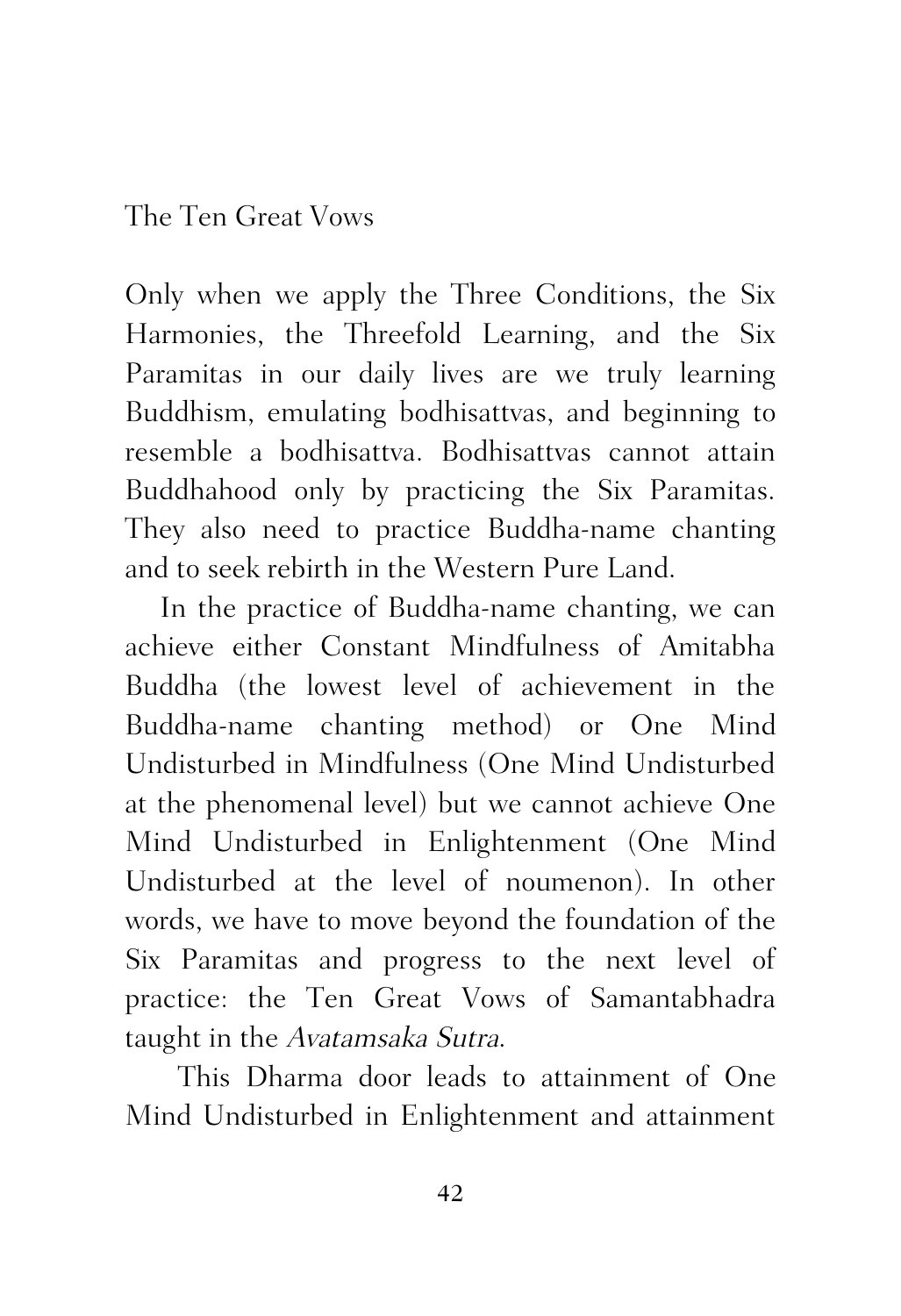Only when we apply the Three Conditions, the Six Harmonies, the Threefold Learning, and the Six Paramitas in our daily lives are we truly learning Buddhism, emulating bodhisattvas, and beginning to resemble a bodhisattva. Bodhisattvas cannot attain Buddhahood only by practicing the Six Paramitas. They also need to practice Buddha-name chanting and to seek rebirth in the Western Pure Land.

In the practice of Buddha-name chanting, we can achieve either Constant Mindfulness of Amitabha Buddha (the lowest level of achievement in the Buddha-name chanting method) or One Mind Undisturbed in Mindfulness (One Mind Undisturbed at the phenomenal level) but we cannot achieve One Mind Undisturbed in Enlightenment (One Mind Undisturbed at the level of noumenon). In other words, we have to move beyond the foundation of the Six Paramitas and progress to the next level of practice: the Ten Great Vows of Samantabhadra taught in the *Avatamsaka Sutra*.

This Dharma door leads to attainment of One Mind Undisturbed in Enlightenment and attainment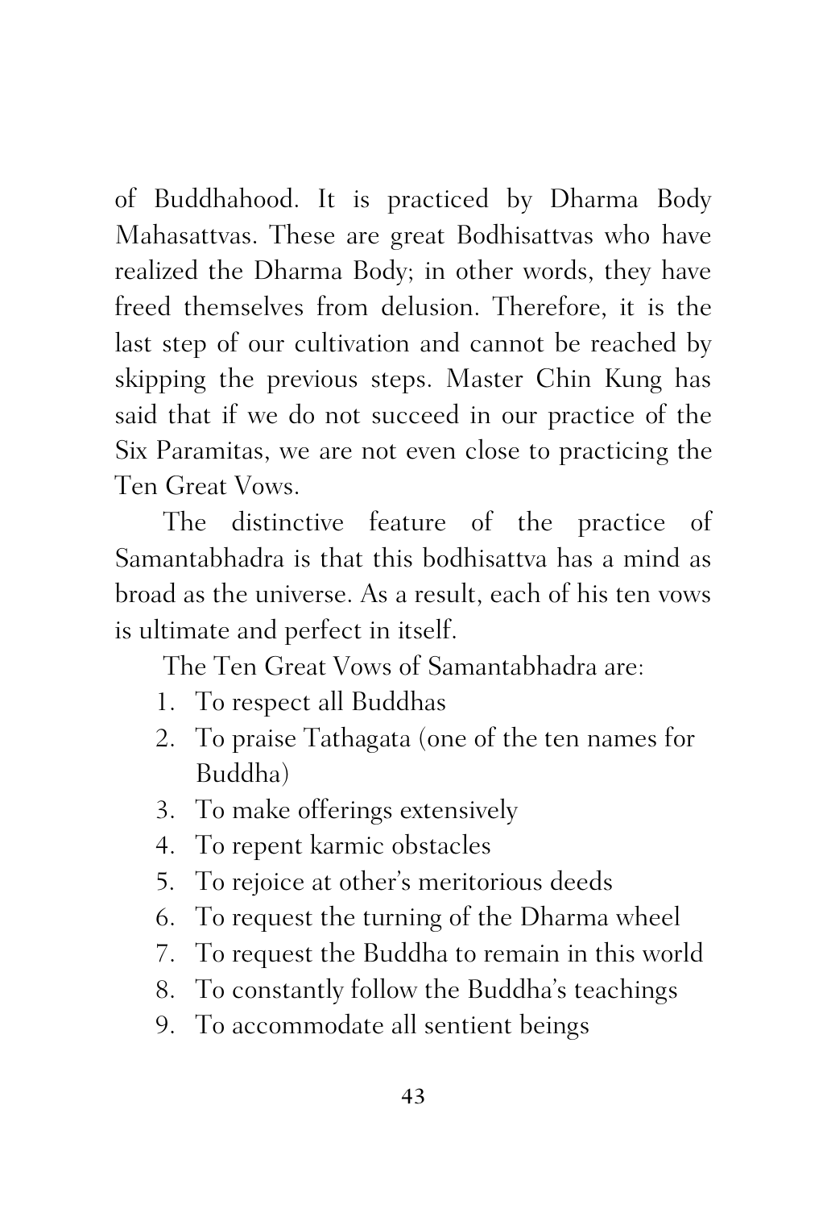of Buddhahood. It is practiced by Dharma Body Mahasattvas. These are great Bodhisattvas who have realized the Dharma Body; in other words, they have freed themselves from delusion. Therefore, it is the last step of our cultivation and cannot be reached by skipping the previous steps. Master Chin Kung has said that if we do not succeed in our practice of the Six Paramitas, we are not even close to practicing the Ten Great Vows.

The distinctive feature of the practice of Samantabhadra is that this bodhisattva has a mind as broad as the universe. As a result, each of his ten vows is ultimate and perfect in itself.

The Ten Great Vows of Samantabhadra are:

1. To respect all Buddhas
2. To praise Tathagata (one of the ten names for Buddha)
3. To make offerings extensively
4. To repent karmic obstacles
5. To rejoice at other's meritorious deeds
6. To request the turning of the Dharma wheel
7. To request the Buddha to remain in this world
8. To constantly follow the Buddha's teachings
9. To accommodate all sentient beings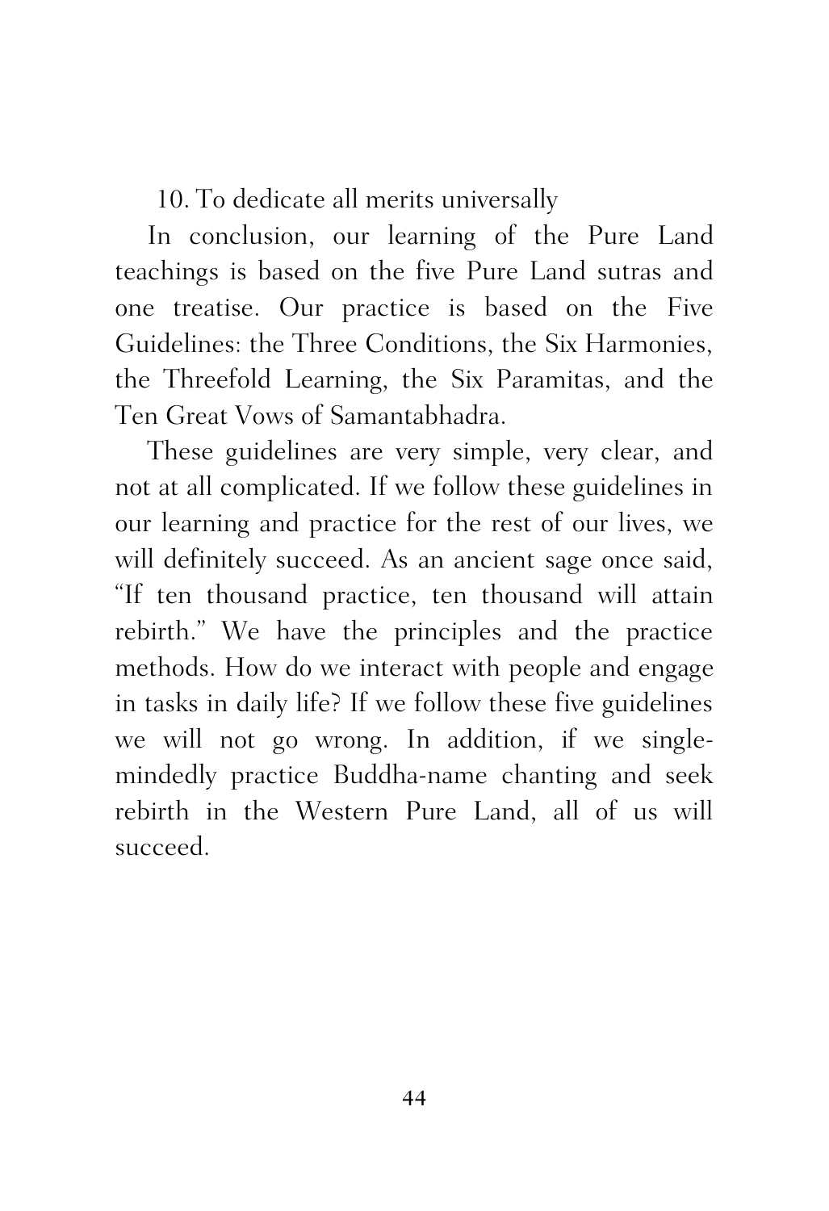10. To dedicate all merits universally

In conclusion, our learning of the Pure Land teachings is based on the five Pure Land sutras and one treatise. Our practice is based on the Five Guidelines: the Three Conditions, the Six Harmonies, the Threefold Learning, the Six Paramitas, and the Ten Great Vows of Samantabhadra.

These guidelines are very simple, very clear, and not at all complicated. If we follow these guidelines in our learning and practice for the rest of our lives, we will definitely succeed. As an ancient sage once said, "If ten thousand practice, ten thousand will attain rebirth." We have the principles and the practice methods. How do we interact with people and engage in tasks in daily life? If we follow these five guidelines we will not go wrong. In addition, if we single-mindedly practice Buddha-name chanting and seek rebirth in the Western Pure Land, all of us will succeed.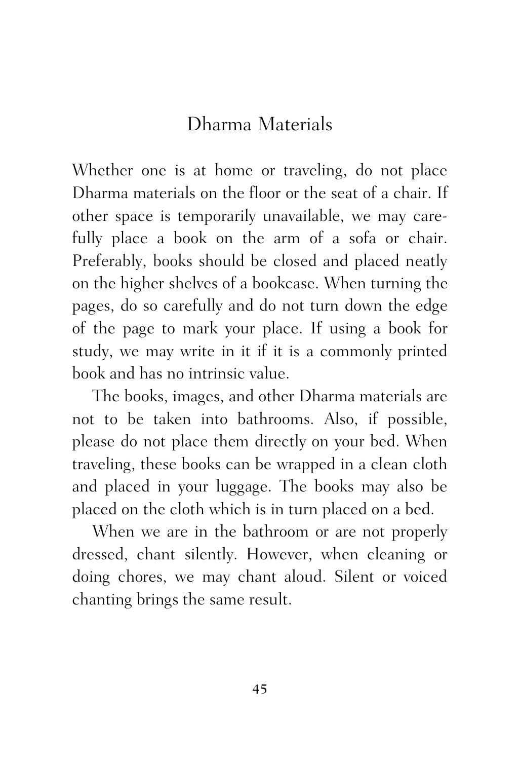## Dharma Materials

Whether one is at home or traveling, do not place Dharma materials on the floor or the seat of a chair. If other space is temporarily unavailable, we may carefully place a book on the arm of a sofa or chair. Preferably, books should be closed and placed neatly on the higher shelves of a bookcase. When turning the pages, do so carefully and do not turn down the edge of the page to mark your place. If using a book for study, we may write in it if it is a commonly printed book and has no intrinsic value.

The books, images, and other Dharma materials are not to be taken into bathrooms. Also, if possible, please do not place them directly on your bed. When traveling, these books can be wrapped in a clean cloth and placed in your luggage. The books may also be placed on the cloth which is in turn placed on a bed.

When we are in the bathroom or are not properly dressed, chant silently. However, when cleaning or doing chores, we may chant aloud. Silent or voiced chanting brings the same result.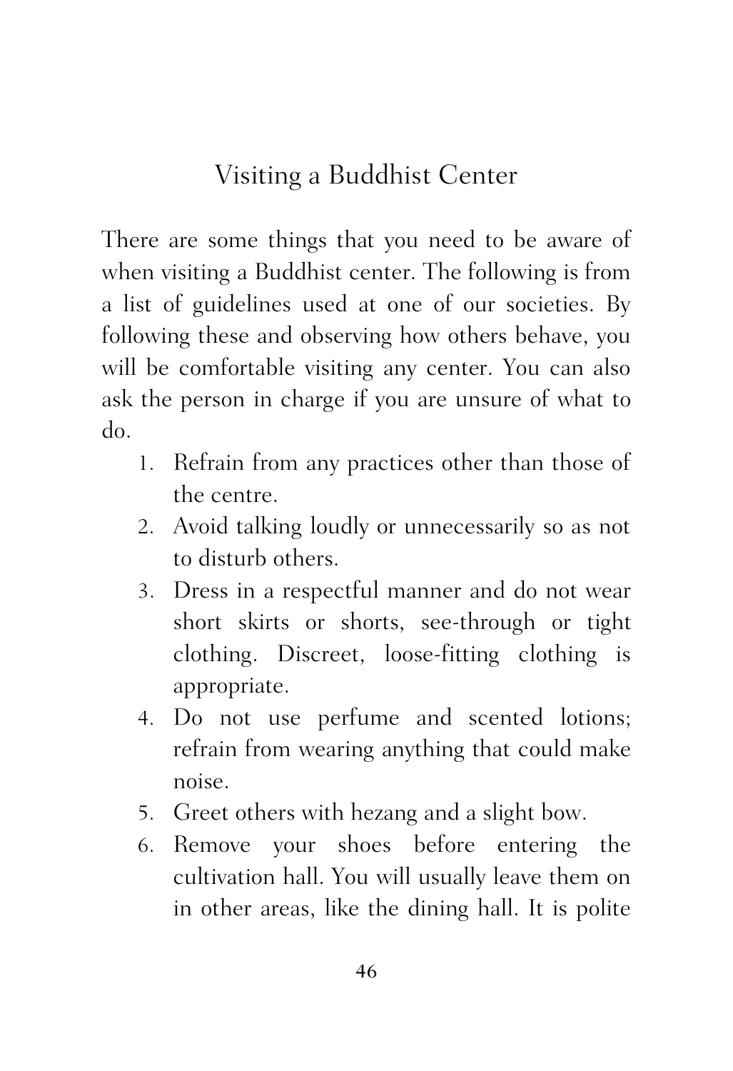# Visiting a Buddhist Center

There are some things that you need to be aware of when visiting a Buddhist center. The following is from a list of guidelines used at one of our societies. By following these and observing how others behave, you will be comfortable visiting any center. You can also ask the person in charge if you are unsure of what to do.

1. Refrain from any practices other than those of the centre.
2. Avoid talking loudly or unnecessarily so as not to disturb others.
3. Dress in a respectful manner and do not wear short skirts or shorts, see-through or tight clothing. Discreet, loose-fitting clothing is appropriate.
4. Do not use perfume and scented lotions; refrain from wearing anything that could make noise.
5. Greet others with hezang and a slight bow.
6. Remove your shoes before entering the cultivation hall. You will usually leave them on in other areas, like the dining hall. It is polite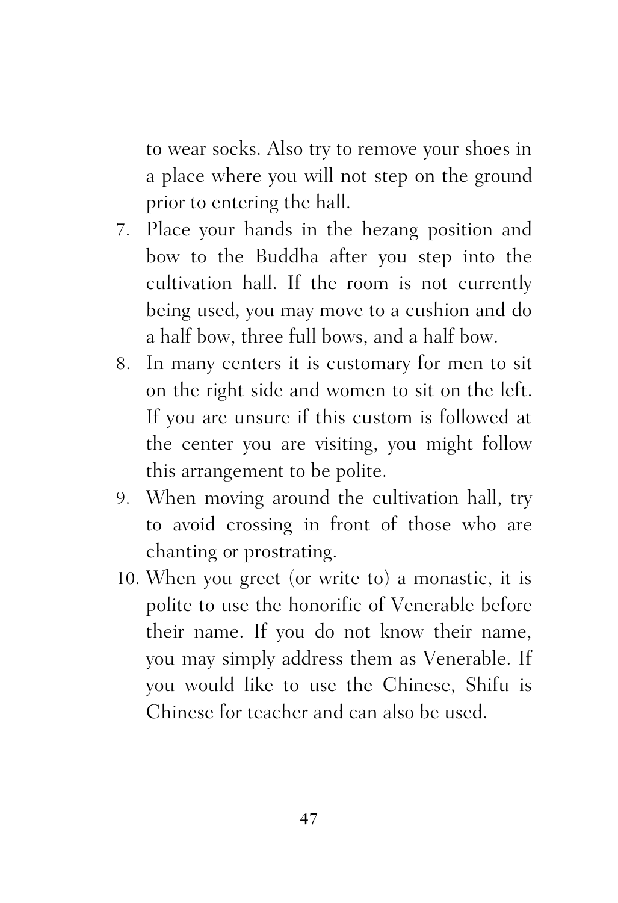to wear socks. Also try to remove your shoes in a place where you will not step on the ground prior to entering the hall.

7. Place your hands in the hezang position and bow to the Buddha after you step into the cultivation hall. If the room is not currently being used, you may move to a cushion and do a half bow, three full bows, and a half bow.
8. In many centers it is customary for men to sit on the right side and women to sit on the left. If you are unsure if this custom is followed at the center you are visiting, you might follow this arrangement to be polite.
9. When moving around the cultivation hall, try to avoid crossing in front of those who are chanting or prostrating.
10. When you greet (or write to) a monastic, it is polite to use the honorific of Venerable before their name. If you do not know their name, you may simply address them as Venerable. If you would like to use the Chinese, Shifu is Chinese for teacher and can also be used.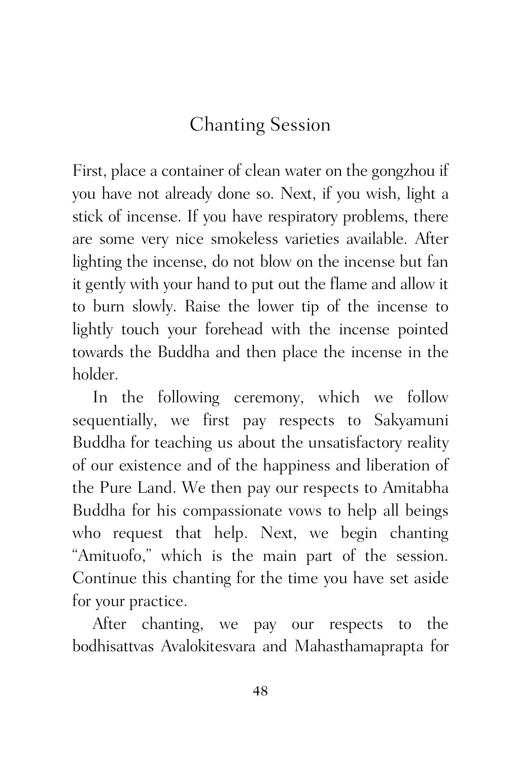## Chanting Session

First, place a container of clean water on the gongzhou if you have not already done so. Next, if you wish, light a stick of incense. If you have respiratory problems, there are some very nice smokeless varieties available. After lighting the incense, do not blow on the incense but fan it gently with your hand to put out the flame and allow it to burn slowly. Raise the lower tip of the incense to lightly touch your forehead with the incense pointed towards the Buddha and then place the incense in the holder.

In the following ceremony, which we follow sequentially, we first pay respects to Sakyamuni Buddha for teaching us about the unsatisfactory reality of our existence and of the happiness and liberation of the Pure Land. We then pay our respects to Amitabha Buddha for his compassionate vows to help all beings who request that help. Next, we begin chanting "Amituofo," which is the main part of the session. Continue this chanting for the time you have set aside for your practice.

After chanting, we pay our respects to the bodhisattvas Avalokitesvara and Mahasthamaprapta for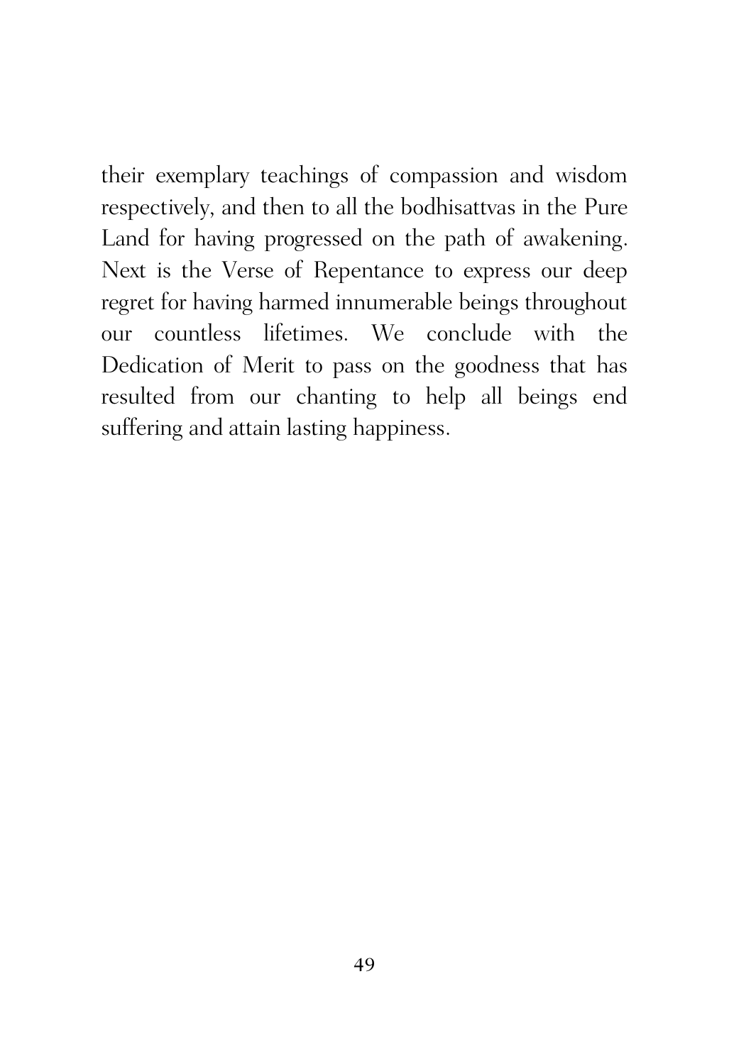their exemplary teachings of compassion and wisdom respectively, and then to all the bodhisattvas in the Pure Land for having progressed on the path of awakening. Next is the Verse of Repentance to express our deep regret for having harmed innumerable beings throughout our countless lifetimes. We conclude with the Dedication of Merit to pass on the goodness that has resulted from our chanting to help all beings end suffering and attain lasting happiness.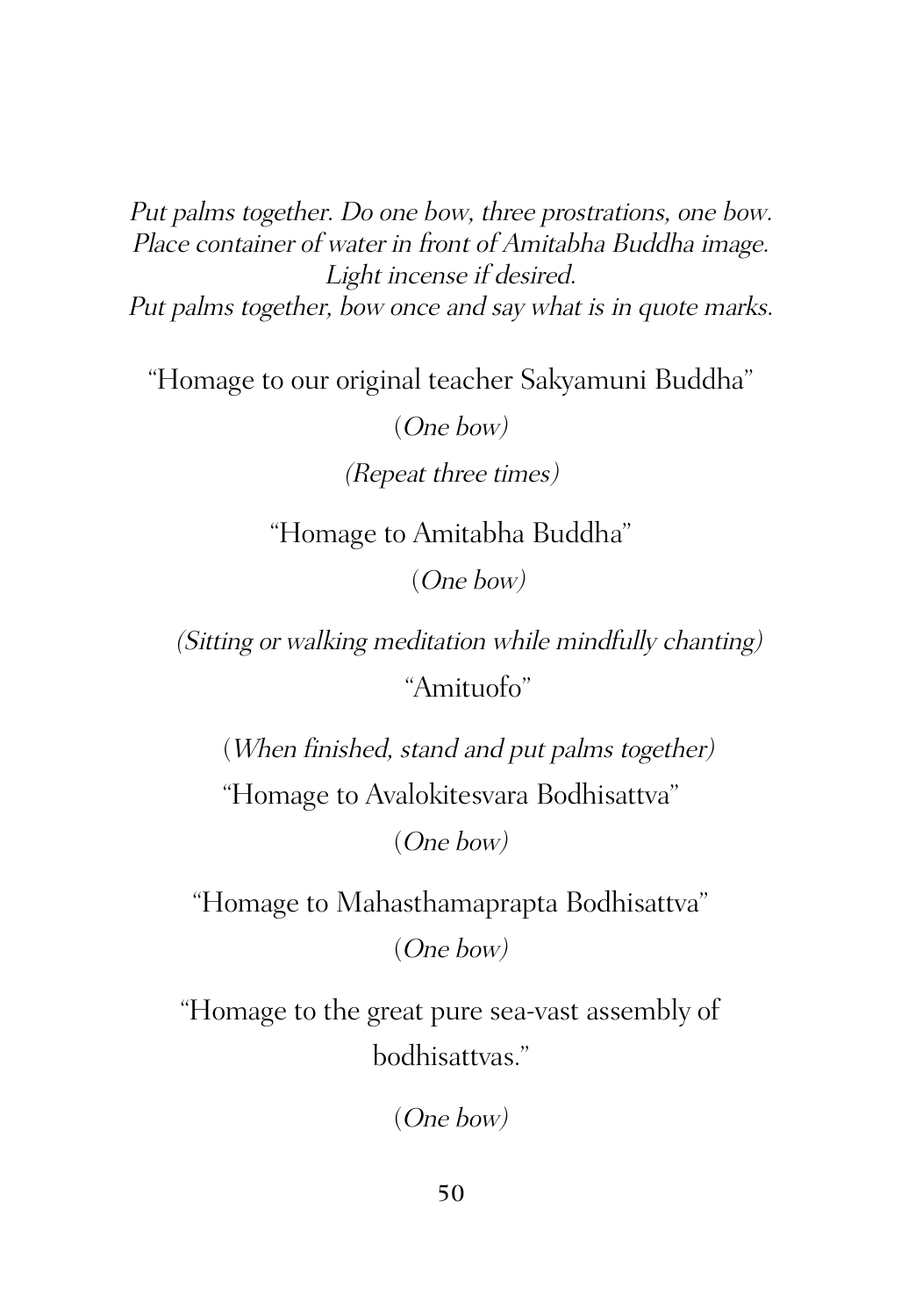*Put palms together. Do one bow, three prostrations, one bow.*
*Place container of water in front of Amitabha Buddha image.*
*Light incense if desired.*
*Put palms together, bow once and say what is in quote marks.*

"Homage to our original teacher Sakyamuni Buddha"

(*One bow)*

*(Repeat three times)*

"Homage to Amitabha Buddha"

(*One bow)*

*(Sitting or walking meditation while mindfully chanting)*

"Amituofo"

(*When finished, stand and put palms together)*

"Homage to Avalokitesvara Bodhisattva"

(*One bow)*

"Homage to Mahasthamaprapta Bodhisattva"

(*One bow)*

"Homage to the great pure sea-vast assembly of bodhisattvas."

(*One bow)*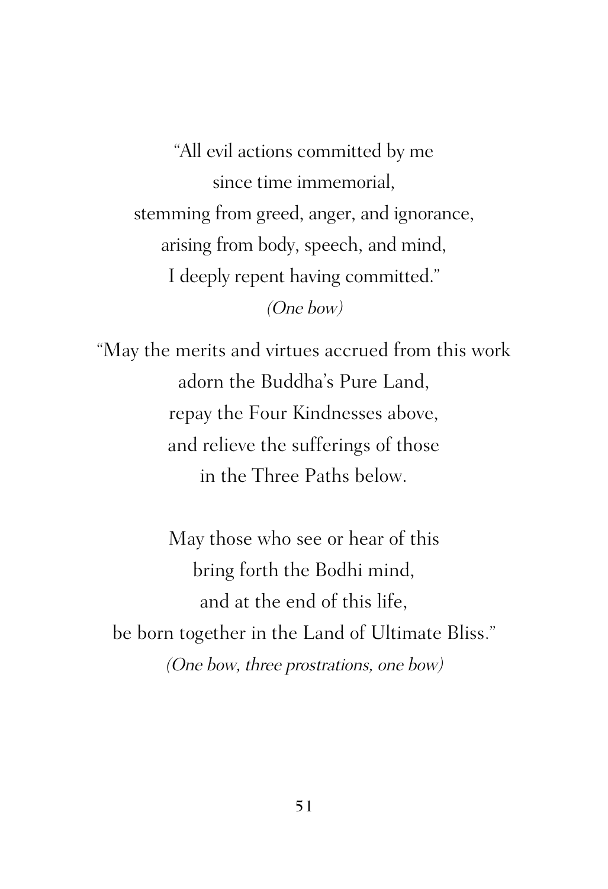"All evil actions committed by me
since time immemorial,
stemming from greed, anger, and ignorance,
arising from body, speech, and mind,
I deeply repent having committed."
*(One bow)*

"May the merits and virtues accrued from this work
adorn the Buddha's Pure Land,
repay the Four Kindnesses above,
and relieve the sufferings of those
in the Three Paths below.

May those who see or hear of this
bring forth the Bodhi mind,
and at the end of this life,
be born together in the Land of Ultimate Bliss."
*(One bow, three prostrations, one bow)*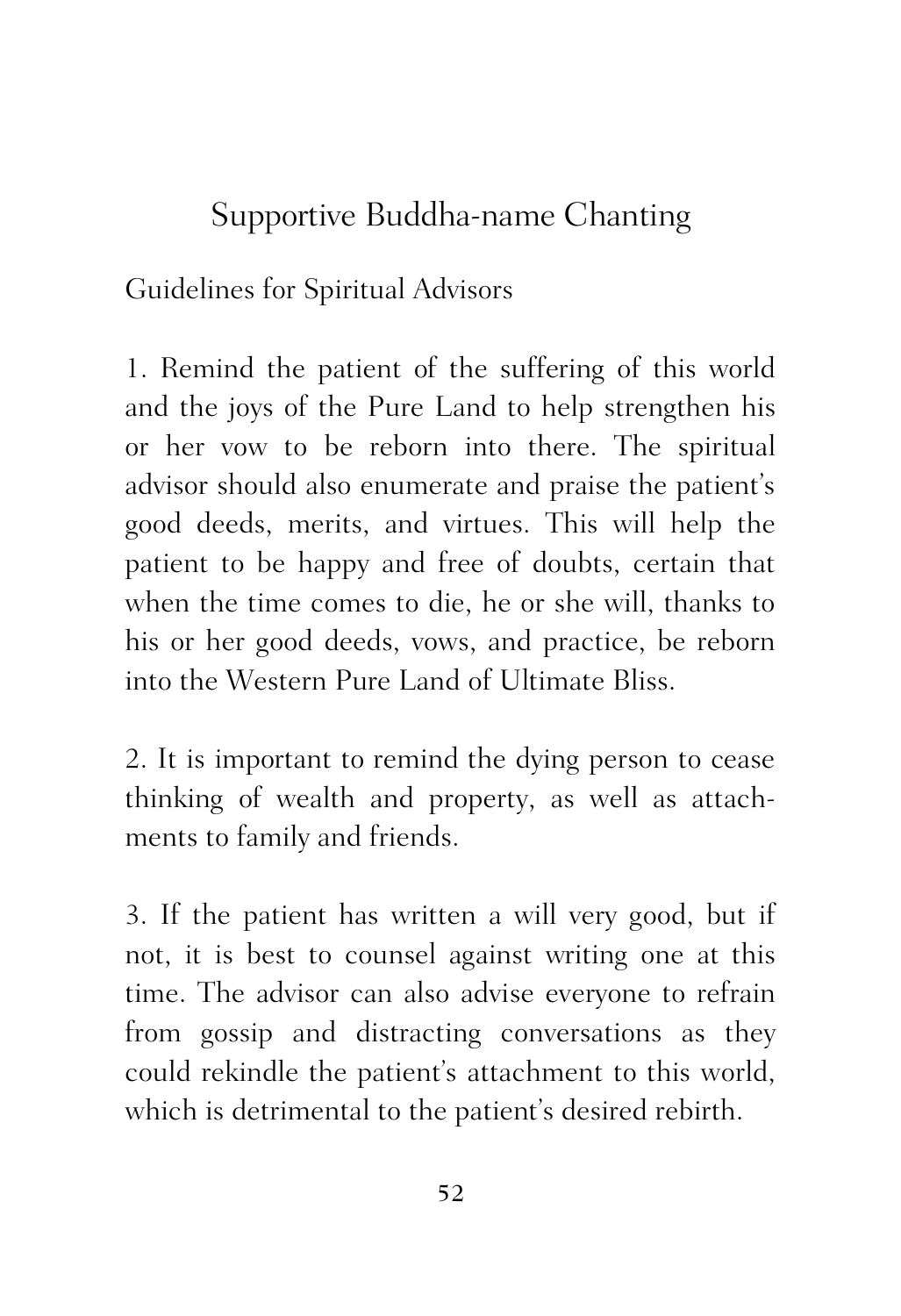# Supportive Buddha-name Chanting

Guidelines for Spiritual Advisors

1. Remind the patient of the suffering of this world and the joys of the Pure Land to help strengthen his or her vow to be reborn into there. The spiritual advisor should also enumerate and praise the patient's good deeds, merits, and virtues. This will help the patient to be happy and free of doubts, certain that when the time comes to die, he or she will, thanks to his or her good deeds, vows, and practice, be reborn into the Western Pure Land of Ultimate Bliss.

2. It is important to remind the dying person to cease thinking of wealth and property, as well as attachments to family and friends.

3. If the patient has written a will very good, but if not, it is best to counsel against writing one at this time. The advisor can also advise everyone to refrain from gossip and distracting conversations as they could rekindle the patient's attachment to this world, which is detrimental to the patient's desired rebirth.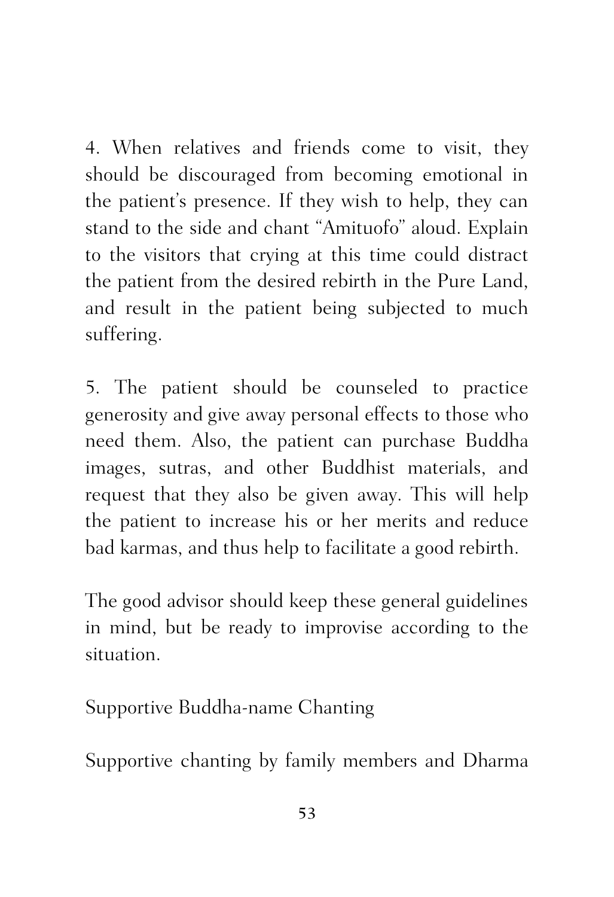4. When relatives and friends come to visit, they should be discouraged from becoming emotional in the patient's presence. If they wish to help, they can stand to the side and chant "Amituofo" aloud. Explain to the visitors that crying at this time could distract the patient from the desired rebirth in the Pure Land, and result in the patient being subjected to much suffering.

5. The patient should be counseled to practice generosity and give away personal effects to those who need them. Also, the patient can purchase Buddha images, sutras, and other Buddhist materials, and request that they also be given away. This will help the patient to increase his or her merits and reduce bad karmas, and thus help to facilitate a good rebirth.

The good advisor should keep these general guidelines in mind, but be ready to improvise according to the situation.

## Supportive Buddha-name Chanting

Supportive chanting by family members and Dharma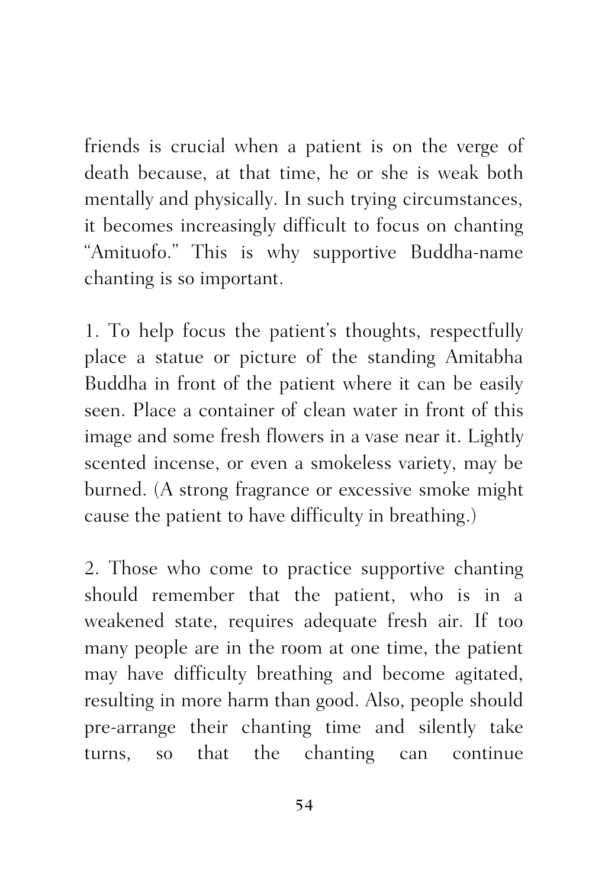friends is crucial when a patient is on the verge of death because, at that time, he or she is weak both mentally and physically. In such trying circumstances, it becomes increasingly difficult to focus on chanting "Amituofo." This is why supportive Buddha-name chanting is so important.

1. To help focus the patient's thoughts, respectfully place a statue or picture of the standing Amitabha Buddha in front of the patient where it can be easily seen. Place a container of clean water in front of this image and some fresh flowers in a vase near it. Lightly scented incense, or even a smokeless variety, may be burned. (A strong fragrance or excessive smoke might cause the patient to have difficulty in breathing.)

2. Those who come to practice supportive chanting should remember that the patient, who is in a weakened state, requires adequate fresh air. If too many people are in the room at one time, the patient may have difficulty breathing and become agitated, resulting in more harm than good. Also, people should pre-arrange their chanting time and silently take turns, so that the chanting can continue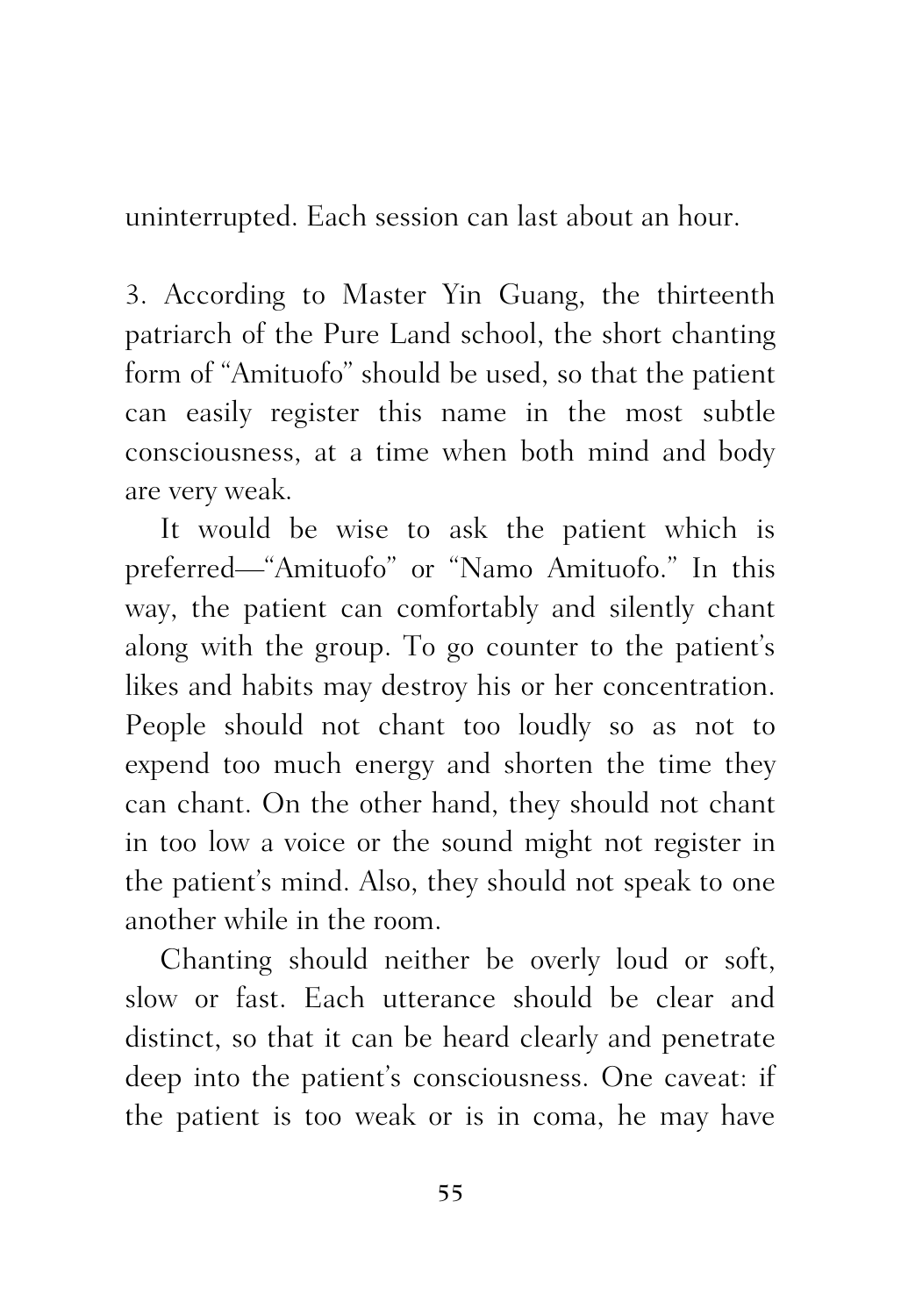uninterrupted. Each session can last about an hour.

3. According to Master Yin Guang, the thirteenth patriarch of the Pure Land school, the short chanting form of "Amituofo" should be used, so that the patient can easily register this name in the most subtle consciousness, at a time when both mind and body are very weak.

It would be wise to ask the patient which is preferred—"Amituofo" or "Namo Amituofo." In this way, the patient can comfortably and silently chant along with the group. To go counter to the patient's likes and habits may destroy his or her concentration. People should not chant too loudly so as not to expend too much energy and shorten the time they can chant. On the other hand, they should not chant in too low a voice or the sound might not register in the patient's mind. Also, they should not speak to one another while in the room.

Chanting should neither be overly loud or soft, slow or fast. Each utterance should be clear and distinct, so that it can be heard clearly and penetrate deep into the patient's consciousness. One caveat: if the patient is too weak or is in coma, he may have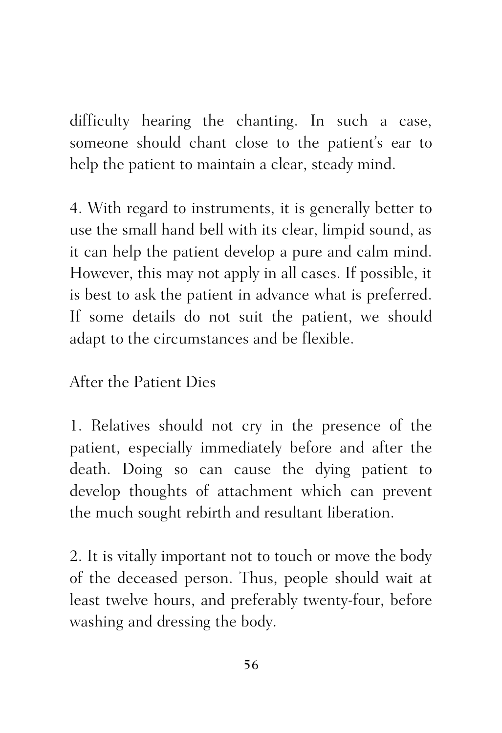difficulty hearing the chanting. In such a case, someone should chant close to the patient's ear to help the patient to maintain a clear, steady mind.

4. With regard to instruments, it is generally better to use the small hand bell with its clear, limpid sound, as it can help the patient develop a pure and calm mind. However, this may not apply in all cases. If possible, it is best to ask the patient in advance what is preferred. If some details do not suit the patient, we should adapt to the circumstances and be flexible.

## After the Patient Dies

1. Relatives should not cry in the presence of the patient, especially immediately before and after the death. Doing so can cause the dying patient to develop thoughts of attachment which can prevent the much sought rebirth and resultant liberation.

2. It is vitally important not to touch or move the body of the deceased person. Thus, people should wait at least twelve hours, and preferably twenty-four, before washing and dressing the body.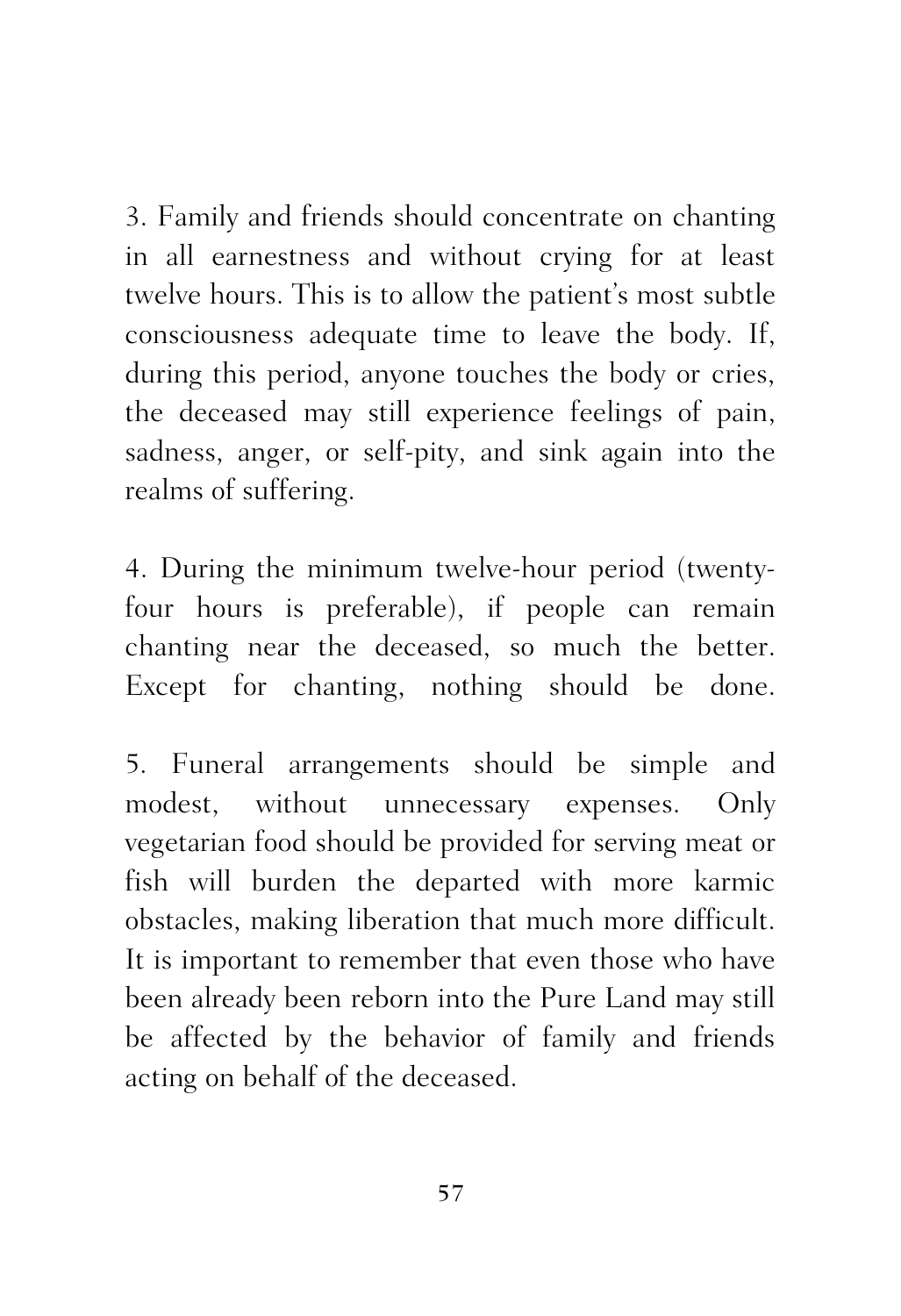3. Family and friends should concentrate on chanting in all earnestness and without crying for at least twelve hours. This is to allow the patient's most subtle consciousness adequate time to leave the body. If, during this period, anyone touches the body or cries, the deceased may still experience feelings of pain, sadness, anger, or self-pity, and sink again into the realms of suffering.

4. During the minimum twelve-hour period (twenty-four hours is preferable), if people can remain chanting near the deceased, so much the better. Except for chanting, nothing should be done.

5. Funeral arrangements should be simple and modest, without unnecessary expenses. Only vegetarian food should be provided for serving meat or fish will burden the departed with more karmic obstacles, making liberation that much more difficult. It is important to remember that even those who have been already been reborn into the Pure Land may still be affected by the behavior of family and friends acting on behalf of the deceased.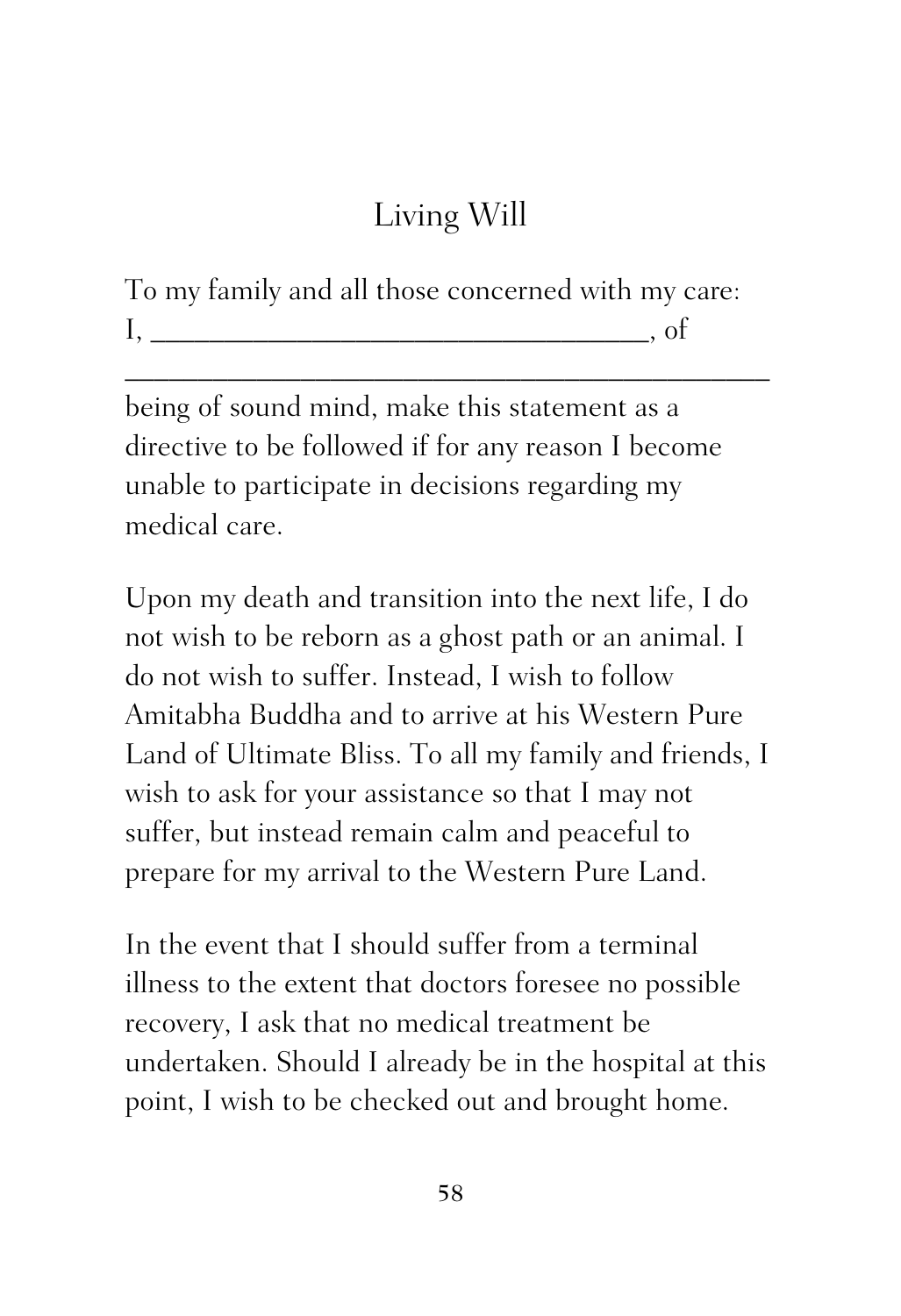# Living Will

To my family and all those concerned with my care:
I, ________________________________, of
___________________________________________
being of sound mind, make this statement as a directive to be followed if for any reason I become unable to participate in decisions regarding my medical care.

Upon my death and transition into the next life, I do not wish to be reborn as a ghost path or an animal. I do not wish to suffer. Instead, I wish to follow Amitabha Buddha and to arrive at his Western Pure Land of Ultimate Bliss. To all my family and friends, I wish to ask for your assistance so that I may not suffer, but instead remain calm and peaceful to prepare for my arrival to the Western Pure Land.

In the event that I should suffer from a terminal illness to the extent that doctors foresee no possible recovery, I ask that no medical treatment be undertaken. Should I already be in the hospital at this point, I wish to be checked out and brought home.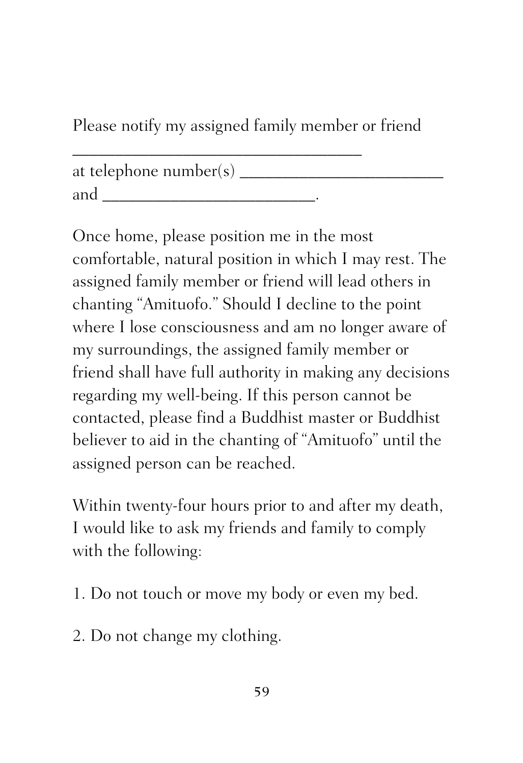Please notify my assigned family member or friend
___________________________________
at telephone number(s) ________________________
and _________________________.

Once home, please position me in the most comfortable, natural position in which I may rest. The assigned family member or friend will lead others in chanting "Amituofo." Should I decline to the point where I lose consciousness and am no longer aware of my surroundings, the assigned family member or friend shall have full authority in making any decisions regarding my well-being. If this person cannot be contacted, please find a Buddhist master or Buddhist believer to aid in the chanting of "Amituofo" until the assigned person can be reached.

Within twenty-four hours prior to and after my death, I would like to ask my friends and family to comply with the following:

1. Do not touch or move my body or even my bed.

2. Do not change my clothing.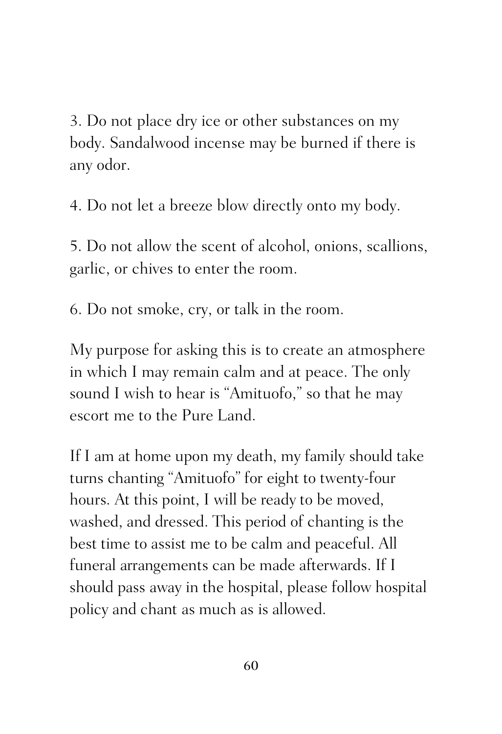3. Do not place dry ice or other substances on my body. Sandalwood incense may be burned if there is any odor.

4. Do not let a breeze blow directly onto my body.

5. Do not allow the scent of alcohol, onions, scallions, garlic, or chives to enter the room.

6. Do not smoke, cry, or talk in the room.

My purpose for asking this is to create an atmosphere in which I may remain calm and at peace. The only sound I wish to hear is "Amituofo," so that he may escort me to the Pure Land.

If I am at home upon my death, my family should take turns chanting "Amituofo" for eight to twenty-four hours. At this point, I will be ready to be moved, washed, and dressed. This period of chanting is the best time to assist me to be calm and peaceful. All funeral arrangements can be made afterwards. If I should pass away in the hospital, please follow hospital policy and chant as much as is allowed.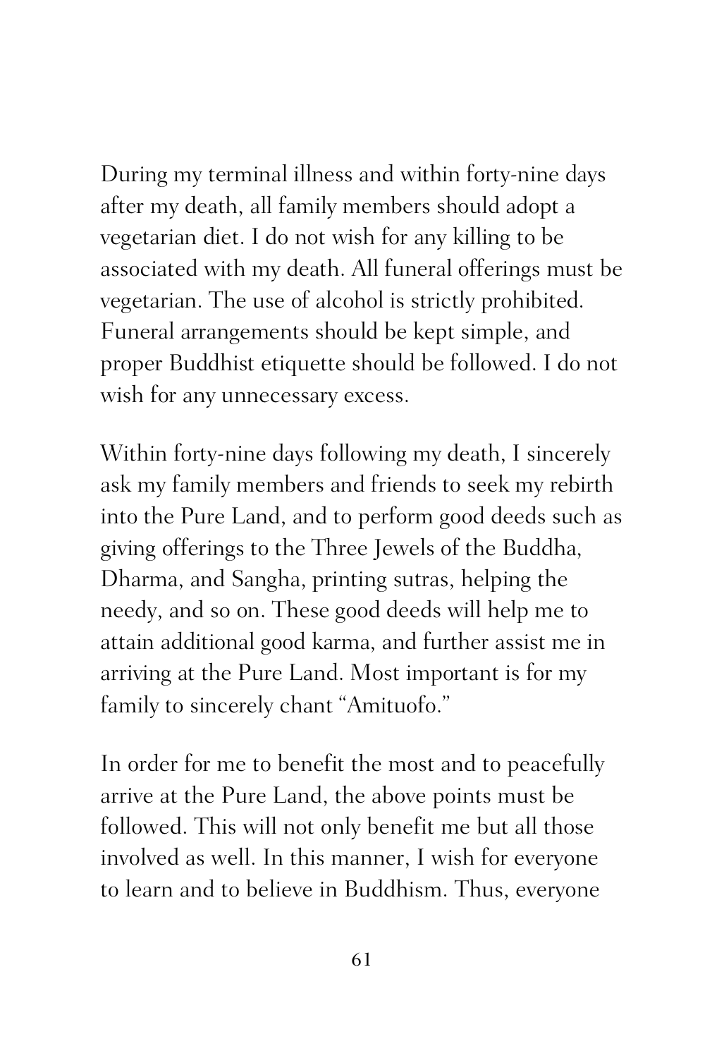During my terminal illness and within forty-nine days after my death, all family members should adopt a vegetarian diet. I do not wish for any killing to be associated with my death. All funeral offerings must be vegetarian. The use of alcohol is strictly prohibited. Funeral arrangements should be kept simple, and proper Buddhist etiquette should be followed. I do not wish for any unnecessary excess.

Within forty-nine days following my death, I sincerely ask my family members and friends to seek my rebirth into the Pure Land, and to perform good deeds such as giving offerings to the Three Jewels of the Buddha, Dharma, and Sangha, printing sutras, helping the needy, and so on. These good deeds will help me to attain additional good karma, and further assist me in arriving at the Pure Land. Most important is for my family to sincerely chant "Amituofo."

In order for me to benefit the most and to peacefully arrive at the Pure Land, the above points must be followed. This will not only benefit me but all those involved as well. In this manner, I wish for everyone to learn and to believe in Buddhism. Thus, everyone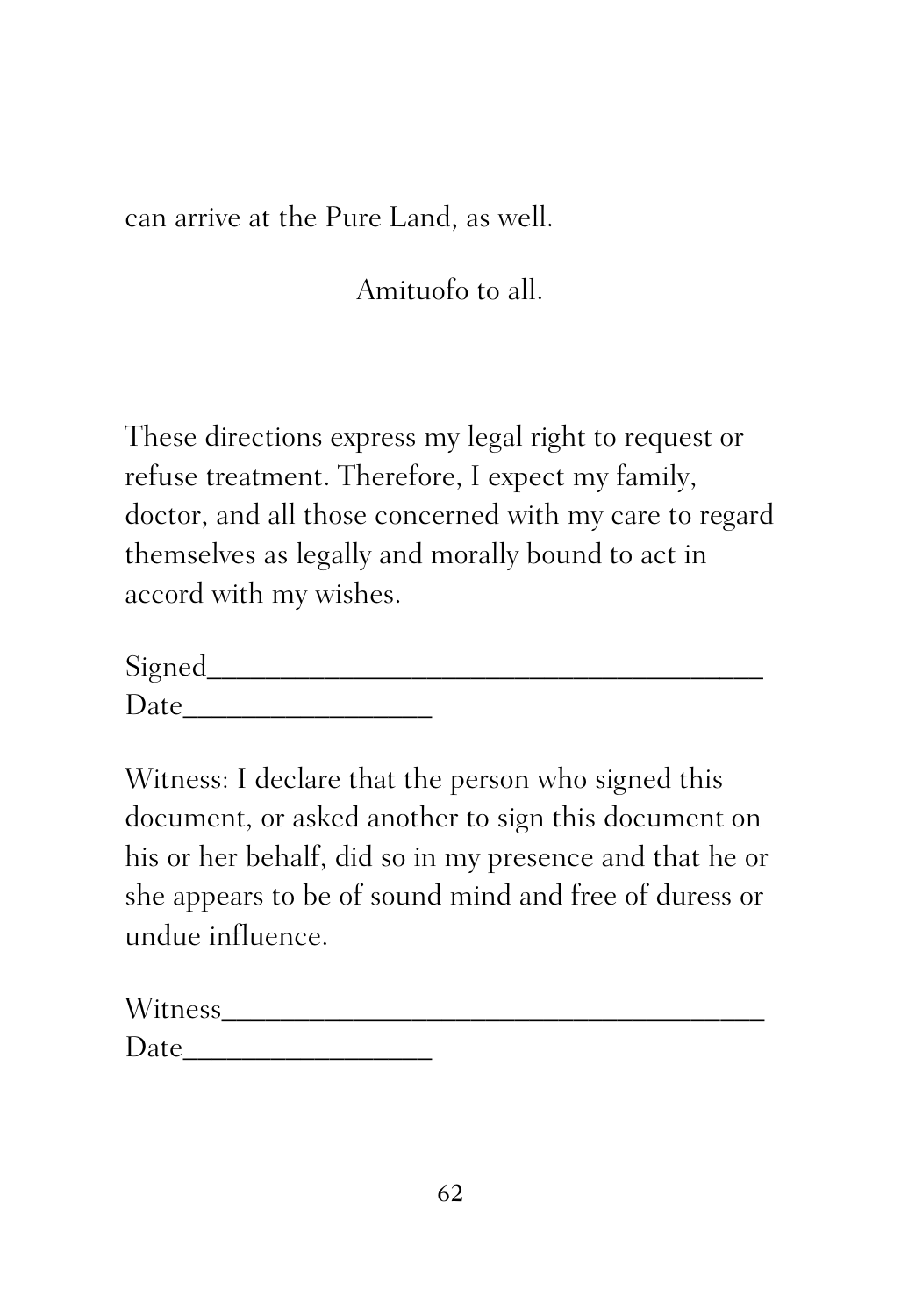can arrive at the Pure Land, as well.

Amituofo to all.

These directions express my legal right to request or refuse treatment. Therefore, I expect my family, doctor, and all those concerned with my care to regard themselves as legally and morally bound to act in accord with my wishes.

Signed______________________________________
Date_________________

Witness: I declare that the person who signed this document, or asked another to sign this document on his or her behalf, did so in my presence and that he or she appears to be of sound mind and free of duress or undue influence.

Witness_____________________________________
Date_________________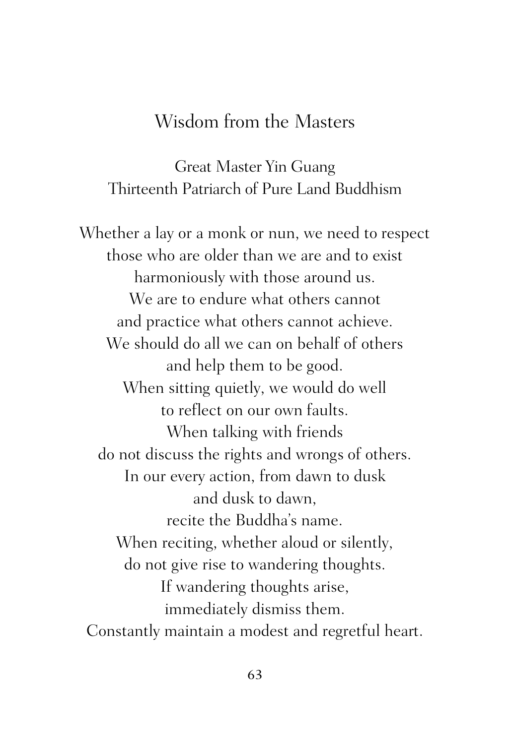# Wisdom from the Masters

Great Master Yin Guang
Thirteenth Patriarch of Pure Land Buddhism

Whether a lay or a monk or nun, we need to respect
those who are older than we are and to exist
harmoniously with those around us.
We are to endure what others cannot
and practice what others cannot achieve.
We should do all we can on behalf of others
and help them to be good.
When sitting quietly, we would do well
to reflect on our own faults.
When talking with friends
do not discuss the rights and wrongs of others.
In our every action, from dawn to dusk
and dusk to dawn,
recite the Buddha's name.
When reciting, whether aloud or silently,
do not give rise to wandering thoughts.
If wandering thoughts arise,
immediately dismiss them.
Constantly maintain a modest and regretful heart.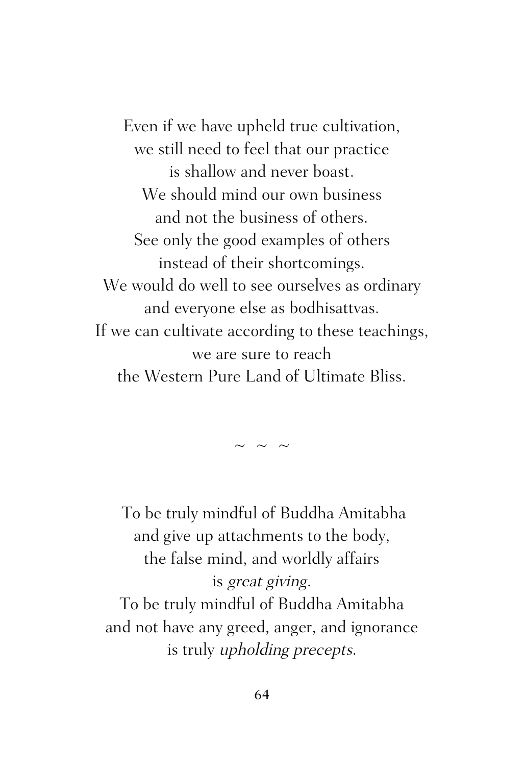Even if we have upheld true cultivation,
we still need to feel that our practice
is shallow and never boast.
We should mind our own business
and not the business of others.
See only the good examples of others
instead of their shortcomings.
We would do well to see ourselves as ordinary
and everyone else as bodhisattvas.
If we can cultivate according to these teachings,
we are sure to reach
the Western Pure Land of Ultimate Bliss.

~ ~ ~

To be truly mindful of Buddha Amitabha
and give up attachments to the body,
the false mind, and worldly affairs
is *great giving*.
To be truly mindful of Buddha Amitabha
and not have any greed, anger, and ignorance
is truly *upholding precepts*.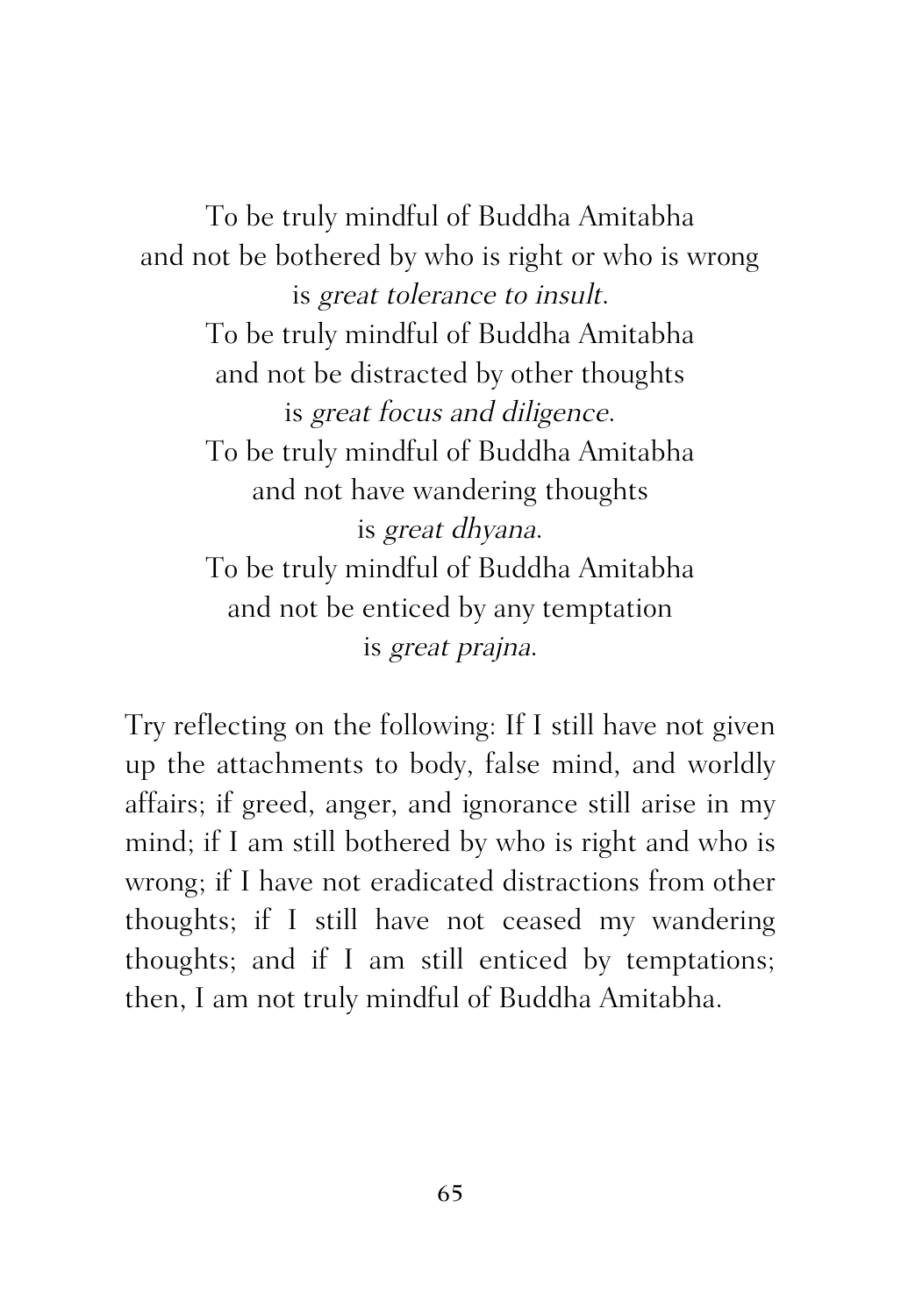To be truly mindful of Buddha Amitabha  
and not be bothered by who is right or who is wrong  
is *great tolerance to insult*.  
To be truly mindful of Buddha Amitabha  
and not be distracted by other thoughts  
is *great focus and diligence*.  
To be truly mindful of Buddha Amitabha  
and not have wandering thoughts  
is *great dhyana*.  
To be truly mindful of Buddha Amitabha  
and not be enticed by any temptation  
is *great prajna*.

Try reflecting on the following: If I still have not given up the attachments to body, false mind, and worldly affairs; if greed, anger, and ignorance still arise in my mind; if I am still bothered by who is right and who is wrong; if I have not eradicated distractions from other thoughts; if I still have not ceased my wandering thoughts; and if I am still enticed by temptations; then, I am not truly mindful of Buddha Amitabha.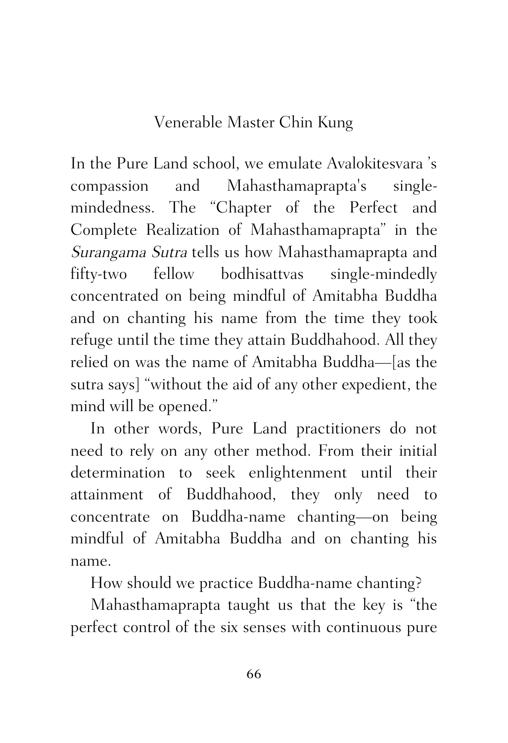In the Pure Land school, we emulate Avalokitesvara 's compassion and Mahasthamaprapta's single-mindedness. The "Chapter of the Perfect and Complete Realization of Mahasthamaprapta" in the *Surangama Sutra* tells us how Mahasthamaprapta and fifty-two fellow bodhisattvas single-mindedly concentrated on being mindful of Amitabha Buddha and on chanting his name from the time they took refuge until the time they attain Buddhahood. All they relied on was the name of Amitabha Buddha—[as the sutra says] "without the aid of any other expedient, the mind will be opened."

In other words, Pure Land practitioners do not need to rely on any other method. From their initial determination to seek enlightenment until their attainment of Buddhahood, they only need to concentrate on Buddha-name chanting—on being mindful of Amitabha Buddha and on chanting his name.

How should we practice Buddha-name chanting?

Mahasthamaprapta taught us that the key is "the perfect control of the six senses with continuous pure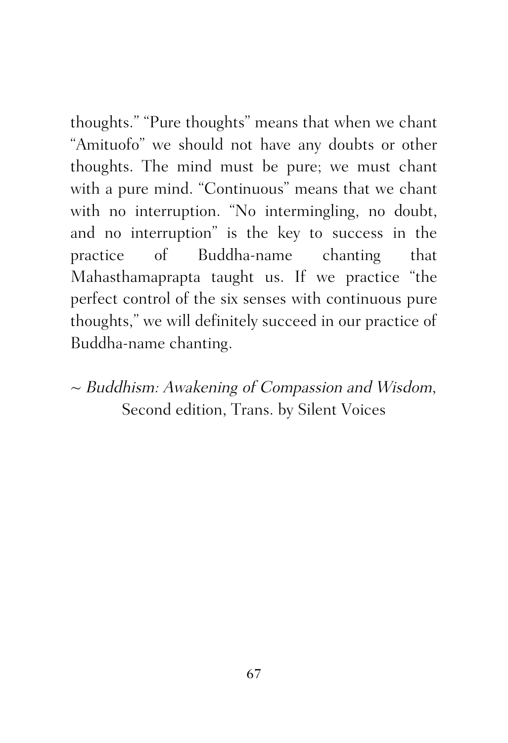thoughts." "Pure thoughts" means that when we chant "Amituofo" we should not have any doubts or other thoughts. The mind must be pure; we must chant with a pure mind. "Continuous" means that we chant with no interruption. "No intermingling, no doubt, and no interruption" is the key to success in the practice of Buddha-name chanting that Mahasthamaprapta taught us. If we practice "the perfect control of the six senses with continuous pure thoughts," we will definitely succeed in our practice of Buddha-name chanting.

~ *Buddhism: Awakening of Compassion and Wisdom*, Second edition, Trans. by Silent Voices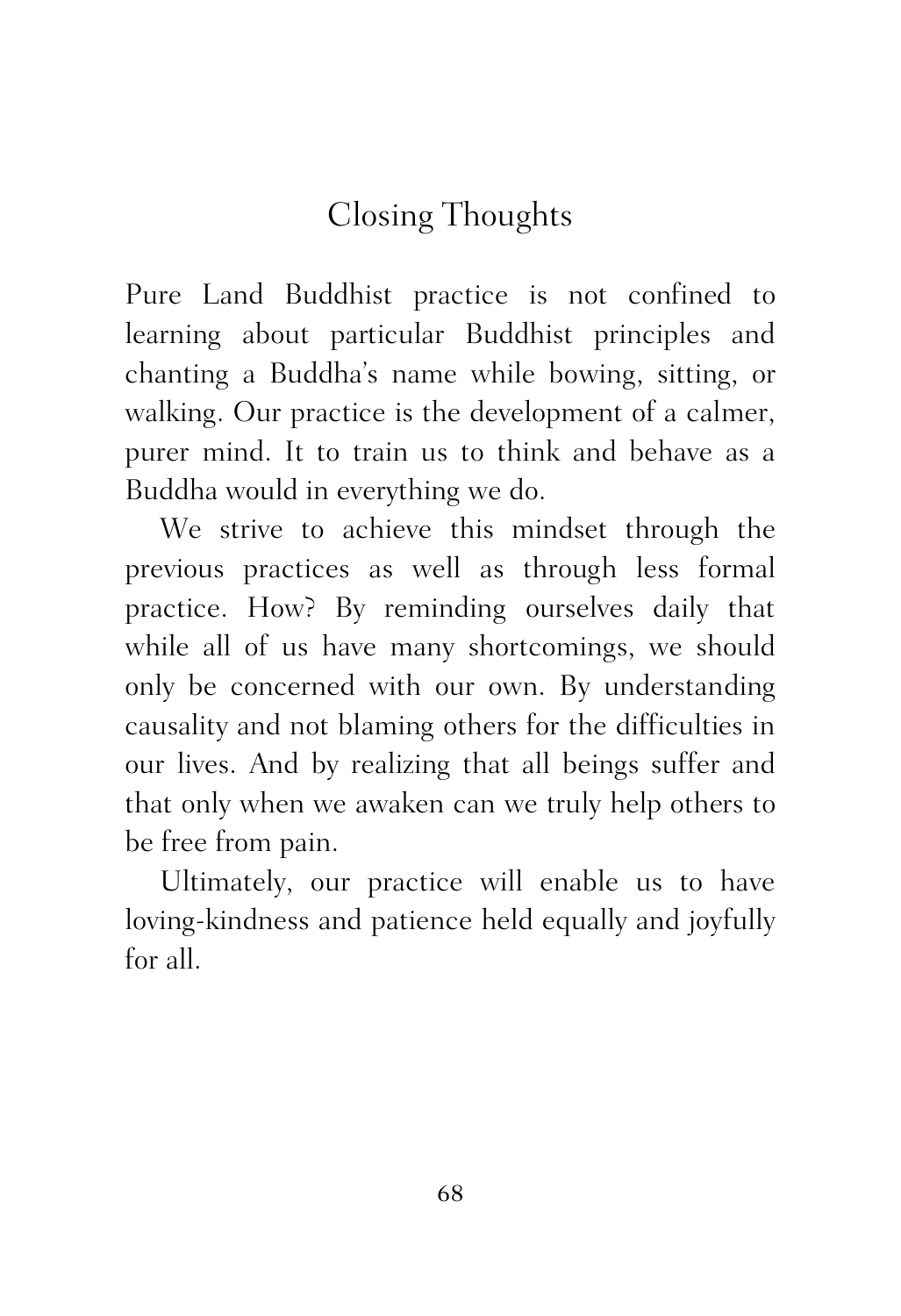# Closing Thoughts

Pure Land Buddhist practice is not confined to learning about particular Buddhist principles and chanting a Buddha's name while bowing, sitting, or walking. Our practice is the development of a calmer, purer mind. It to train us to think and behave as a Buddha would in everything we do.

We strive to achieve this mindset through the previous practices as well as through less formal practice. How? By reminding ourselves daily that while all of us have many shortcomings, we should only be concerned with our own. By understanding causality and not blaming others for the difficulties in our lives. And by realizing that all beings suffer and that only when we awaken can we truly help others to be free from pain.

Ultimately, our practice will enable us to have loving-kindness and patience held equally and joyfully for all.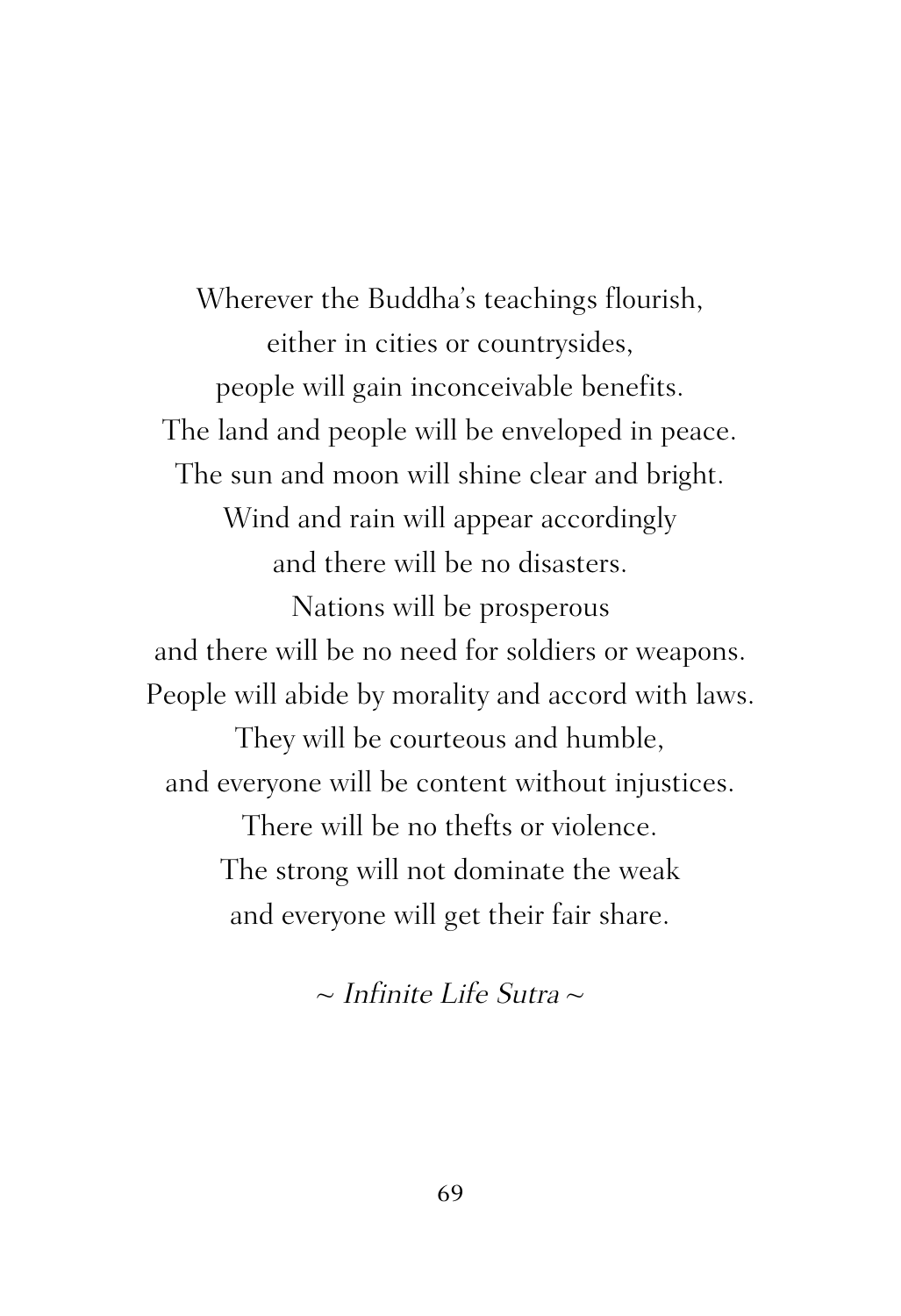Wherever the Buddha's teachings flourish,
either in cities or countrysides,
people will gain inconceivable benefits.
The land and people will be enveloped in peace.
The sun and moon will shine clear and bright.
Wind and rain will appear accordingly
and there will be no disasters.
Nations will be prosperous
and there will be no need for soldiers or weapons.
People will abide by morality and accord with laws.
They will be courteous and humble,
and everyone will be content without injustices.
There will be no thefts or violence.
The strong will not dominate the weak
and everyone will get their fair share.

~ *Infinite Life Sutra* ~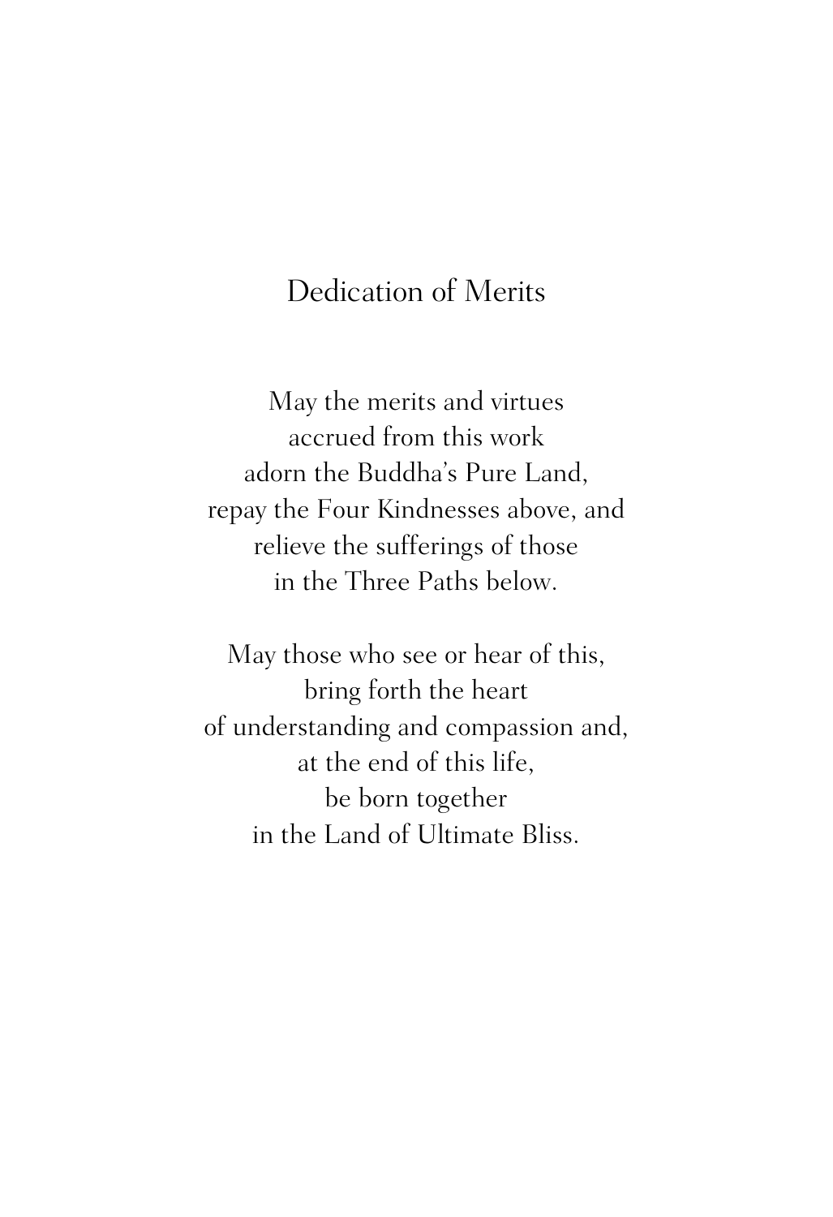# Dedication of Merits

May the merits and virtues
accrued from this work
adorn the Buddha's Pure Land,
repay the Four Kindnesses above, and
relieve the sufferings of those
in the Three Paths below.

May those who see or hear of this,
bring forth the heart
of understanding and compassion and,
at the end of this life,
be born together
in the Land of Ultimate Bliss.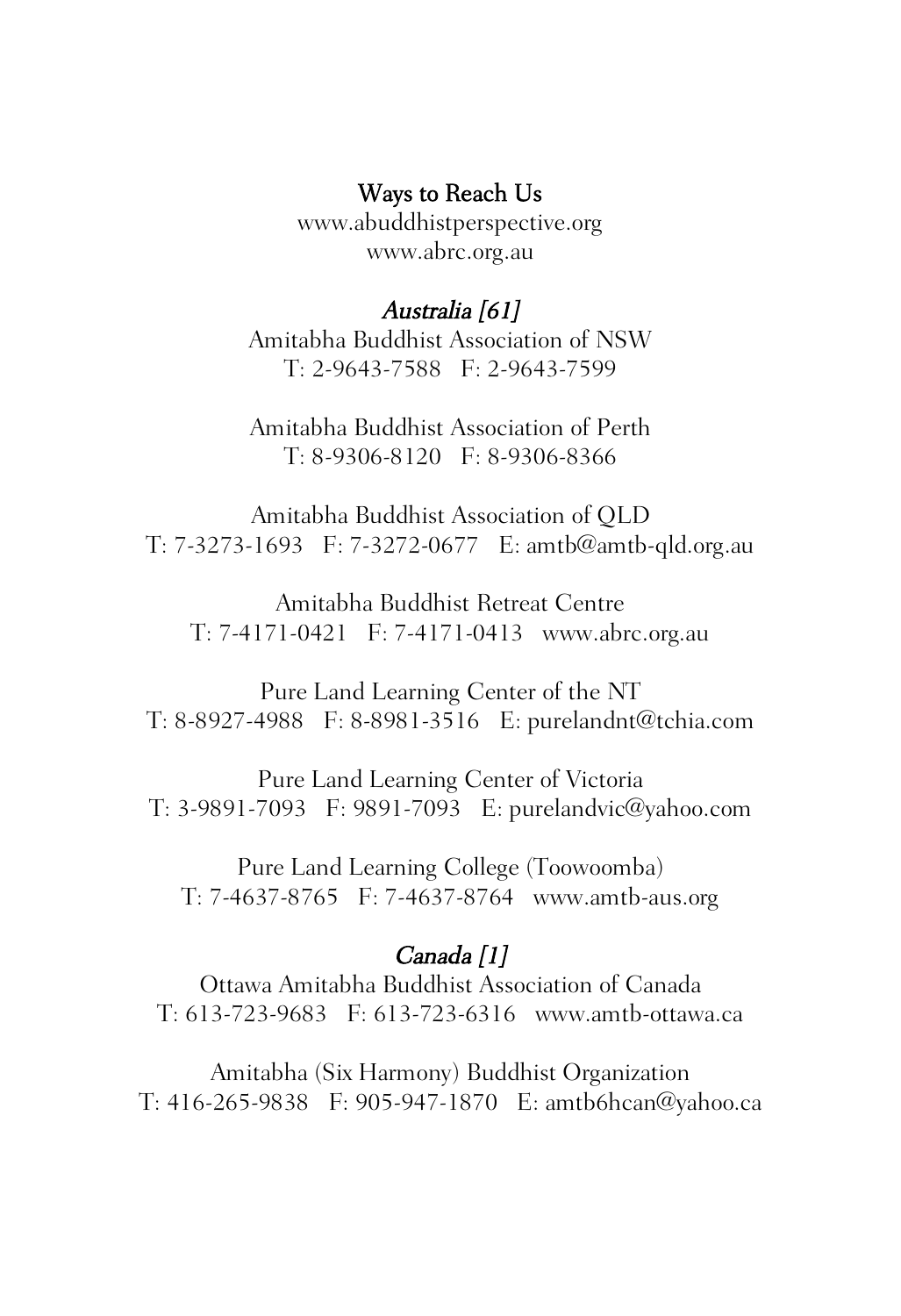## Ways to Reach Us

www.abuddhistperspective.org
www.abrc.org.au

### *Australia [61]*

Amitabha Buddhist Association of NSW
T: 2-9643-7588 F: 2-9643-7599

Amitabha Buddhist Association of Perth
T: 8-9306-8120 F: 8-9306-8366

Amitabha Buddhist Association of QLD
T: 7-3273-1693 F: 7-3272-0677 E: amtb@amtb-qld.org.au

Amitabha Buddhist Retreat Centre
T: 7-4171-0421 F: 7-4171-0413 www.abrc.org.au

Pure Land Learning Center of the NT
T: 8-8927-4988 F: 8-8981-3516 E: purelandnt@tchia.com

Pure Land Learning Center of Victoria
T: 3-9891-7093 F: 9891-7093 E: purelandvic@yahoo.com

Pure Land Learning College (Toowoomba)
T: 7-4637-8765 F: 7-4637-8764 www.amtb-aus.org

### *Canada [1]*

Ottawa Amitabha Buddhist Association of Canada
T: 613-723-9683 F: 613-723-6316 www.amtb-ottawa.ca

Amitabha (Six Harmony) Buddhist Organization
T: 416-265-9838 F: 905-947-1870 E: amtb6hcan@yahoo.ca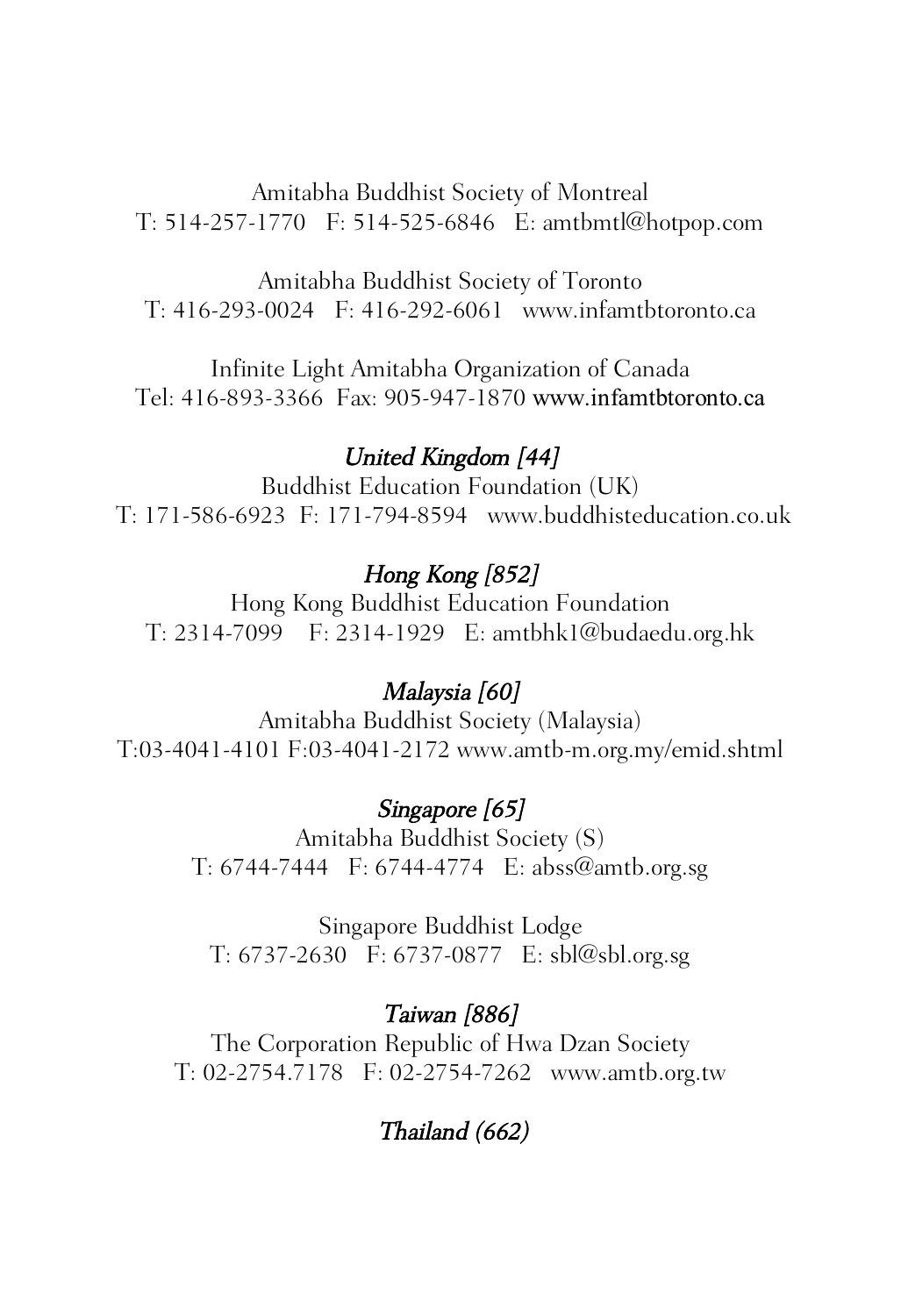Amitabha Buddhist Society of Montreal
T: 514-257-1770 F: 514-525-6846 E: amtbmtl@hotpop.com

Amitabha Buddhist Society of Toronto
T: 416-293-0024 F: 416-292-6061 www.infamtbtoronto.ca

Infinite Light Amitabha Organization of Canada
Tel: 416-893-3366 Fax: 905-947-1870 www.infamtbtoronto.ca

*United Kingdom [44]*

Buddhist Education Foundation (UK)
T: 171-586-6923 F: 171-794-8594 www.buddhisteducation.co.uk

*Hong Kong [852]*

Hong Kong Buddhist Education Foundation
T: 2314-7099 F: 2314-1929 E: amtbhk1@budaedu.org.hk

*Malaysia [60]*

Amitabha Buddhist Society (Malaysia)
T:03-4041-4101 F:03-4041-2172 www.amtb-m.org.my/emid.shtml

*Singapore [65]*

Amitabha Buddhist Society (S)
T: 6744-7444 F: 6744-4774 E: abss@amtb.org.sg

Singapore Buddhist Lodge
T: 6737-2630 F: 6737-0877 E: sbl@sbl.org.sg

*Taiwan [886]*

The Corporation Republic of Hwa Dzan Society
T: 02-2754.7178 F: 02-2754-7262 www.amtb.org.tw

*Thailand (662)*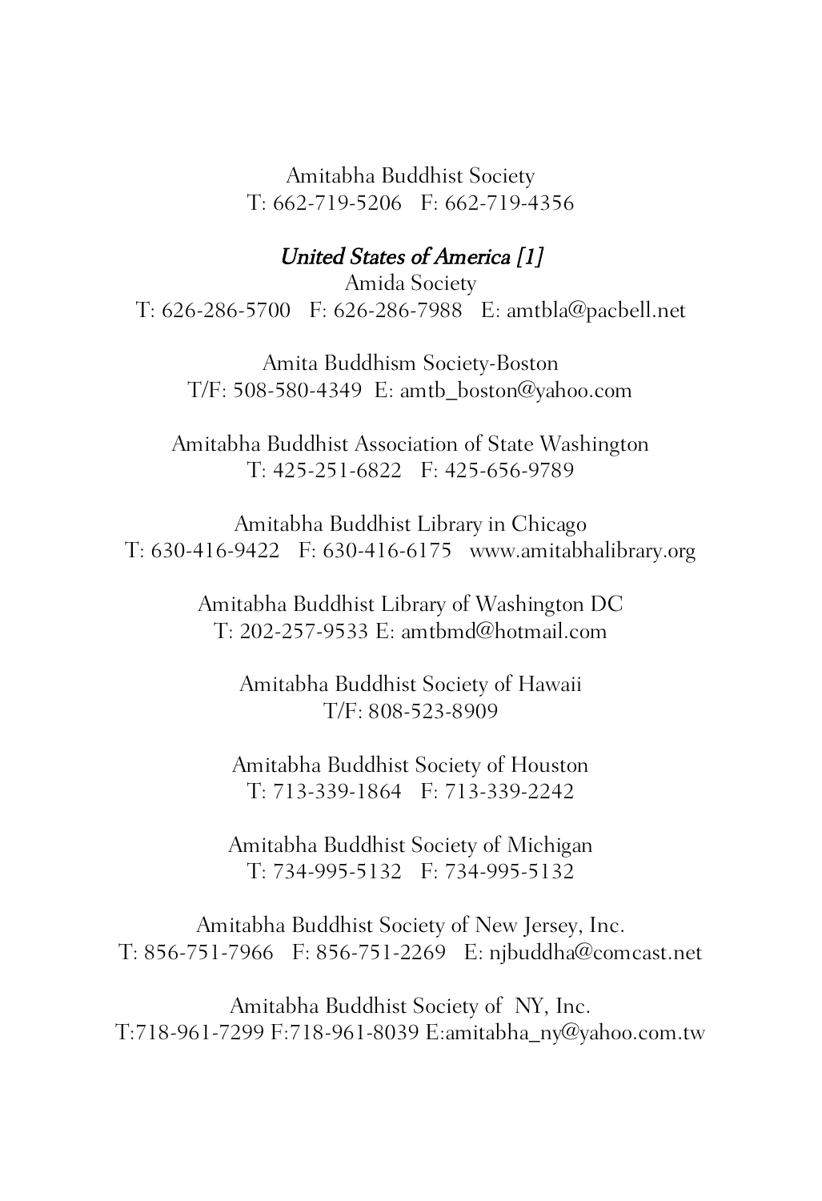Amitabha Buddhist Society
T: 662-719-5206   F: 662-719-4356

*United States of America [1]*

Amida Society
T: 626-286-5700   F: 626-286-7988   E: amtbla@pacbell.net

Amita Buddhism Society-Boston
T/F: 508-580-4349  E: amtb_boston@yahoo.com

Amitabha Buddhist Association of State Washington
T: 425-251-6822   F: 425-656-9789

Amitabha Buddhist Library in Chicago
T: 630-416-9422   F: 630-416-6175   www.amitabhalibrary.org

Amitabha Buddhist Library of Washington DC
T: 202-257-9533 E: amtbmd@hotmail.com

Amitabha Buddhist Society of Hawaii
T/F: 808-523-8909

Amitabha Buddhist Society of Houston
T: 713-339-1864   F: 713-339-2242

Amitabha Buddhist Society of Michigan
T: 734-995-5132   F: 734-995-5132

Amitabha Buddhist Society of New Jersey, Inc.
T: 856-751-7966   F: 856-751-2269   E: njbuddha@comcast.net

Amitabha Buddhist Society of  NY, Inc.
T:718-961-7299 F:718-961-8039 E:amitabha_ny@yahoo.com.tw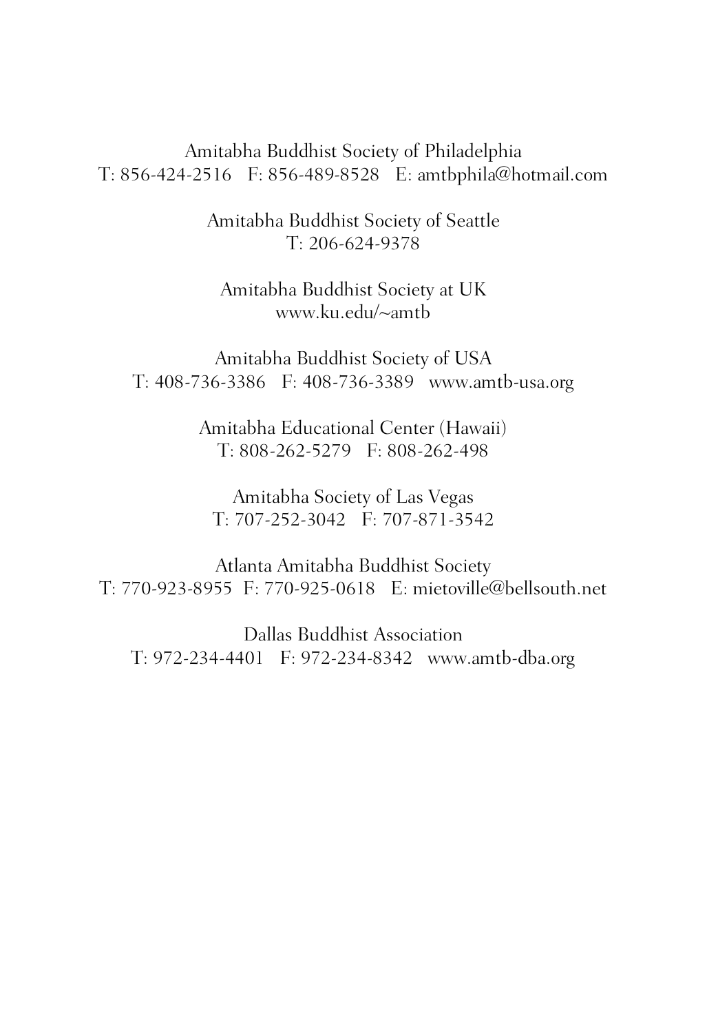Amitabha Buddhist Society of Philadelphia
T: 856-424-2516   F: 856-489-8528   E: amtbphila@hotmail.com

Amitabha Buddhist Society of Seattle
T: 206-624-9378

Amitabha Buddhist Society at UK
www.ku.edu/~amtb

Amitabha Buddhist Society of USA
T: 408-736-3386   F: 408-736-3389   www.amtb-usa.org

Amitabha Educational Center (Hawaii)
T: 808-262-5279   F: 808-262-498

Amitabha Society of Las Vegas
T: 707-252-3042   F: 707-871-3542

Atlanta Amitabha Buddhist Society
T: 770-923-8955   F: 770-925-0618   E: mietoville@bellsouth.net

Dallas Buddhist Association
T: 972-234-4401   F: 972-234-8342   www.amtb-dba.org